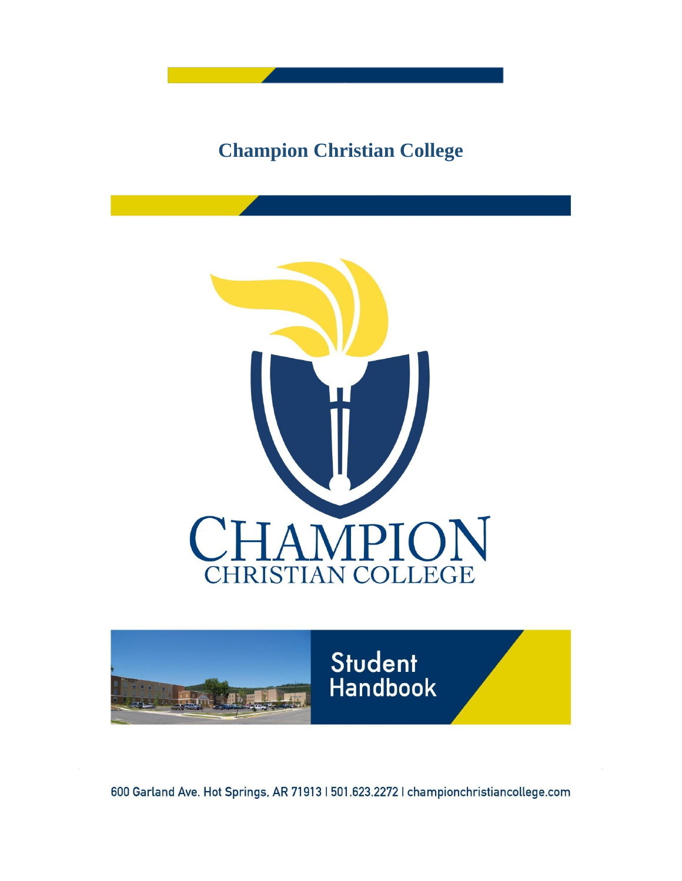# Champion Christian College

CHAMPION
CHRISTIAN COLLEGE

Student Handbook

600 Garland Ave. Hot Springs, AR 71913 | 501.623.2272 | championchristiancollege.com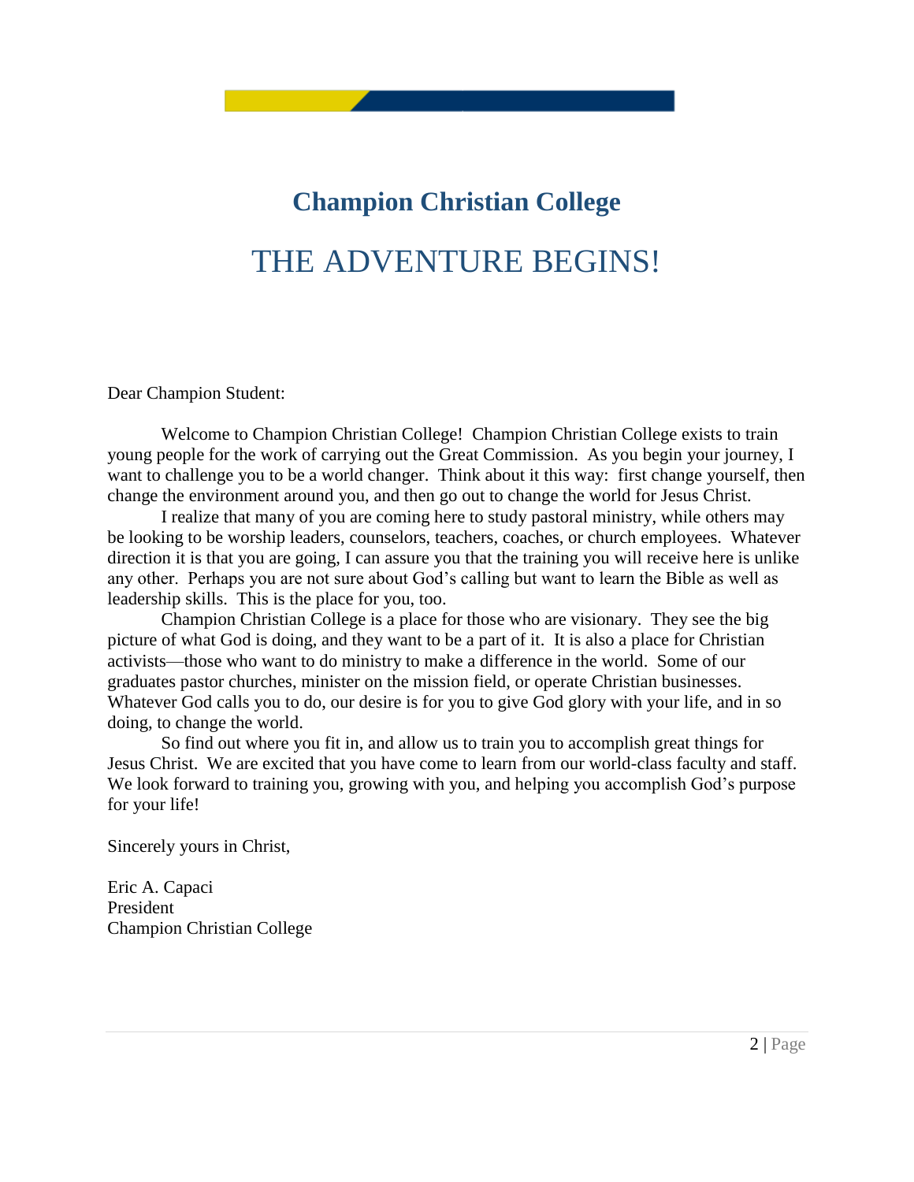# Champion Christian College

## THE ADVENTURE BEGINS!

Dear Champion Student:

Welcome to Champion Christian College! Champion Christian College exists to train young people for the work of carrying out the Great Commission. As you begin your journey, I want to challenge you to be a world changer. Think about it this way: first change yourself, then change the environment around you, and then go out to change the world for Jesus Christ.

I realize that many of you are coming here to study pastoral ministry, while others may be looking to be worship leaders, counselors, teachers, coaches, or church employees. Whatever direction it is that you are going, I can assure you that the training you will receive here is unlike any other. Perhaps you are not sure about God's calling but want to learn the Bible as well as leadership skills. This is the place for you, too.

Champion Christian College is a place for those who are visionary. They see the big picture of what God is doing, and they want to be a part of it. It is also a place for Christian activists—those who want to do ministry to make a difference in the world. Some of our graduates pastor churches, minister on the mission field, or operate Christian businesses. Whatever God calls you to do, our desire is for you to give God glory with your life, and in so doing, to change the world.

So find out where you fit in, and allow us to train you to accomplish great things for Jesus Christ. We are excited that you have come to learn from our world-class faculty and staff. We look forward to training you, growing with you, and helping you accomplish God's purpose for your life!

Sincerely yours in Christ,

Eric A. Capaci
President
Champion Christian College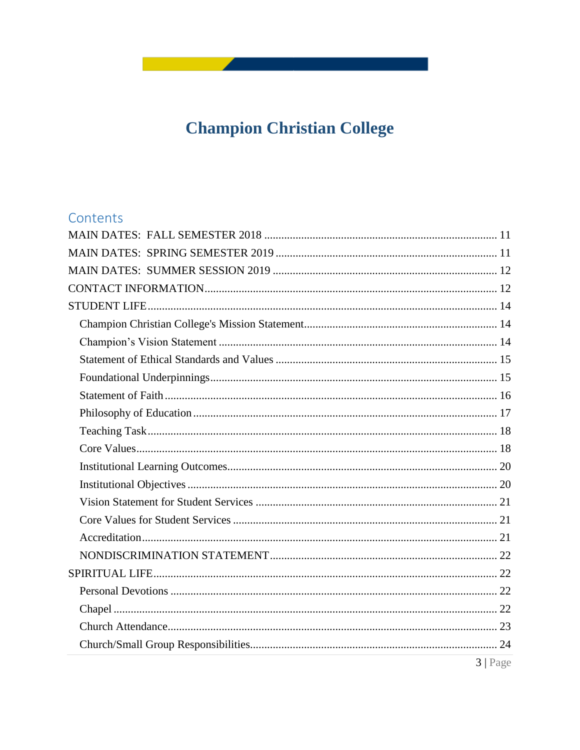# Champion Christian College

## Contents

MAIN DATES: FALL SEMESTER 2018 ........ 11

MAIN DATES: SPRING SEMESTER 2019 ........ 11

MAIN DATES: SUMMER SESSION 2019 ........ 12

CONTACT INFORMATION ........ 12

STUDENT LIFE ........ 14

- Champion Christian College's Mission Statement ........ 14
- Champion's Vision Statement ........ 14
- Statement of Ethical Standards and Values ........ 15
- Foundational Underpinnings ........ 15
- Statement of Faith ........ 16
- Philosophy of Education ........ 17
- Teaching Task ........ 18
- Core Values ........ 18
- Institutional Learning Outcomes ........ 20
- Institutional Objectives ........ 20
- Vision Statement for Student Services ........ 21
- Core Values for Student Services ........ 21
- Accreditation ........ 21
- NONDISCRIMINATION STATEMENT ........ 22

SPIRITUAL LIFE ........ 22

- Personal Devotions ........ 22
- Chapel ........ 22
- Church Attendance ........ 23
- Church/Small Group Responsibilities ........ 24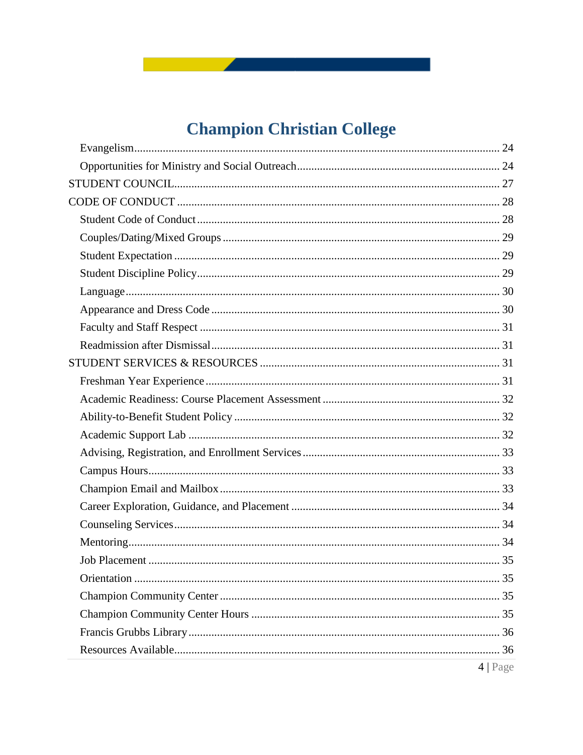Evangelism ........................................................................................................ 24

Opportunities for Ministry and Social Outreach ..................................................... 24

STUDENT COUNCIL ................................................................................................ 27

CODE OF CONDUCT ................................................................................................ 28

Student Code of Conduct ........................................................................................ 28

Couples/Dating/Mixed Groups ................................................................................ 29

Student Expectation ................................................................................................ 29

Student Discipline Policy ........................................................................................ 29

Language ................................................................................................................ 30

Appearance and Dress Code ................................................................................... 30

Faculty and Staff Respect ....................................................................................... 31

Readmission after Dismissal ................................................................................... 31

STUDENT SERVICES & RESOURCES ................................................................... 31

Freshman Year Experience ..................................................................................... 31

Academic Readiness: Course Placement Assessment ............................................. 32

Ability-to-Benefit Student Policy ........................................................................... 32

Academic Support Lab ........................................................................................... 32

Advising, Registration, and Enrollment Services .................................................... 33

Campus Hours ........................................................................................................ 33

Champion Email and Mailbox ................................................................................. 33

Career Exploration, Guidance, and Placement ........................................................ 34

Counseling Services ................................................................................................ 34

Mentoring ............................................................................................................... 34

Job Placement ......................................................................................................... 35

Orientation .............................................................................................................. 35

Champion Community Center ................................................................................. 35

Champion Community Center Hours ...................................................................... 35

Francis Grubbs Library ........................................................................................... 36

Resources Available ................................................................................................ 36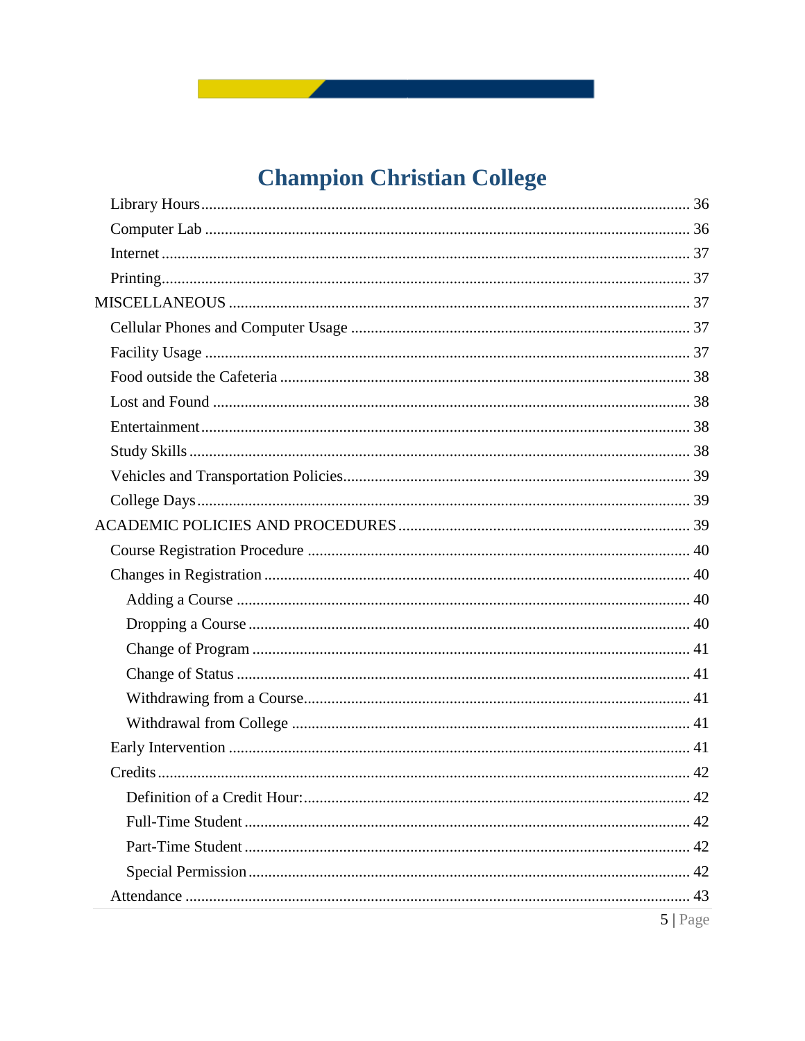# Champion Christian College

- Library Hours ........ 36
- Computer Lab ........ 36
- Internet ........ 37
- Printing ........ 37

MISCELLANEOUS ........ 37

- Cellular Phones and Computer Usage ........ 37
- Facility Usage ........ 37
- Food outside the Cafeteria ........ 38
- Lost and Found ........ 38
- Entertainment ........ 38
- Study Skills ........ 38
- Vehicles and Transportation Policies ........ 39
- College Days ........ 39

ACADEMIC POLICIES AND PROCEDURES ........ 39

- Course Registration Procedure ........ 40
- Changes in Registration ........ 40
  - Adding a Course ........ 40
  - Dropping a Course ........ 40
  - Change of Program ........ 41
  - Change of Status ........ 41
  - Withdrawing from a Course ........ 41
  - Withdrawal from College ........ 41
- Early Intervention ........ 41
- Credits ........ 42
  - Definition of a Credit Hour: ........ 42
  - Full-Time Student ........ 42
  - Part-Time Student ........ 42
  - Special Permission ........ 42
- Attendance ........ 43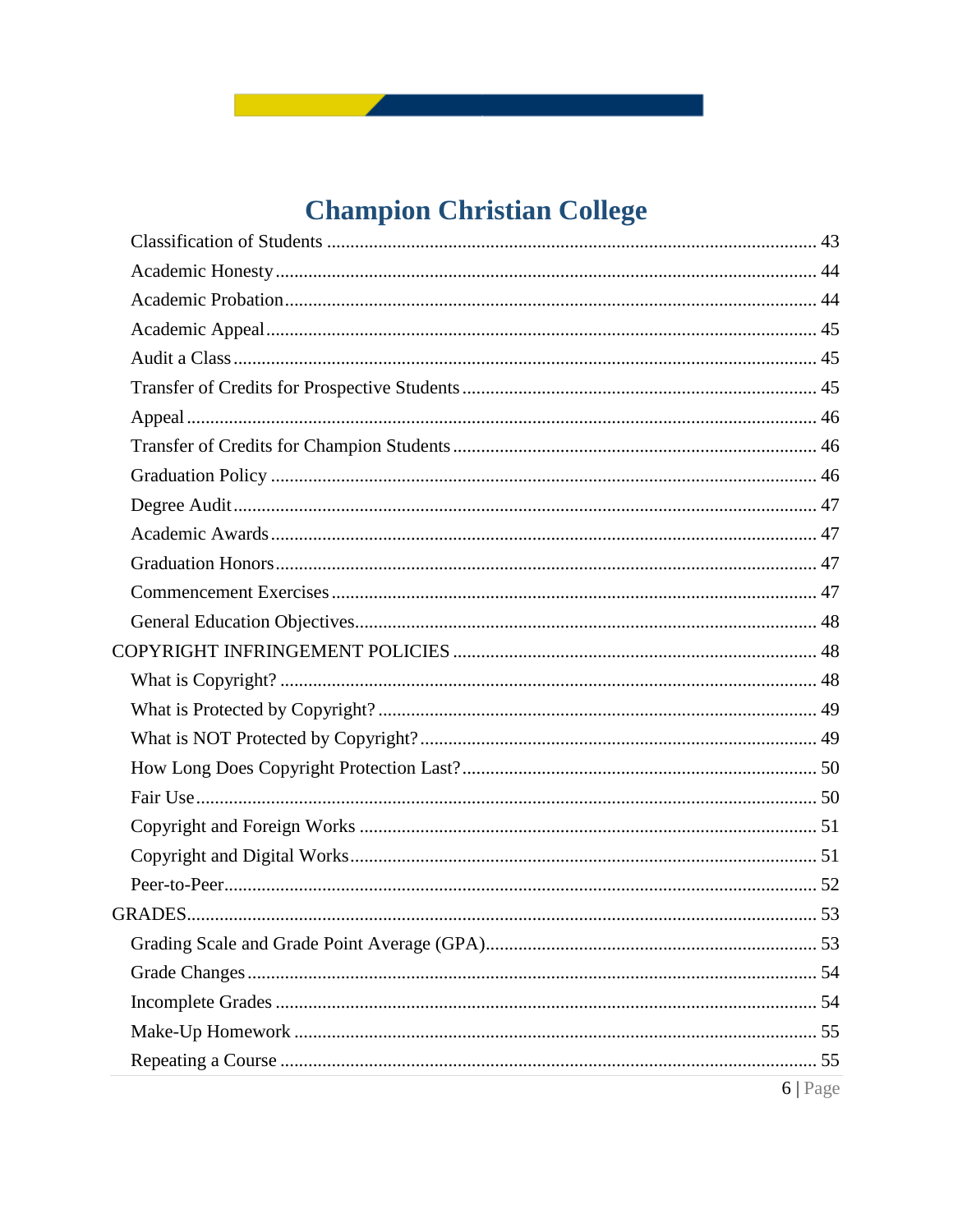Classification of Students ........................................................................................ 43
Academic Honesty ..................................................................................................... 44
Academic Probation ................................................................................................... 44
Academic Appeal ....................................................................................................... 45
Audit a Class .............................................................................................................. 45
Transfer of Credits for Prospective Students ............................................................. 45
Appeal ......................................................................................................................... 46
Transfer of Credits for Champion Students ............................................................... 46
Graduation Policy ....................................................................................................... 46
Degree Audit ............................................................................................................... 47
Academic Awards ....................................................................................................... 47
Graduation Honors ...................................................................................................... 47
Commencement Exercises .......................................................................................... 47
General Education Objectives ..................................................................................... 48

COPYRIGHT INFRINGEMENT POLICIES ................................................................ 48
What is Copyright? ..................................................................................................... 48
What is Protected by Copyright? ................................................................................ 49
What is NOT Protected by Copyright? ....................................................................... 49
How Long Does Copyright Protection Last? .............................................................. 50
Fair Use ...................................................................................................................... 50
Copyright and Foreign Works .................................................................................... 51
Copyright and Digital Works ...................................................................................... 51
Peer-to-Peer ................................................................................................................ 52

GRADES ......................................................................................................................... 53
Grading Scale and Grade Point Average (GPA) ......................................................... 53
Grade Changes ............................................................................................................ 54
Incomplete Grades ...................................................................................................... 54
Make-Up Homework ................................................................................................... 55
Repeating a Course ..................................................................................................... 55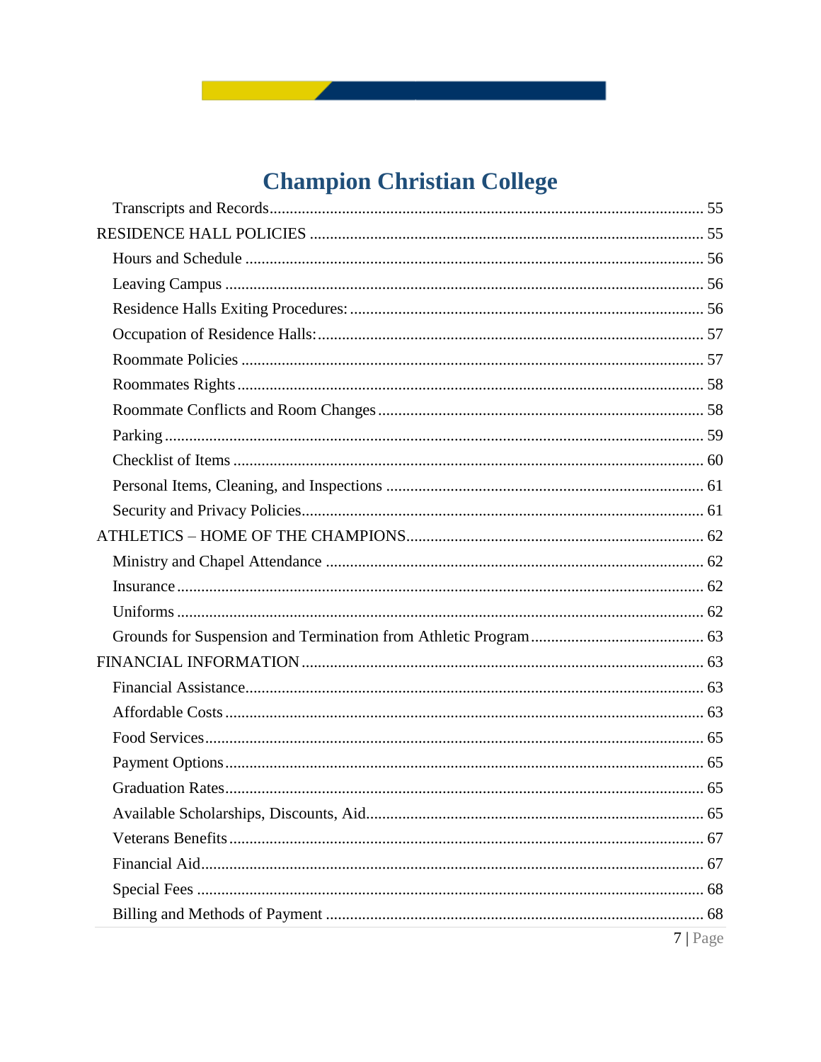Transcripts and Records........................................................................................ 55

RESIDENCE HALL POLICIES ............................................................................... 55

Hours and Schedule .............................................................................................. 56

Leaving Campus ................................................................................................... 56

Residence Halls Exiting Procedures: ..................................................................... 56

Occupation of Residence Halls: ............................................................................ 57

Roommate Policies ............................................................................................... 57

Roommates Rights ................................................................................................ 58

Roommate Conflicts and Room Changes .............................................................. 58

Parking ................................................................................................................. 59

Checklist of Items ................................................................................................. 60

Personal Items, Cleaning, and Inspections ............................................................ 61

Security and Privacy Policies ................................................................................. 61

ATHLETICS – HOME OF THE CHAMPIONS ...................................................... 62

Ministry and Chapel Attendance ........................................................................... 62

Insurance .............................................................................................................. 62

Uniforms .............................................................................................................. 62

Grounds for Suspension and Termination from Athletic Program .......................... 63

FINANCIAL INFORMATION ............................................................................... 63

Financial Assistance .............................................................................................. 63

Affordable Costs ................................................................................................... 63

Food Services ........................................................................................................ 65

Payment Options ................................................................................................... 65

Graduation Rates ................................................................................................... 65

Available Scholarships, Discounts, Aid ................................................................. 65

Veterans Benefits .................................................................................................. 67

Financial Aid ......................................................................................................... 67

Special Fees .......................................................................................................... 68

Billing and Methods of Payment ........................................................................... 68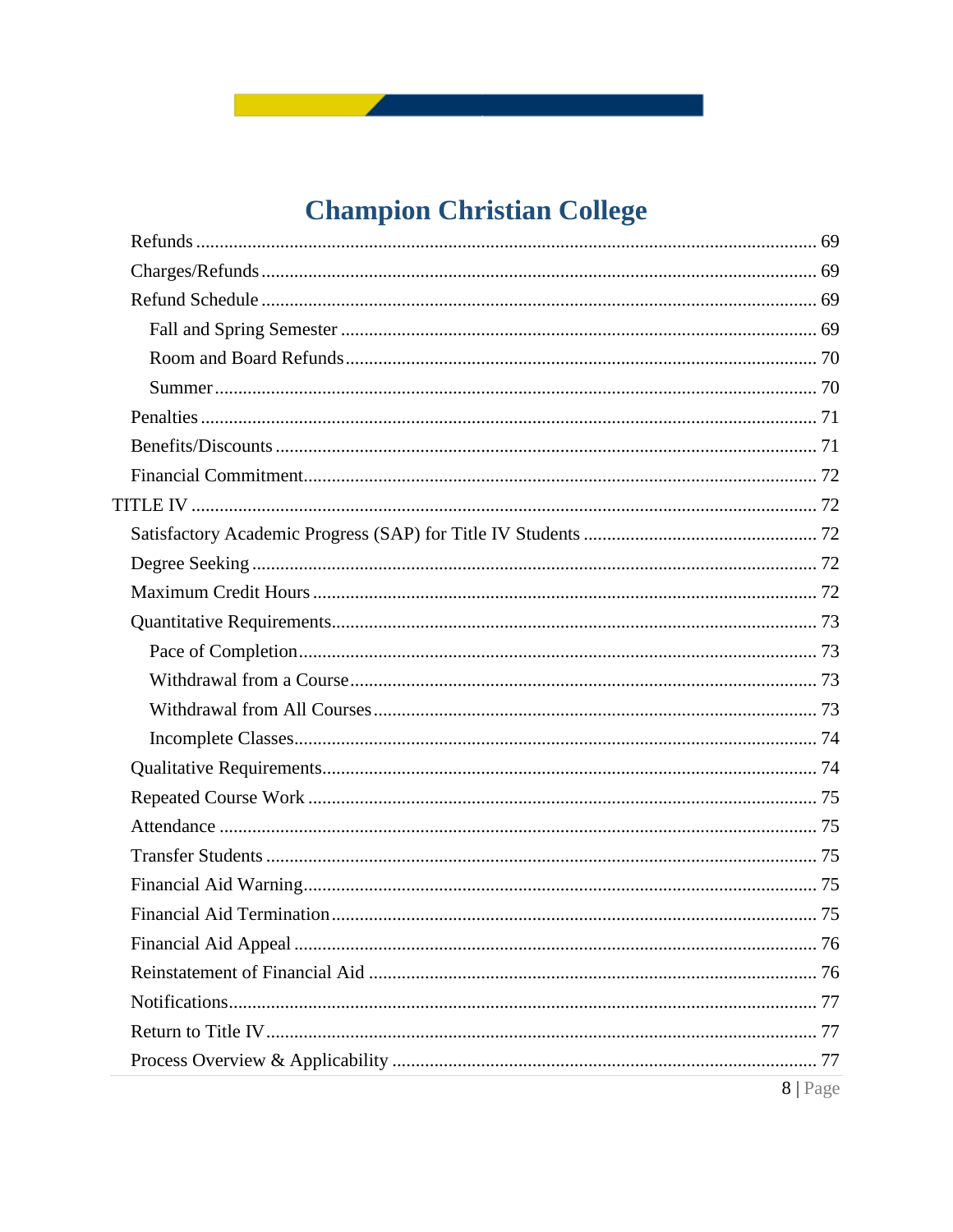Refunds ........................................................................................................ 69

Charges/Refunds ........................................................................................ 69

Refund Schedule ......................................................................................... 69

Fall and Spring Semester ........................................................................ 69

Room and Board Refunds ........................................................................ 70

Summer .................................................................................................. 70

Penalties ...................................................................................................... 71

Benefits/Discounts ...................................................................................... 71

Financial Commitment ................................................................................ 72

TITLE IV ........................................................................................................ 72

Satisfactory Academic Progress (SAP) for Title IV Students ..................... 72

Degree Seeking ........................................................................................... 72

Maximum Credit Hours .............................................................................. 72

Quantitative Requirements ......................................................................... 73

Pace of Completion ................................................................................. 73

Withdrawal from a Course ...................................................................... 73

Withdrawal from All Courses .................................................................. 73

Incomplete Classes .................................................................................. 74

Qualitative Requirements ........................................................................... 74

Repeated Course Work ............................................................................... 75

Attendance .................................................................................................. 75

Transfer Students ........................................................................................ 75

Financial Aid Warning ................................................................................ 75

Financial Aid Termination .......................................................................... 75

Financial Aid Appeal .................................................................................. 76

Reinstatement of Financial Aid .................................................................. 76

Notifications ................................................................................................ 77

Return to Title IV ........................................................................................ 77

Process Overview & Applicability .............................................................. 77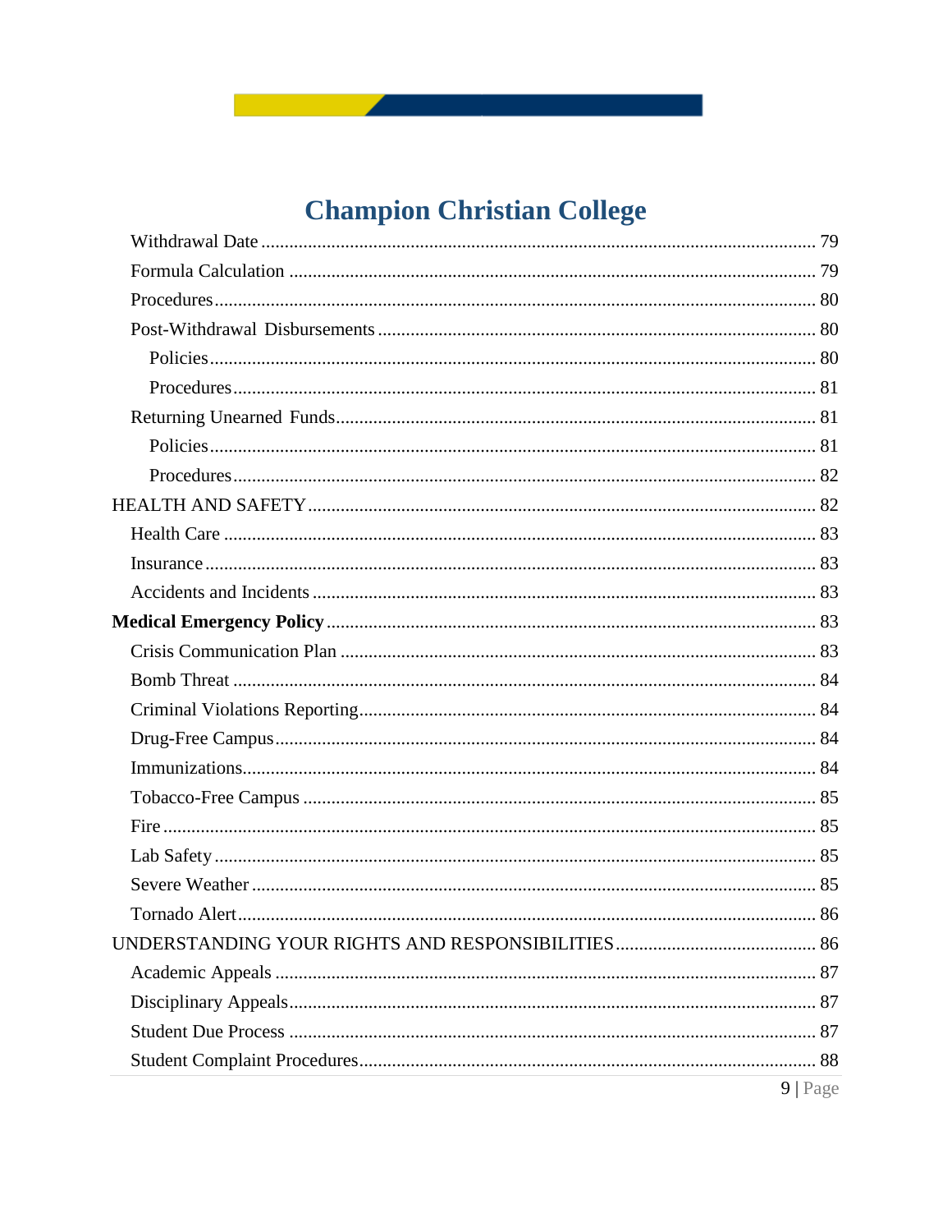Withdrawal Date ..................................................................................................... 79
Formula Calculation ................................................................................................ 79
Procedures ............................................................................................................. 80
Post-Withdrawal Disbursements ............................................................................. 80
Policies .............................................................................................................. 80
Procedures ......................................................................................................... 81
Returning Unearned Funds ..................................................................................... 81
Policies .............................................................................................................. 81
Procedures ......................................................................................................... 82
HEALTH AND SAFETY ............................................................................................. 82
Health Care ............................................................................................................ 83
Insurance ................................................................................................................ 83
Accidents and Incidents .......................................................................................... 83
**Medical Emergency Policy** ..................................................................................... 83
Crisis Communication Plan ..................................................................................... 83
Bomb Threat ........................................................................................................... 84
Criminal Violations Reporting ................................................................................. 84
Drug-Free Campus .................................................................................................. 84
Immunizations ......................................................................................................... 84
Tobacco-Free Campus ............................................................................................. 85
Fire ......................................................................................................................... 85
Lab Safety ............................................................................................................... 85
Severe Weather ....................................................................................................... 85
Tornado Alert .......................................................................................................... 86
UNDERSTANDING YOUR RIGHTS AND RESPONSIBILITIES ............................................ 86
Academic Appeals ................................................................................................... 87
Disciplinary Appeals ................................................................................................ 87
Student Due Process ................................................................................................ 87
Student Complaint Procedures ................................................................................. 88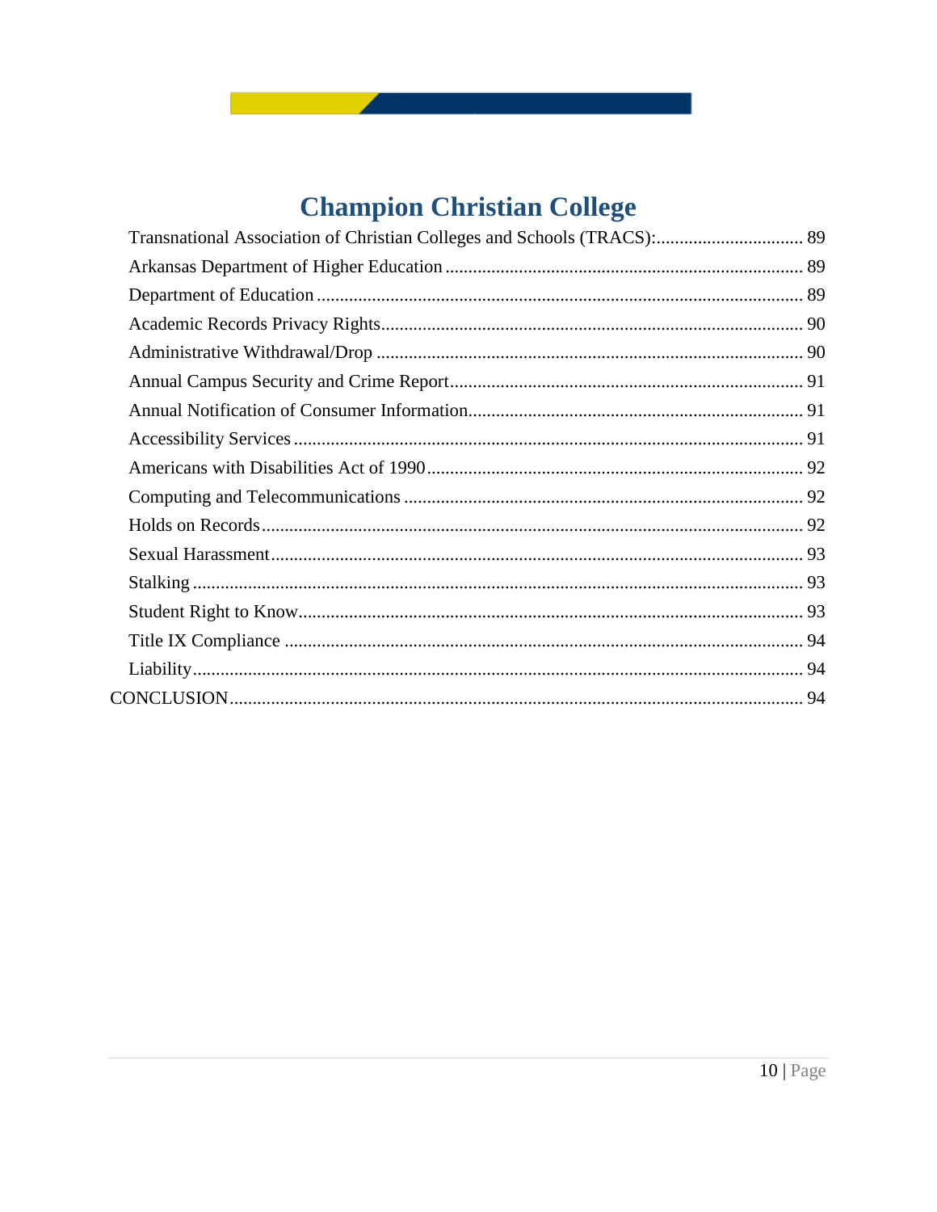Transnational Association of Christian Colleges and Schools (TRACS): ........ 89
Arkansas Department of Higher Education ........ 89
Department of Education ........ 89
Academic Records Privacy Rights ........ 90
Administrative Withdrawal/Drop ........ 90
Annual Campus Security and Crime Report ........ 91
Annual Notification of Consumer Information ........ 91
Accessibility Services ........ 91
Americans with Disabilities Act of 1990 ........ 92
Computing and Telecommunications ........ 92
Holds on Records ........ 92
Sexual Harassment ........ 93
Stalking ........ 93
Student Right to Know ........ 93
Title IX Compliance ........ 94
Liability ........ 94

CONCLUSION ........ 94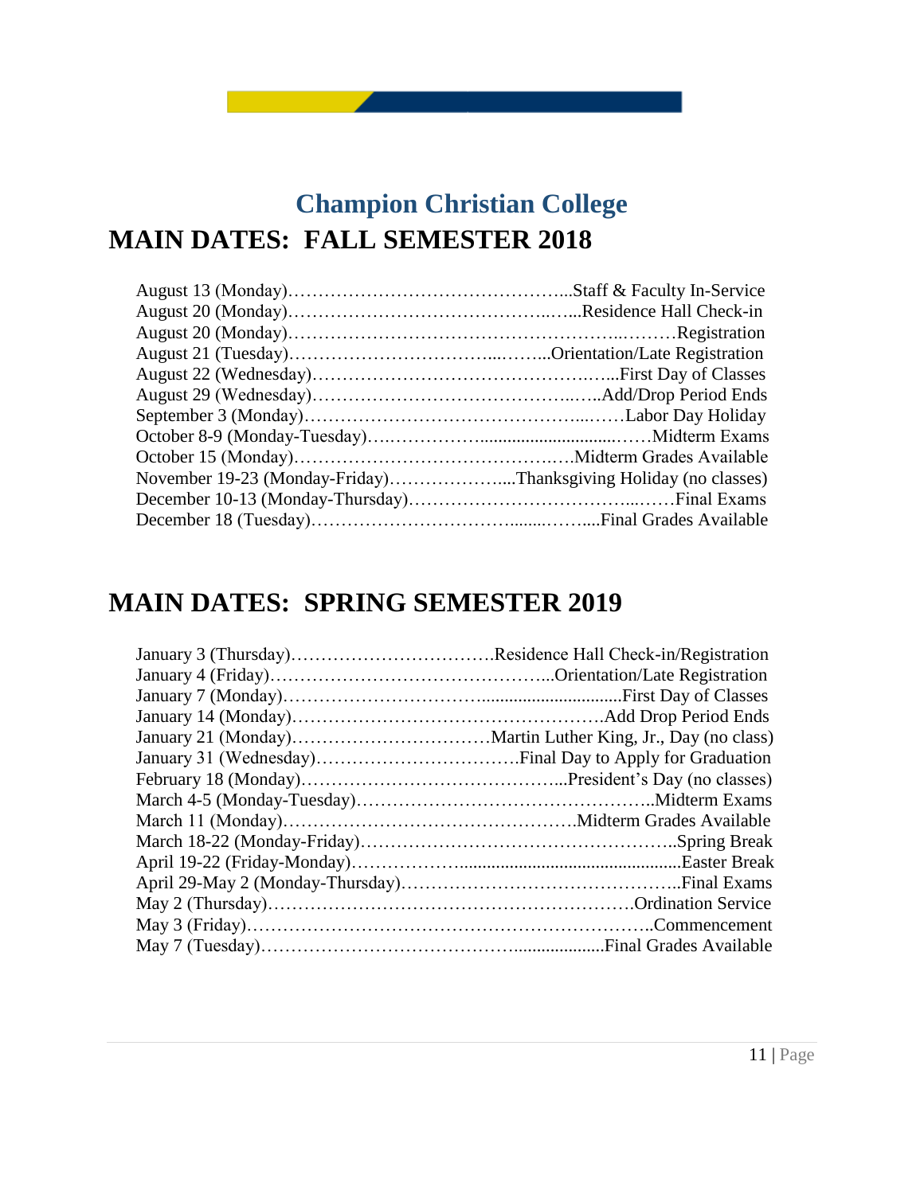## Champion Christian College

# MAIN DATES: FALL SEMESTER 2018

| Date | Event |
|---|---|
| August 13 (Monday) | Staff & Faculty In-Service |
| August 20 (Monday) | Residence Hall Check-in |
| August 20 (Monday) | Registration |
| August 21 (Tuesday) | Orientation/Late Registration |
| August 22 (Wednesday) | First Day of Classes |
| August 29 (Wednesday) | Add/Drop Period Ends |
| September 3 (Monday) | Labor Day Holiday |
| October 8-9 (Monday-Tuesday) | Midterm Exams |
| October 15 (Monday) | Midterm Grades Available |
| November 19-23 (Monday-Friday) | Thanksgiving Holiday (no classes) |
| December 10-13 (Monday-Thursday) | Final Exams |
| December 18 (Tuesday) | Final Grades Available |

# MAIN DATES: SPRING SEMESTER 2019

| Date | Event |
|---|---|
| January 3 (Thursday) | Residence Hall Check-in/Registration |
| January 4 (Friday) | Orientation/Late Registration |
| January 7 (Monday) | First Day of Classes |
| January 14 (Monday) | Add Drop Period Ends |
| January 21 (Monday) | Martin Luther King, Jr., Day (no class) |
| January 31 (Wednesday) | Final Day to Apply for Graduation |
| February 18 (Monday) | President's Day (no classes) |
| March 4-5 (Monday-Tuesday) | Midterm Exams |
| March 11 (Monday) | Midterm Grades Available |
| March 18-22 (Monday-Friday) | Spring Break |
| April 19-22 (Friday-Monday) | Easter Break |
| April 29-May 2 (Monday-Thursday) | Final Exams |
| May 2 (Thursday) | Ordination Service |
| May 3 (Friday) | Commencement |
| May 7 (Tuesday) | Final Grades Available |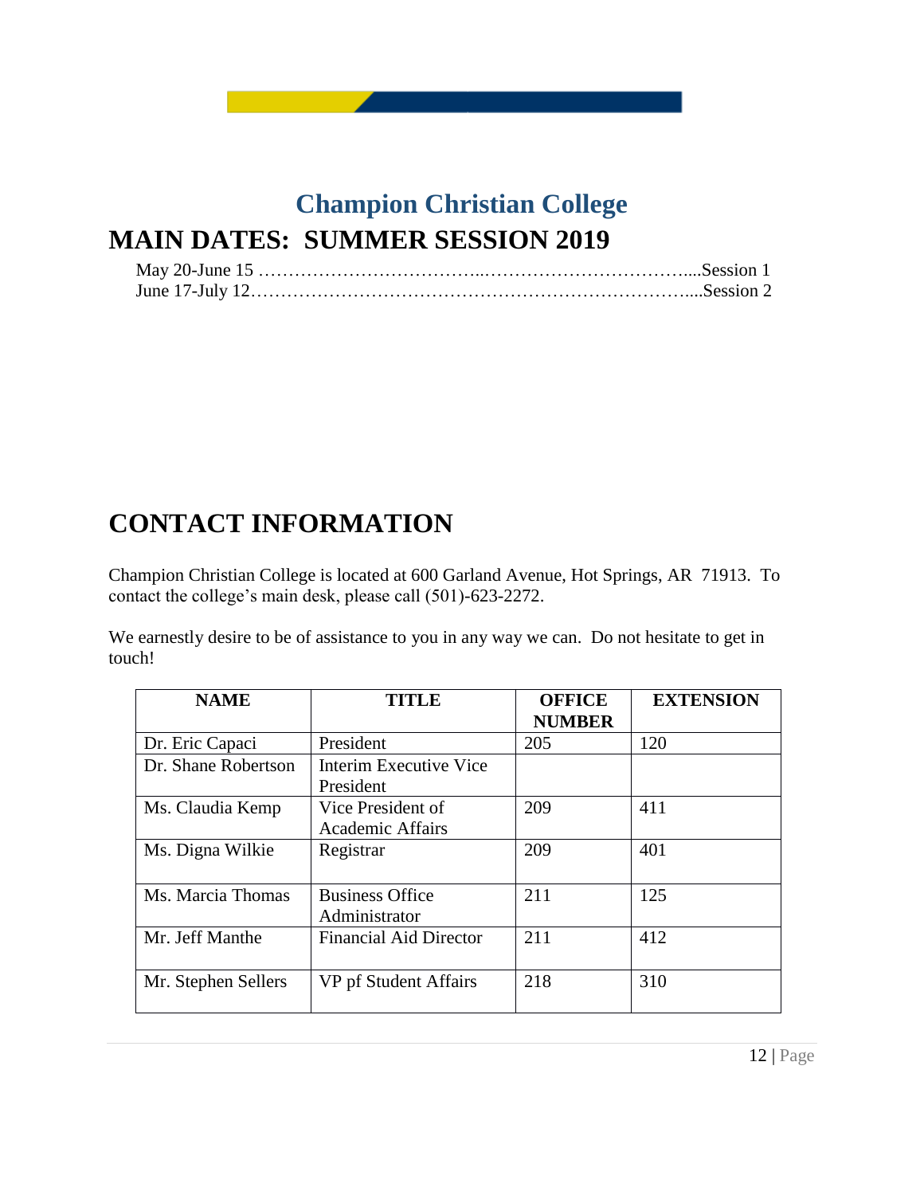## Champion Christian College

# MAIN DATES: SUMMER SESSION 2019

May 20-June 15 …………………………………………………………………....Session 1
June 17-July 12……………………………………………………………….....Session 2

# CONTACT INFORMATION

Champion Christian College is located at 600 Garland Avenue, Hot Springs, AR 71913. To contact the college's main desk, please call (501)-623-2272.

We earnestly desire to be of assistance to you in any way we can. Do not hesitate to get in touch!

| NAME | TITLE | OFFICE NUMBER | EXTENSION |
|---|---|---|---|
| Dr. Eric Capaci | President | 205 | 120 |
| Dr. Shane Robertson | Interim Executive Vice President | | |
| Ms. Claudia Kemp | Vice President of Academic Affairs | 209 | 411 |
| Ms. Digna Wilkie | Registrar | 209 | 401 |
| Ms. Marcia Thomas | Business Office Administrator | 211 | 125 |
| Mr. Jeff Manthe | Financial Aid Director | 211 | 412 |
| Mr. Stephen Sellers | VP pf Student Affairs | 218 | 310 |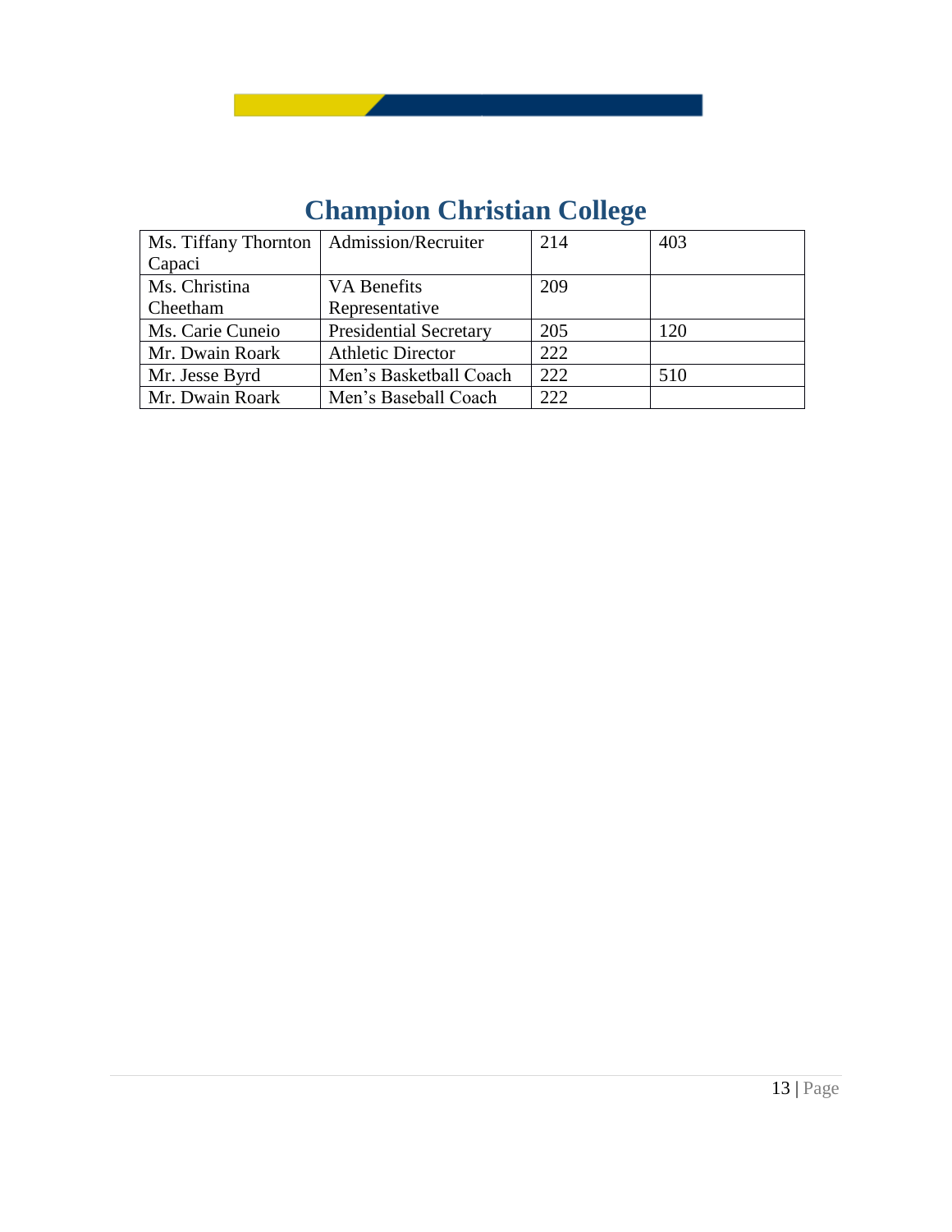# Champion Christian College

| | | | |
|---|---|---|---|
| Ms. Tiffany Thornton Capaci | Admission/Recruiter | 214 | 403 |
| Ms. Christina Cheetham | VA Benefits Representative | 209 | |
| Ms. Carie Cuneio | Presidential Secretary | 205 | 120 |
| Mr. Dwain Roark | Athletic Director | 222 | |
| Mr. Jesse Byrd | Men's Basketball Coach | 222 | 510 |
| Mr. Dwain Roark | Men's Baseball Coach | 222 | |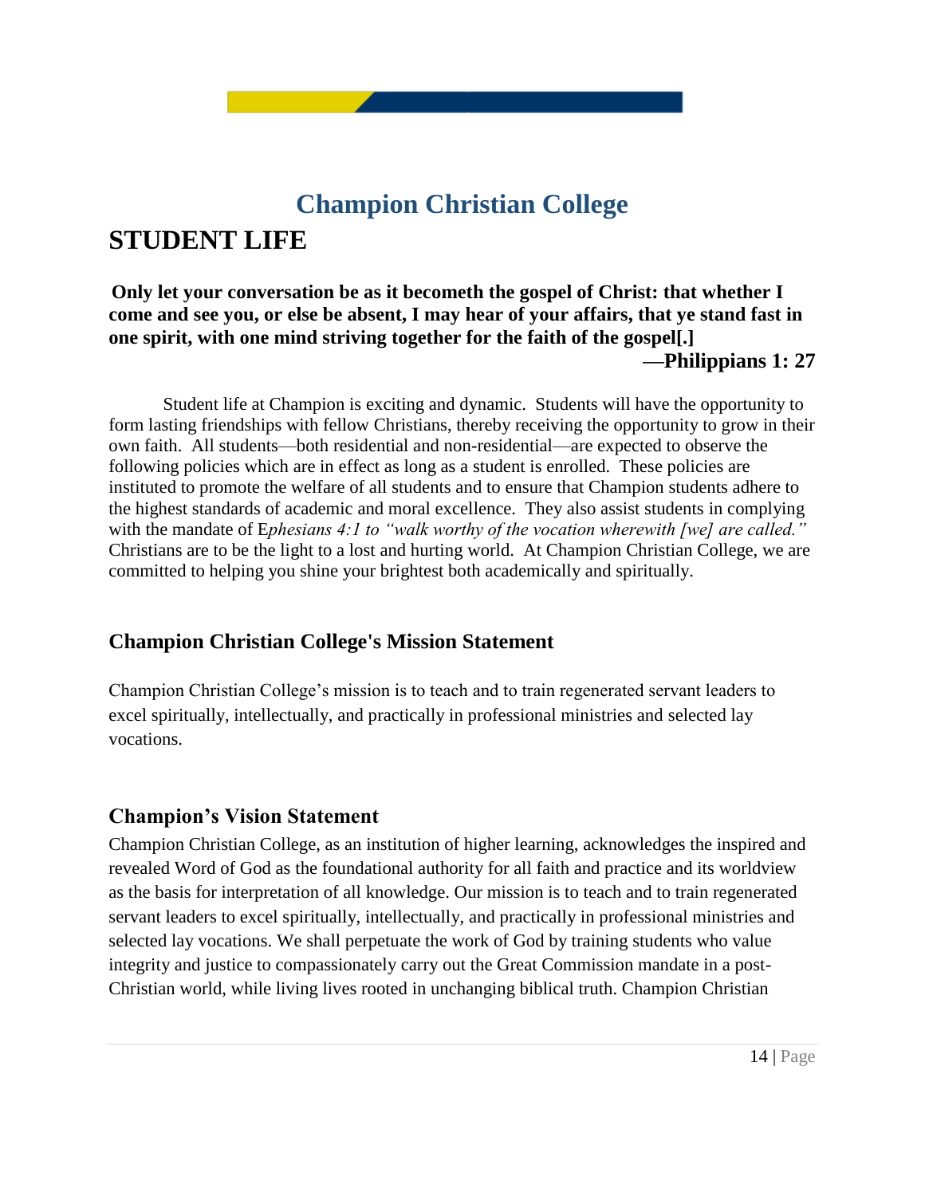# Champion Christian College

# STUDENT LIFE

**Only let your conversation be as it becometh the gospel of Christ: that whether I come and see you, or else be absent, I may hear of your affairs, that ye stand fast in one spirit, with one mind striving together for the faith of the gospel[.]**

**—Philippians 1: 27**

Student life at Champion is exciting and dynamic. Students will have the opportunity to form lasting friendships with fellow Christians, thereby receiving the opportunity to grow in their own faith. All students—both residential and non-residential—are expected to observe the following policies which are in effect as long as a student is enrolled. These policies are instituted to promote the welfare of all students and to ensure that Champion students adhere to the highest standards of academic and moral excellence. They also assist students in complying with the mandate of E*phesians 4:1 to "walk worthy of the vocation wherewith [we] are called."* Christians are to be the light to a lost and hurting world. At Champion Christian College, we are committed to helping you shine your brightest both academically and spiritually.

## Champion Christian College's Mission Statement

Champion Christian College's mission is to teach and to train regenerated servant leaders to excel spiritually, intellectually, and practically in professional ministries and selected lay vocations.

## Champion's Vision Statement

Champion Christian College, as an institution of higher learning, acknowledges the inspired and revealed Word of God as the foundational authority for all faith and practice and its worldview as the basis for interpretation of all knowledge. Our mission is to teach and to train regenerated servant leaders to excel spiritually, intellectually, and practically in professional ministries and selected lay vocations. We shall perpetuate the work of God by training students who value integrity and justice to compassionately carry out the Great Commission mandate in a post-Christian world, while living lives rooted in unchanging biblical truth. Champion Christian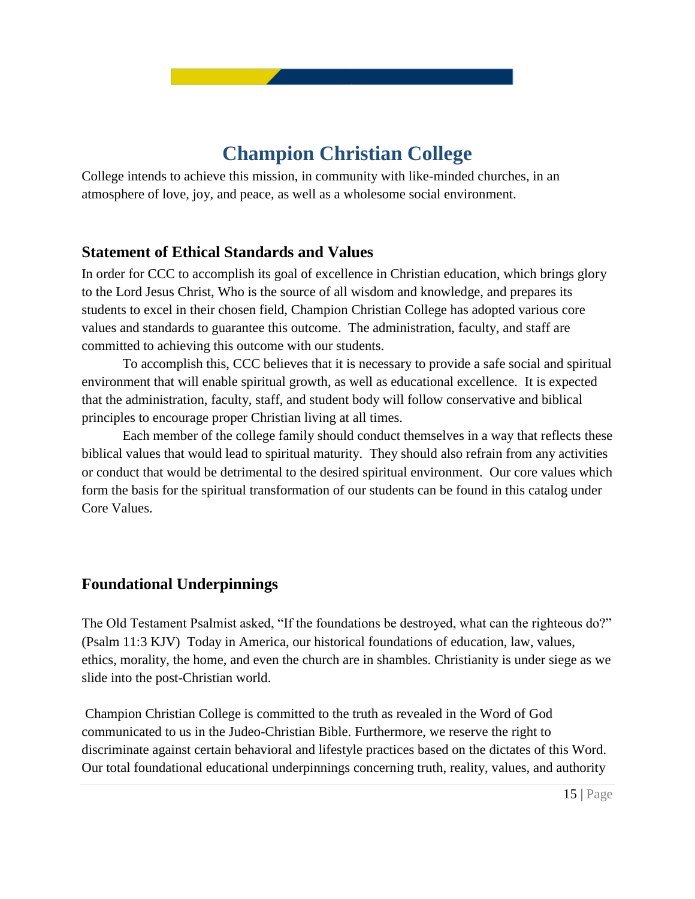College intends to achieve this mission, in community with like-minded churches, in an atmosphere of love, joy, and peace, as well as a wholesome social environment.

## Statement of Ethical Standards and Values

In order for CCC to accomplish its goal of excellence in Christian education, which brings glory to the Lord Jesus Christ, Who is the source of all wisdom and knowledge, and prepares its students to excel in their chosen field, Champion Christian College has adopted various core values and standards to guarantee this outcome. The administration, faculty, and staff are committed to achieving this outcome with our students.

To accomplish this, CCC believes that it is necessary to provide a safe social and spiritual environment that will enable spiritual growth, as well as educational excellence. It is expected that the administration, faculty, staff, and student body will follow conservative and biblical principles to encourage proper Christian living at all times.

Each member of the college family should conduct themselves in a way that reflects these biblical values that would lead to spiritual maturity. They should also refrain from any activities or conduct that would be detrimental to the desired spiritual environment. Our core values which form the basis for the spiritual transformation of our students can be found in this catalog under Core Values.

## Foundational Underpinnings

The Old Testament Psalmist asked, "If the foundations be destroyed, what can the righteous do?" (Psalm 11:3 KJV) Today in America, our historical foundations of education, law, values, ethics, morality, the home, and even the church are in shambles. Christianity is under siege as we slide into the post-Christian world.

Champion Christian College is committed to the truth as revealed in the Word of God communicated to us in the Judeo-Christian Bible. Furthermore, we reserve the right to discriminate against certain behavioral and lifestyle practices based on the dictates of this Word. Our total foundational educational underpinnings concerning truth, reality, values, and authority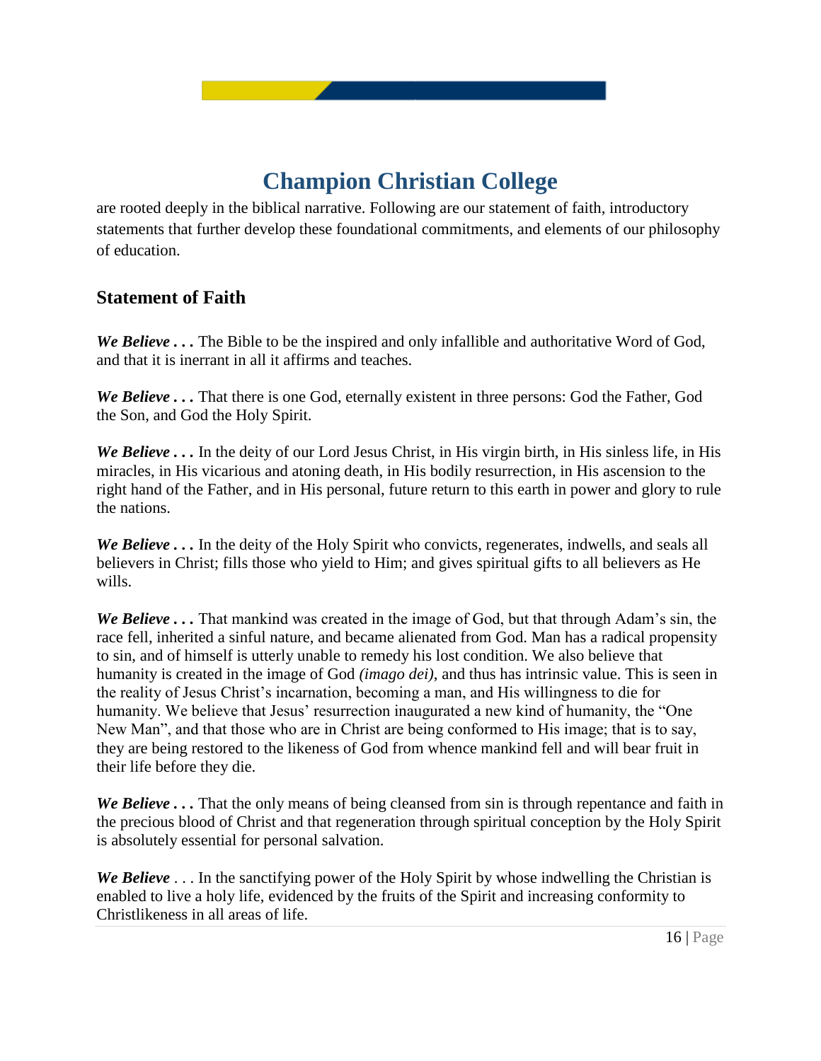# Champion Christian College

are rooted deeply in the biblical narrative. Following are our statement of faith, introductory statements that further develop these foundational commitments, and elements of our philosophy of education.

## Statement of Faith

***We Believe . . .*** The Bible to be the inspired and only infallible and authoritative Word of God, and that it is inerrant in all it affirms and teaches.

***We Believe . . .*** That there is one God, eternally existent in three persons: God the Father, God the Son, and God the Holy Spirit.

***We Believe . . .*** In the deity of our Lord Jesus Christ, in His virgin birth, in His sinless life, in His miracles, in His vicarious and atoning death, in His bodily resurrection, in His ascension to the right hand of the Father, and in His personal, future return to this earth in power and glory to rule the nations.

***We Believe . . .*** In the deity of the Holy Spirit who convicts, regenerates, indwells, and seals all believers in Christ; fills those who yield to Him; and gives spiritual gifts to all believers as He wills.

***We Believe . . .*** That mankind was created in the image of God, but that through Adam's sin, the race fell, inherited a sinful nature, and became alienated from God. Man has a radical propensity to sin, and of himself is utterly unable to remedy his lost condition. We also believe that humanity is created in the image of God *(imago dei)*, and thus has intrinsic value. This is seen in the reality of Jesus Christ's incarnation, becoming a man, and His willingness to die for humanity. We believe that Jesus' resurrection inaugurated a new kind of humanity, the "One New Man", and that those who are in Christ are being conformed to His image; that is to say, they are being restored to the likeness of God from whence mankind fell and will bear fruit in their life before they die.

***We Believe . . .*** That the only means of being cleansed from sin is through repentance and faith in the precious blood of Christ and that regeneration through spiritual conception by the Holy Spirit is absolutely essential for personal salvation.

***We Believe*** . . . In the sanctifying power of the Holy Spirit by whose indwelling the Christian is enabled to live a holy life, evidenced by the fruits of the Spirit and increasing conformity to Christlikeness in all areas of life.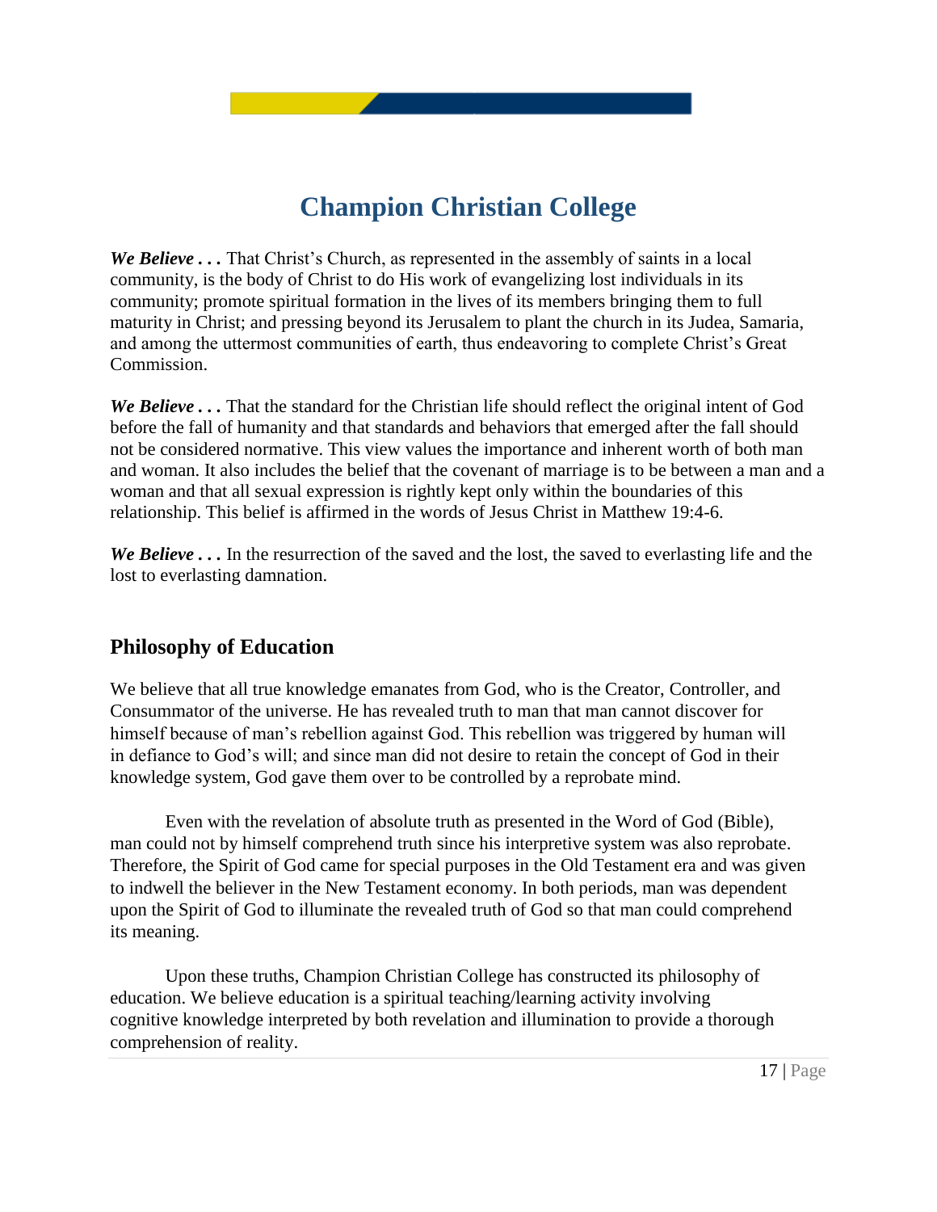# Champion Christian College

***We Believe . . .*** That Christ's Church, as represented in the assembly of saints in a local community, is the body of Christ to do His work of evangelizing lost individuals in its community; promote spiritual formation in the lives of its members bringing them to full maturity in Christ; and pressing beyond its Jerusalem to plant the church in its Judea, Samaria, and among the uttermost communities of earth, thus endeavoring to complete Christ's Great Commission.

***We Believe . . .*** That the standard for the Christian life should reflect the original intent of God before the fall of humanity and that standards and behaviors that emerged after the fall should not be considered normative. This view values the importance and inherent worth of both man and woman. It also includes the belief that the covenant of marriage is to be between a man and a woman and that all sexual expression is rightly kept only within the boundaries of this relationship. This belief is affirmed in the words of Jesus Christ in Matthew 19:4-6.

***We Believe . . .*** In the resurrection of the saved and the lost, the saved to everlasting life and the lost to everlasting damnation.

## Philosophy of Education

We believe that all true knowledge emanates from God, who is the Creator, Controller, and Consummator of the universe. He has revealed truth to man that man cannot discover for himself because of man's rebellion against God. This rebellion was triggered by human will in defiance to God's will; and since man did not desire to retain the concept of God in their knowledge system, God gave them over to be controlled by a reprobate mind.

Even with the revelation of absolute truth as presented in the Word of God (Bible), man could not by himself comprehend truth since his interpretive system was also reprobate. Therefore, the Spirit of God came for special purposes in the Old Testament era and was given to indwell the believer in the New Testament economy. In both periods, man was dependent upon the Spirit of God to illuminate the revealed truth of God so that man could comprehend its meaning.

Upon these truths, Champion Christian College has constructed its philosophy of education. We believe education is a spiritual teaching/learning activity involving cognitive knowledge interpreted by both revelation and illumination to provide a thorough comprehension of reality.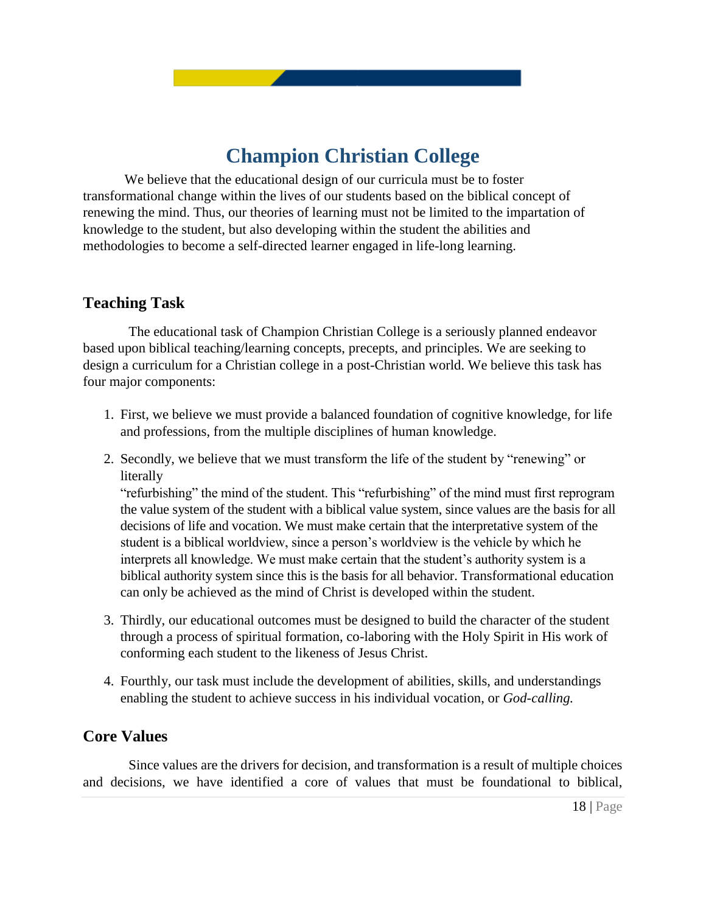# Champion Christian College

We believe that the educational design of our curricula must be to foster transformational change within the lives of our students based on the biblical concept of renewing the mind. Thus, our theories of learning must not be limited to the impartation of knowledge to the student, but also developing within the student the abilities and methodologies to become a self-directed learner engaged in life-long learning.

## Teaching Task

The educational task of Champion Christian College is a seriously planned endeavor based upon biblical teaching/learning concepts, precepts, and principles. We are seeking to design a curriculum for a Christian college in a post-Christian world. We believe this task has four major components:

1. First, we believe we must provide a balanced foundation of cognitive knowledge, for life and professions, from the multiple disciplines of human knowledge.
2. Secondly, we believe that we must transform the life of the student by "renewing" or literally "refurbishing" the mind of the student. This "refurbishing" of the mind must first reprogram the value system of the student with a biblical value system, since values are the basis for all decisions of life and vocation. We must make certain that the interpretative system of the student is a biblical worldview, since a person's worldview is the vehicle by which he interprets all knowledge. We must make certain that the student's authority system is a biblical authority system since this is the basis for all behavior. Transformational education can only be achieved as the mind of Christ is developed within the student.
3. Thirdly, our educational outcomes must be designed to build the character of the student through a process of spiritual formation, co-laboring with the Holy Spirit in His work of conforming each student to the likeness of Jesus Christ.
4. Fourthly, our task must include the development of abilities, skills, and understandings enabling the student to achieve success in his individual vocation, or *God-calling.*

## Core Values

Since values are the drivers for decision, and transformation is a result of multiple choices and decisions, we have identified a core of values that must be foundational to biblical,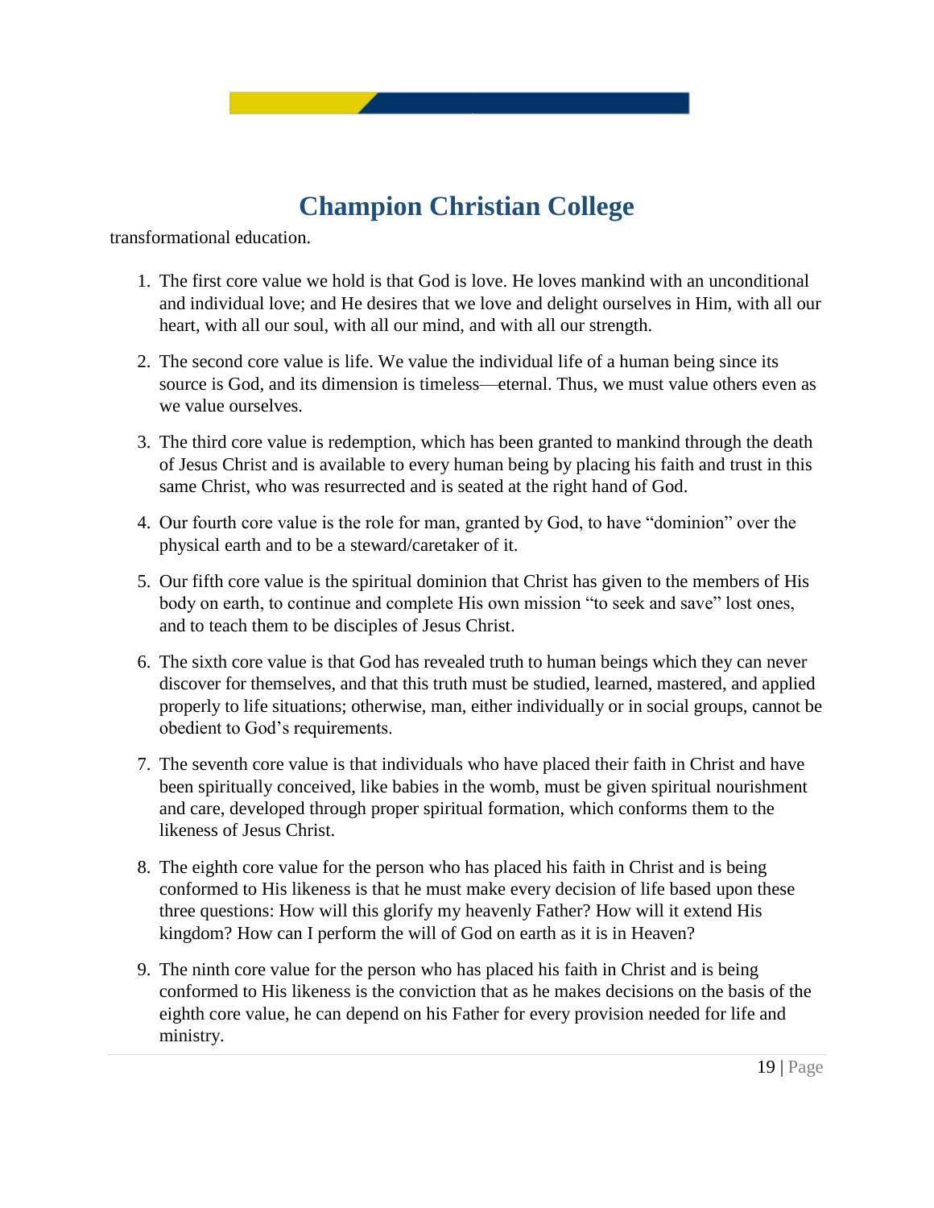transformational education.

1. The first core value we hold is that God is love. He loves mankind with an unconditional and individual love; and He desires that we love and delight ourselves in Him, with all our heart, with all our soul, with all our mind, and with all our strength.

2. The second core value is life. We value the individual life of a human being since its source is God, and its dimension is timeless—eternal. Thus, we must value others even as we value ourselves.

3. The third core value is redemption, which has been granted to mankind through the death of Jesus Christ and is available to every human being by placing his faith and trust in this same Christ, who was resurrected and is seated at the right hand of God.

4. Our fourth core value is the role for man, granted by God, to have "dominion" over the physical earth and to be a steward/caretaker of it.

5. Our fifth core value is the spiritual dominion that Christ has given to the members of His body on earth, to continue and complete His own mission "to seek and save" lost ones, and to teach them to be disciples of Jesus Christ.

6. The sixth core value is that God has revealed truth to human beings which they can never discover for themselves, and that this truth must be studied, learned, mastered, and applied properly to life situations; otherwise, man, either individually or in social groups, cannot be obedient to God's requirements.

7. The seventh core value is that individuals who have placed their faith in Christ and have been spiritually conceived, like babies in the womb, must be given spiritual nourishment and care, developed through proper spiritual formation, which conforms them to the likeness of Jesus Christ.

8. The eighth core value for the person who has placed his faith in Christ and is being conformed to His likeness is that he must make every decision of life based upon these three questions: How will this glorify my heavenly Father? How will it extend His kingdom? How can I perform the will of God on earth as it is in Heaven?

9. The ninth core value for the person who has placed his faith in Christ and is being conformed to His likeness is the conviction that as he makes decisions on the basis of the eighth core value, he can depend on his Father for every provision needed for life and ministry.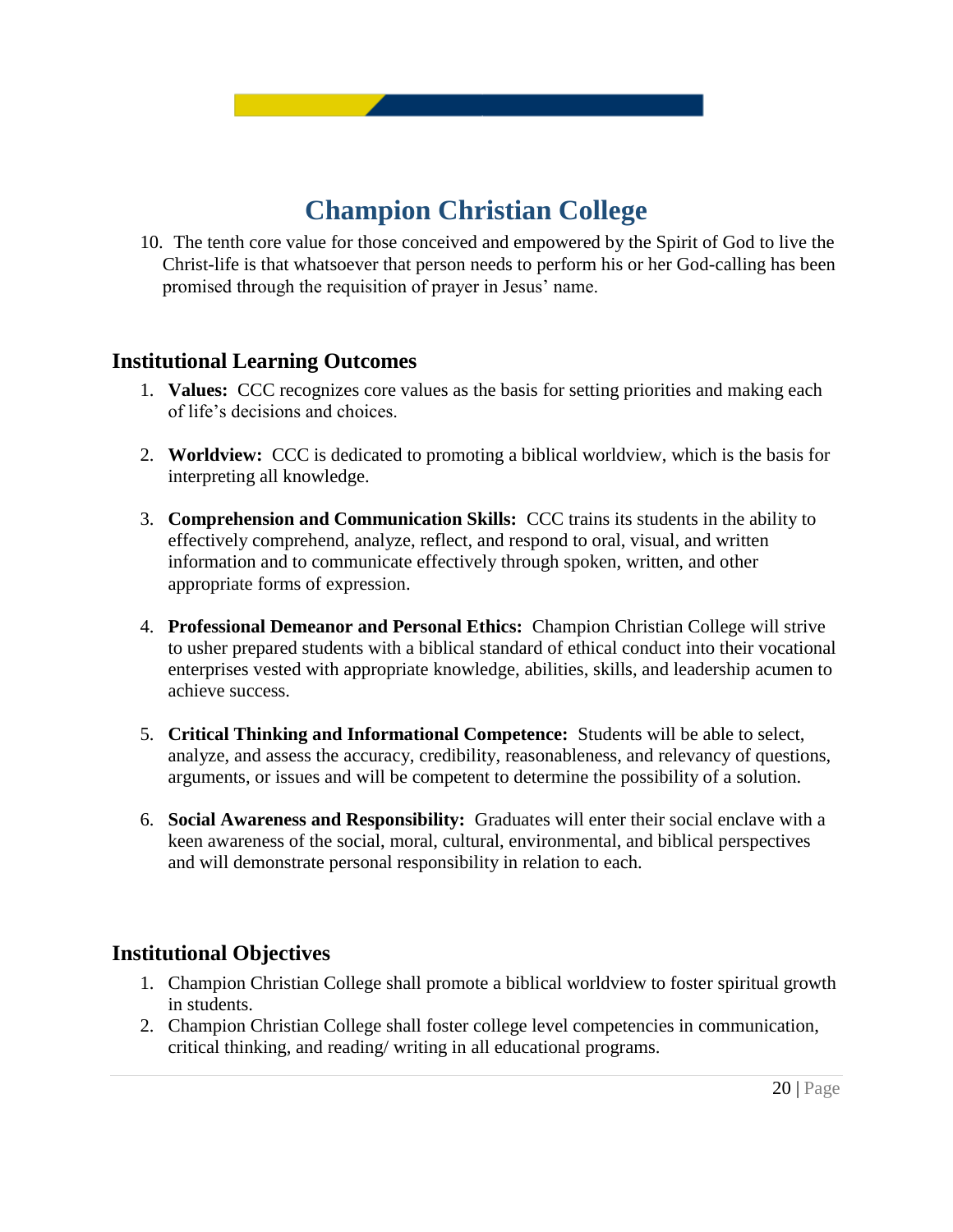10. The tenth core value for those conceived and empowered by the Spirit of God to live the Christ-life is that whatsoever that person needs to perform his or her God-calling has been promised through the requisition of prayer in Jesus' name.

## Institutional Learning Outcomes

1. **Values:** CCC recognizes core values as the basis for setting priorities and making each of life's decisions and choices.

2. **Worldview:** CCC is dedicated to promoting a biblical worldview, which is the basis for interpreting all knowledge.

3. **Comprehension and Communication Skills:** CCC trains its students in the ability to effectively comprehend, analyze, reflect, and respond to oral, visual, and written information and to communicate effectively through spoken, written, and other appropriate forms of expression.

4. **Professional Demeanor and Personal Ethics:** Champion Christian College will strive to usher prepared students with a biblical standard of ethical conduct into their vocational enterprises vested with appropriate knowledge, abilities, skills, and leadership acumen to achieve success.

5. **Critical Thinking and Informational Competence:** Students will be able to select, analyze, and assess the accuracy, credibility, reasonableness, and relevancy of questions, arguments, or issues and will be competent to determine the possibility of a solution.

6. **Social Awareness and Responsibility:** Graduates will enter their social enclave with a keen awareness of the social, moral, cultural, environmental, and biblical perspectives and will demonstrate personal responsibility in relation to each.

## Institutional Objectives

1. Champion Christian College shall promote a biblical worldview to foster spiritual growth in students.
2. Champion Christian College shall foster college level competencies in communication, critical thinking, and reading/ writing in all educational programs.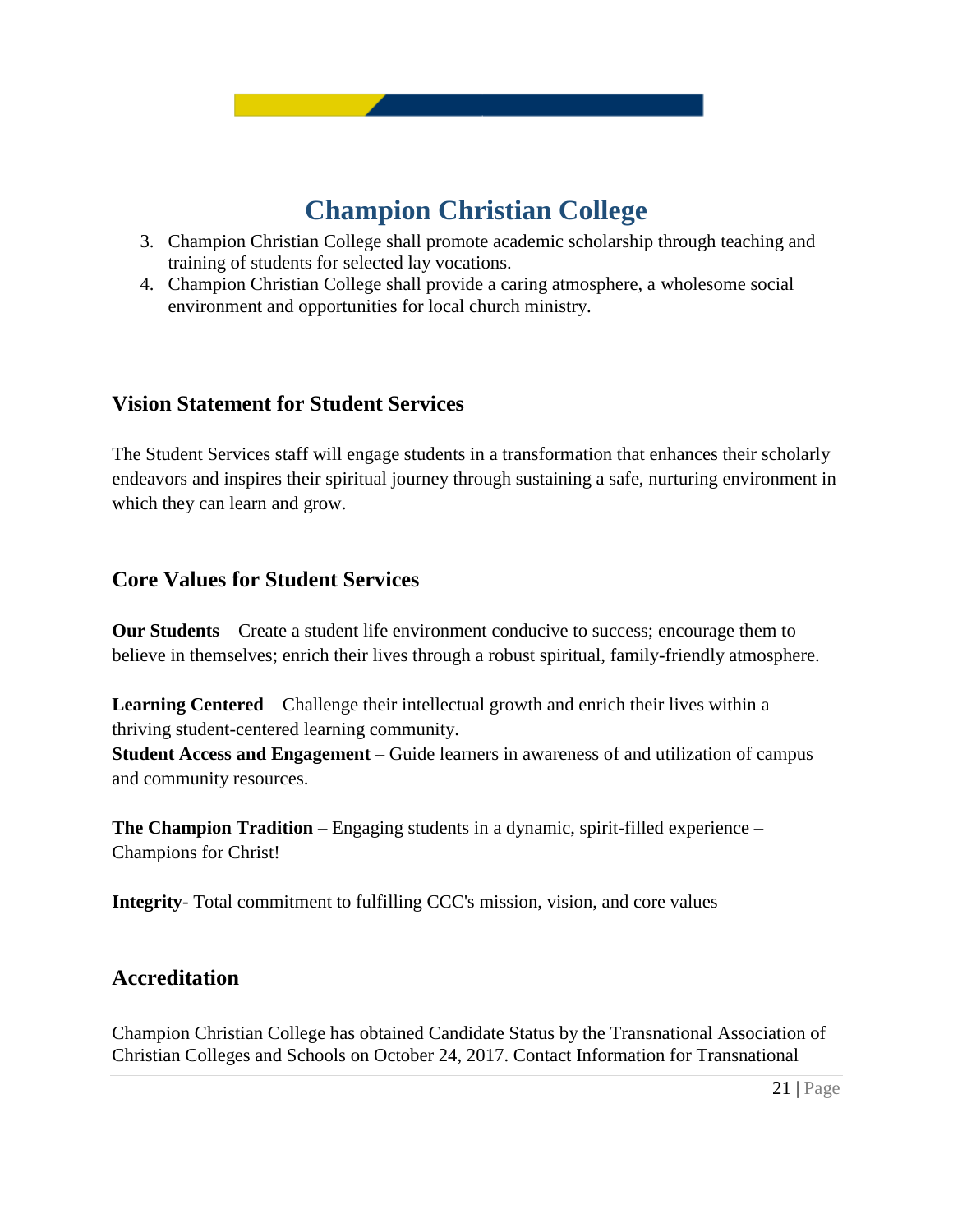3. Champion Christian College shall promote academic scholarship through teaching and training of students for selected lay vocations.
4. Champion Christian College shall provide a caring atmosphere, a wholesome social environment and opportunities for local church ministry.

## Vision Statement for Student Services

The Student Services staff will engage students in a transformation that enhances their scholarly endeavors and inspires their spiritual journey through sustaining a safe, nurturing environment in which they can learn and grow.

## Core Values for Student Services

**Our Students** – Create a student life environment conducive to success; encourage them to believe in themselves; enrich their lives through a robust spiritual, family-friendly atmosphere.

**Learning Centered** – Challenge their intellectual growth and enrich their lives within a thriving student-centered learning community.
**Student Access and Engagement** – Guide learners in awareness of and utilization of campus and community resources.

**The Champion Tradition** – Engaging students in a dynamic, spirit-filled experience – Champions for Christ!

**Integrity**- Total commitment to fulfilling CCC's mission, vision, and core values

## Accreditation

Champion Christian College has obtained Candidate Status by the Transnational Association of Christian Colleges and Schools on October 24, 2017. Contact Information for Transnational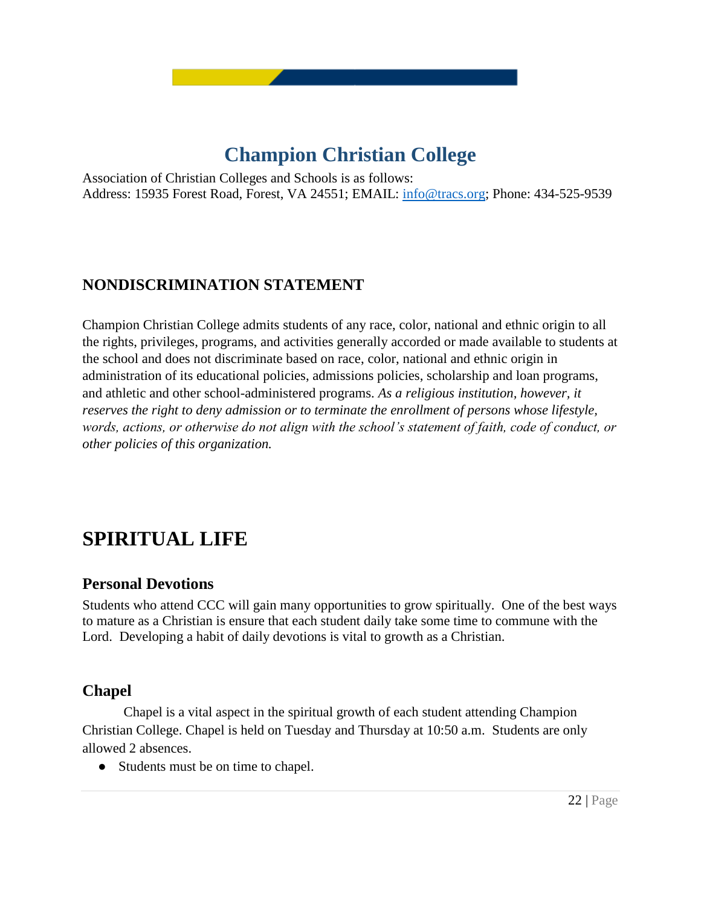# Champion Christian College

Association of Christian Colleges and Schools is as follows:
Address: 15935 Forest Road, Forest, VA 24551; EMAIL: info@tracs.org; Phone: 434-525-9539

### NONDISCRIMINATION STATEMENT

Champion Christian College admits students of any race, color, national and ethnic origin to all the rights, privileges, programs, and activities generally accorded or made available to students at the school and does not discriminate based on race, color, national and ethnic origin in administration of its educational policies, admissions policies, scholarship and loan programs, and athletic and other school-administered programs. *As a religious institution, however, it reserves the right to deny admission or to terminate the enrollment of persons whose lifestyle, words, actions, or otherwise do not align with the school's statement of faith, code of conduct, or other policies of this organization.*

## SPIRITUAL LIFE

### Personal Devotions

Students who attend CCC will gain many opportunities to grow spiritually. One of the best ways to mature as a Christian is ensure that each student daily take some time to commune with the Lord. Developing a habit of daily devotions is vital to growth as a Christian.

### Chapel

Chapel is a vital aspect in the spiritual growth of each student attending Champion Christian College. Chapel is held on Tuesday and Thursday at 10:50 a.m. Students are only allowed 2 absences.

- Students must be on time to chapel.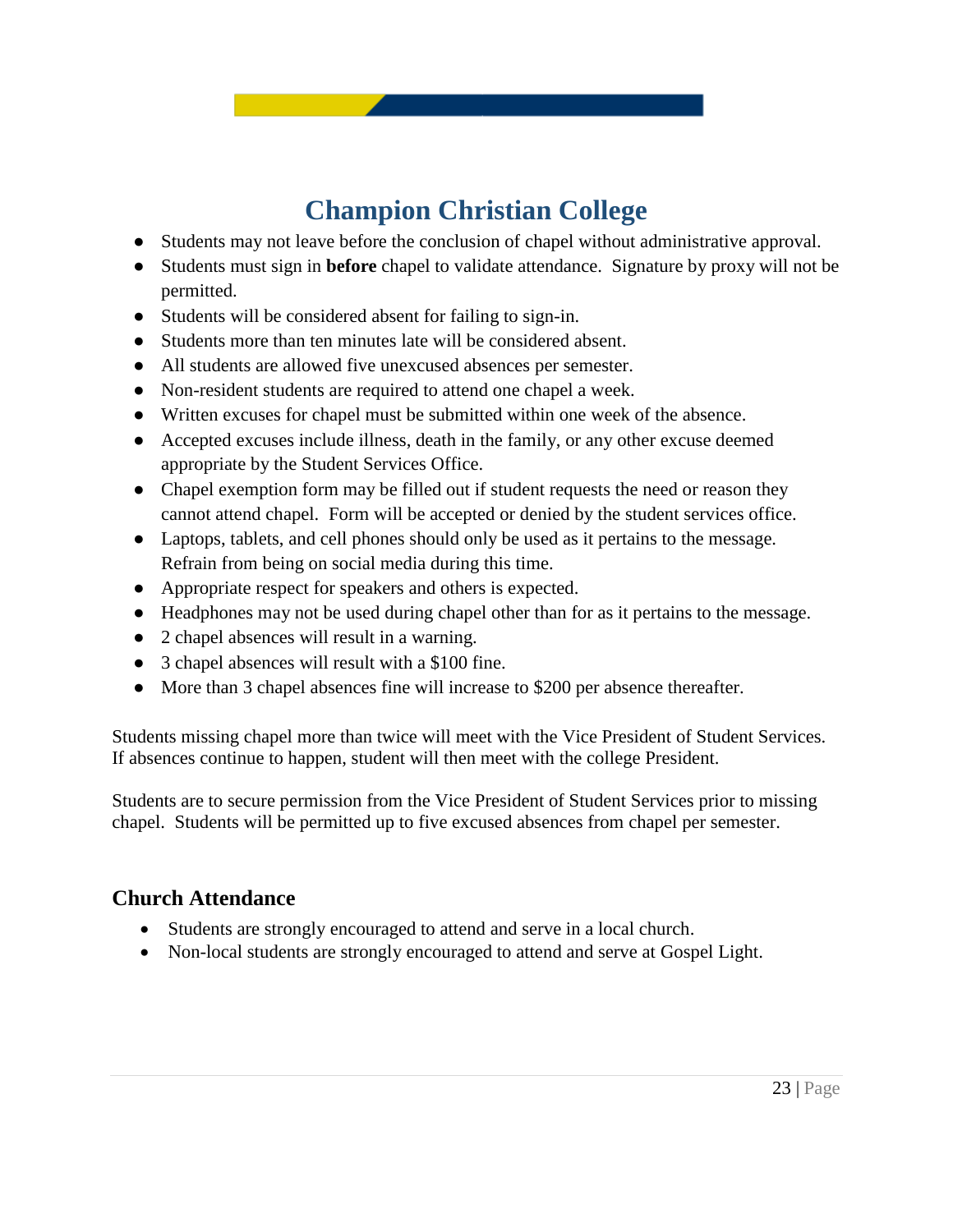# Champion Christian College

- Students may not leave before the conclusion of chapel without administrative approval.
- Students must sign in **before** chapel to validate attendance. Signature by proxy will not be permitted.
- Students will be considered absent for failing to sign-in.
- Students more than ten minutes late will be considered absent.
- All students are allowed five unexcused absences per semester.
- Non-resident students are required to attend one chapel a week.
- Written excuses for chapel must be submitted within one week of the absence.
- Accepted excuses include illness, death in the family, or any other excuse deemed appropriate by the Student Services Office.
- Chapel exemption form may be filled out if student requests the need or reason they cannot attend chapel. Form will be accepted or denied by the student services office.
- Laptops, tablets, and cell phones should only be used as it pertains to the message. Refrain from being on social media during this time.
- Appropriate respect for speakers and others is expected.
- Headphones may not be used during chapel other than for as it pertains to the message.
- 2 chapel absences will result in a warning.
- 3 chapel absences will result with a $100 fine.
- More than 3 chapel absences fine will increase to $200 per absence thereafter.

Students missing chapel more than twice will meet with the Vice President of Student Services. If absences continue to happen, student will then meet with the college President.

Students are to secure permission from the Vice President of Student Services prior to missing chapel. Students will be permitted up to five excused absences from chapel per semester.

## Church Attendance

- Students are strongly encouraged to attend and serve in a local church.
- Non-local students are strongly encouraged to attend and serve at Gospel Light.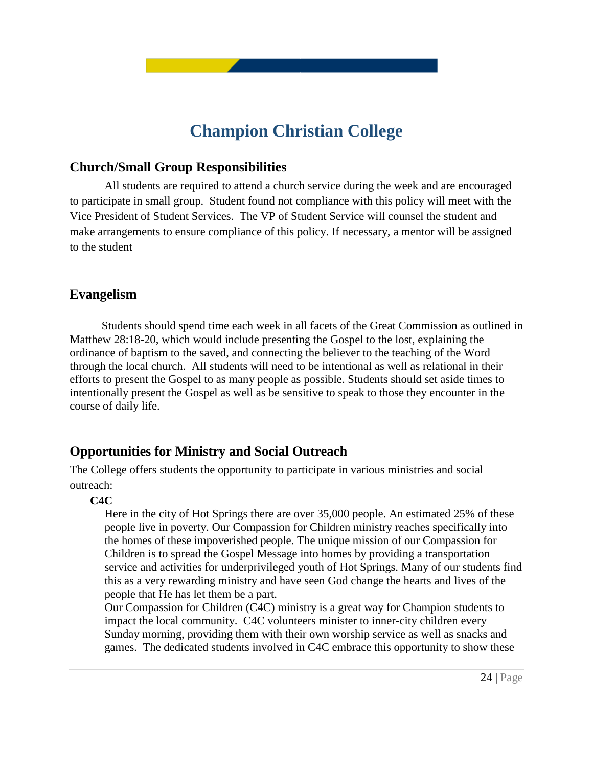# Champion Christian College

## Church/Small Group Responsibilities

All students are required to attend a church service during the week and are encouraged to participate in small group. Student found not compliance with this policy will meet with the Vice President of Student Services. The VP of Student Service will counsel the student and make arrangements to ensure compliance of this policy. If necessary, a mentor will be assigned to the student

## Evangelism

Students should spend time each week in all facets of the Great Commission as outlined in Matthew 28:18-20, which would include presenting the Gospel to the lost, explaining the ordinance of baptism to the saved, and connecting the believer to the teaching of the Word through the local church. All students will need to be intentional as well as relational in their efforts to present the Gospel to as many people as possible. Students should set aside times to intentionally present the Gospel as well as be sensitive to speak to those they encounter in the course of daily life.

## Opportunities for Ministry and Social Outreach

The College offers students the opportunity to participate in various ministries and social outreach:

**C4C**

Here in the city of Hot Springs there are over 35,000 people. An estimated 25% of these people live in poverty. Our Compassion for Children ministry reaches specifically into the homes of these impoverished people. The unique mission of our Compassion for Children is to spread the Gospel Message into homes by providing a transportation service and activities for underprivileged youth of Hot Springs. Many of our students find this as a very rewarding ministry and have seen God change the hearts and lives of the people that He has let them be a part.

Our Compassion for Children (C4C) ministry is a great way for Champion students to impact the local community. C4C volunteers minister to inner-city children every Sunday morning, providing them with their own worship service as well as snacks and games. The dedicated students involved in C4C embrace this opportunity to show these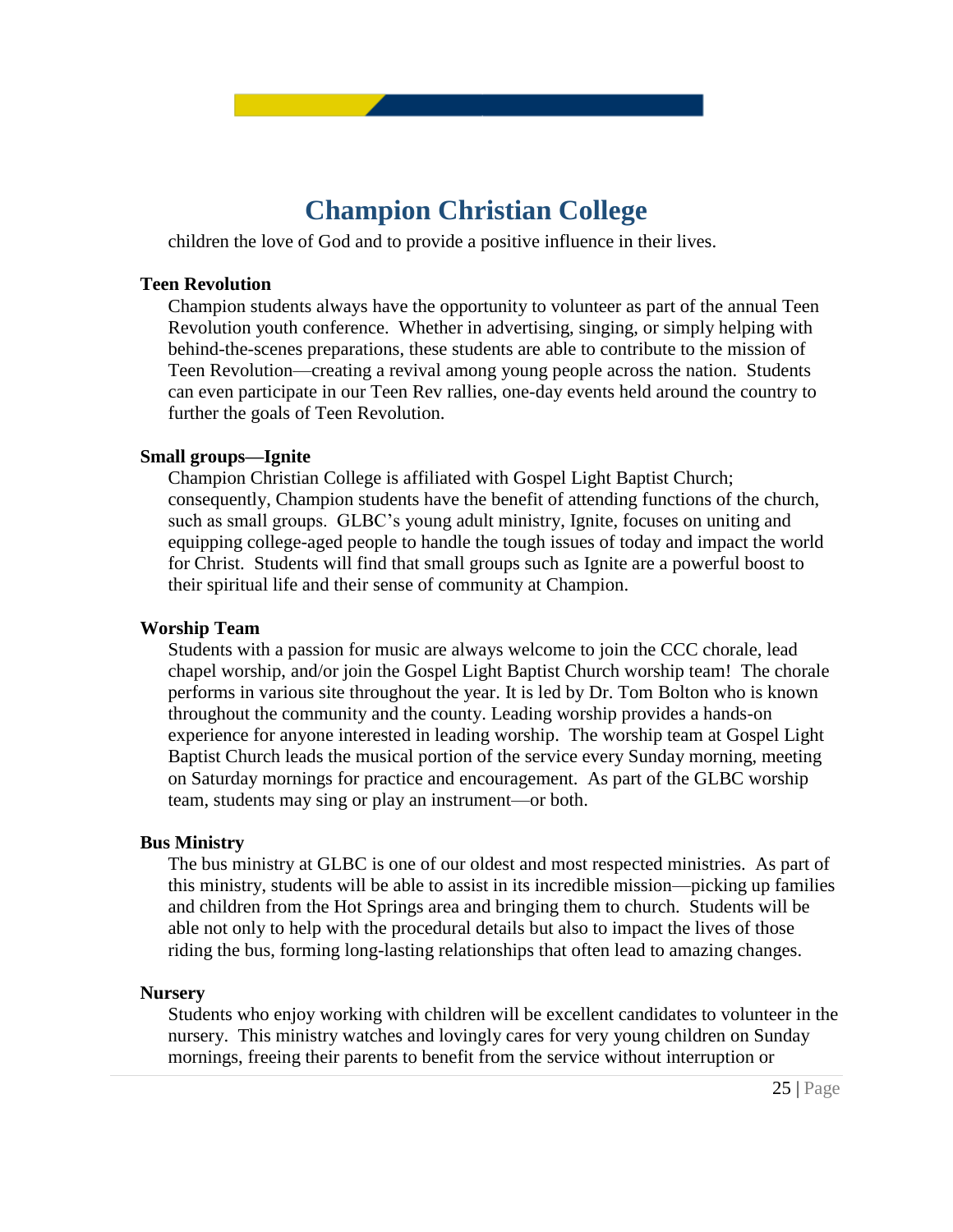children the love of God and to provide a positive influence in their lives.

**Teen Revolution**

Champion students always have the opportunity to volunteer as part of the annual Teen Revolution youth conference. Whether in advertising, singing, or simply helping with behind-the-scenes preparations, these students are able to contribute to the mission of Teen Revolution—creating a revival among young people across the nation. Students can even participate in our Teen Rev rallies, one-day events held around the country to further the goals of Teen Revolution.

**Small groups—Ignite**

Champion Christian College is affiliated with Gospel Light Baptist Church; consequently, Champion students have the benefit of attending functions of the church, such as small groups. GLBC's young adult ministry, Ignite, focuses on uniting and equipping college-aged people to handle the tough issues of today and impact the world for Christ. Students will find that small groups such as Ignite are a powerful boost to their spiritual life and their sense of community at Champion.

**Worship Team**

Students with a passion for music are always welcome to join the CCC chorale, lead chapel worship, and/or join the Gospel Light Baptist Church worship team! The chorale performs in various site throughout the year. It is led by Dr. Tom Bolton who is known throughout the community and the county. Leading worship provides a hands-on experience for anyone interested in leading worship. The worship team at Gospel Light Baptist Church leads the musical portion of the service every Sunday morning, meeting on Saturday mornings for practice and encouragement. As part of the GLBC worship team, students may sing or play an instrument—or both.

**Bus Ministry**

The bus ministry at GLBC is one of our oldest and most respected ministries. As part of this ministry, students will be able to assist in its incredible mission—picking up families and children from the Hot Springs area and bringing them to church. Students will be able not only to help with the procedural details but also to impact the lives of those riding the bus, forming long-lasting relationships that often lead to amazing changes.

**Nursery**

Students who enjoy working with children will be excellent candidates to volunteer in the nursery. This ministry watches and lovingly cares for very young children on Sunday mornings, freeing their parents to benefit from the service without interruption or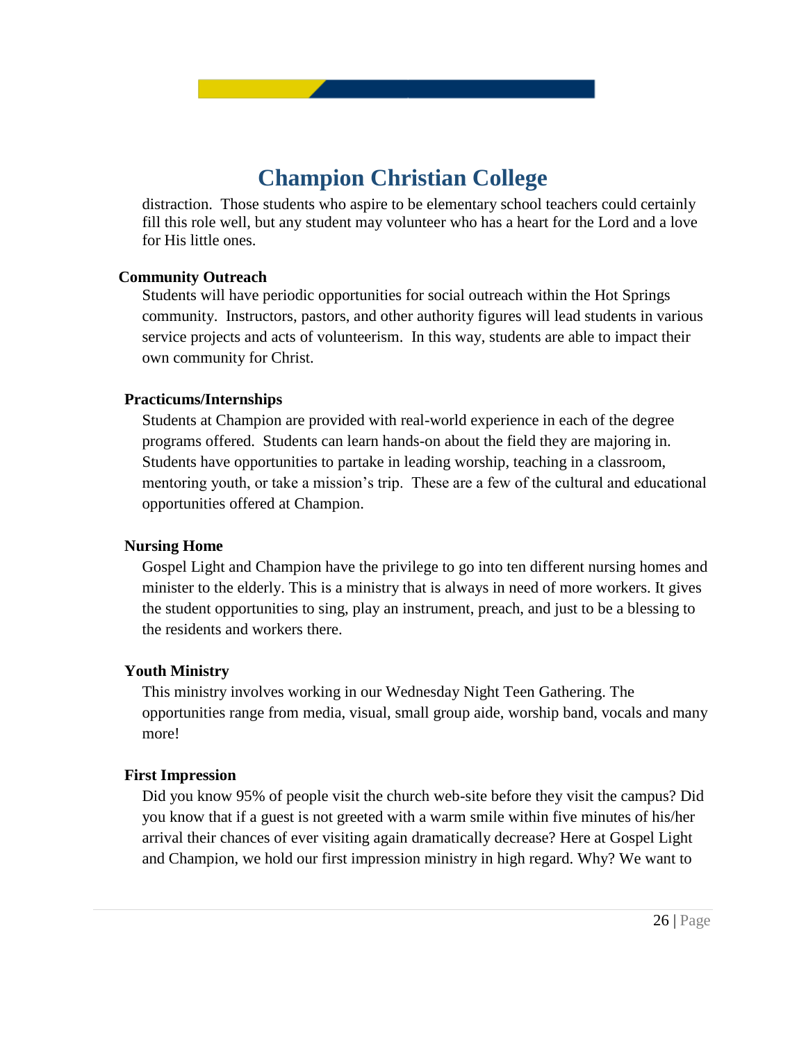distraction. Those students who aspire to be elementary school teachers could certainly fill this role well, but any student may volunteer who has a heart for the Lord and a love for His little ones.

**Community Outreach**

Students will have periodic opportunities for social outreach within the Hot Springs community. Instructors, pastors, and other authority figures will lead students in various service projects and acts of volunteerism. In this way, students are able to impact their own community for Christ.

**Practicums/Internships**

Students at Champion are provided with real-world experience in each of the degree programs offered. Students can learn hands-on about the field they are majoring in. Students have opportunities to partake in leading worship, teaching in a classroom, mentoring youth, or take a mission's trip. These are a few of the cultural and educational opportunities offered at Champion.

**Nursing Home**

Gospel Light and Champion have the privilege to go into ten different nursing homes and minister to the elderly. This is a ministry that is always in need of more workers. It gives the student opportunities to sing, play an instrument, preach, and just to be a blessing to the residents and workers there.

**Youth Ministry**

This ministry involves working in our Wednesday Night Teen Gathering. The opportunities range from media, visual, small group aide, worship band, vocals and many more!

**First Impression**

Did you know 95% of people visit the church web-site before they visit the campus? Did you know that if a guest is not greeted with a warm smile within five minutes of his/her arrival their chances of ever visiting again dramatically decrease? Here at Gospel Light and Champion, we hold our first impression ministry in high regard. Why? We want to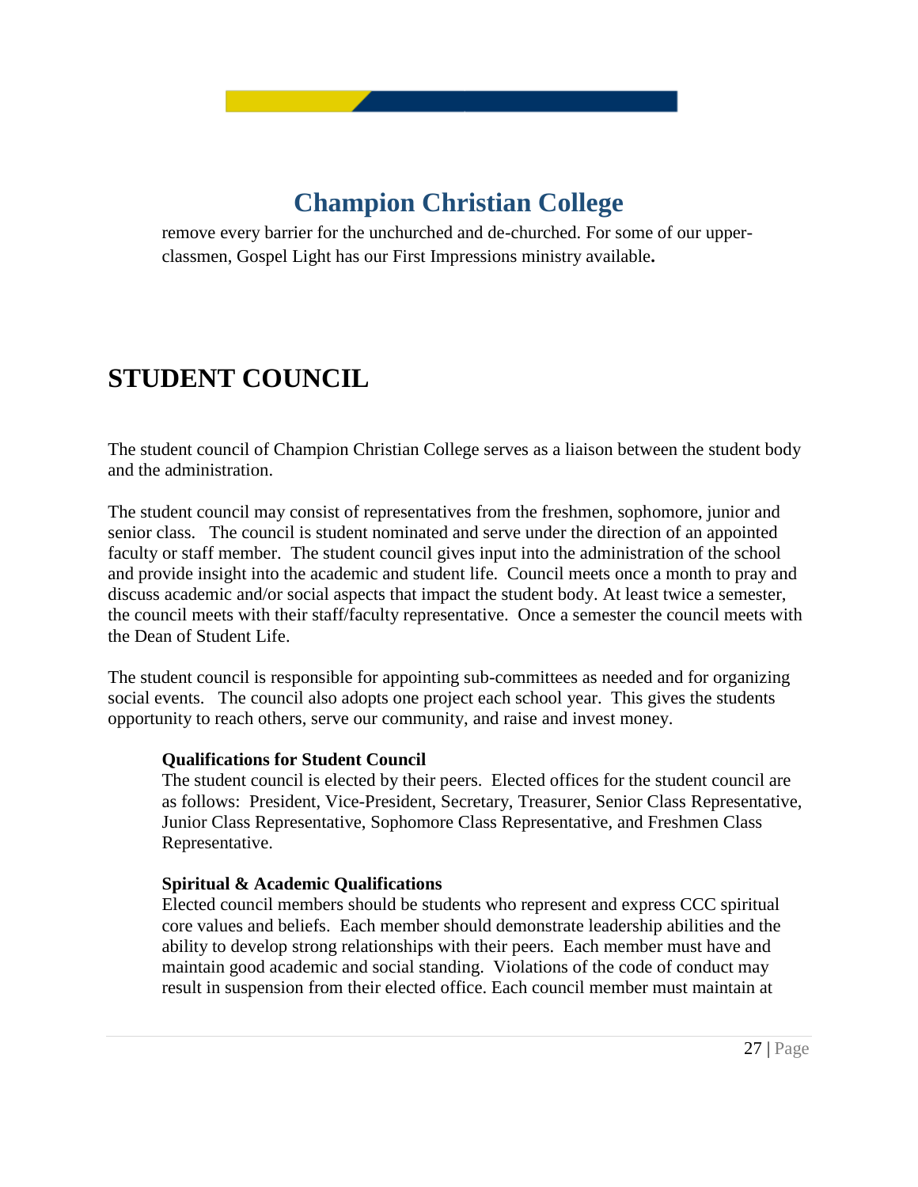remove every barrier for the unchurched and de-churched. For some of our upper-classmen, Gospel Light has our First Impressions ministry available**.**

# STUDENT COUNCIL

The student council of Champion Christian College serves as a liaison between the student body and the administration.

The student council may consist of representatives from the freshmen, sophomore, junior and senior class. The council is student nominated and serve under the direction of an appointed faculty or staff member. The student council gives input into the administration of the school and provide insight into the academic and student life. Council meets once a month to pray and discuss academic and/or social aspects that impact the student body. At least twice a semester, the council meets with their staff/faculty representative. Once a semester the council meets with the Dean of Student Life.

The student council is responsible for appointing sub-committees as needed and for organizing social events. The council also adopts one project each school year. This gives the students opportunity to reach others, serve our community, and raise and invest money.

**Qualifications for Student Council**

The student council is elected by their peers. Elected offices for the student council are as follows: President, Vice-President, Secretary, Treasurer, Senior Class Representative, Junior Class Representative, Sophomore Class Representative, and Freshmen Class Representative.

**Spiritual & Academic Qualifications**

Elected council members should be students who represent and express CCC spiritual core values and beliefs. Each member should demonstrate leadership abilities and the ability to develop strong relationships with their peers. Each member must have and maintain good academic and social standing. Violations of the code of conduct may result in suspension from their elected office. Each council member must maintain at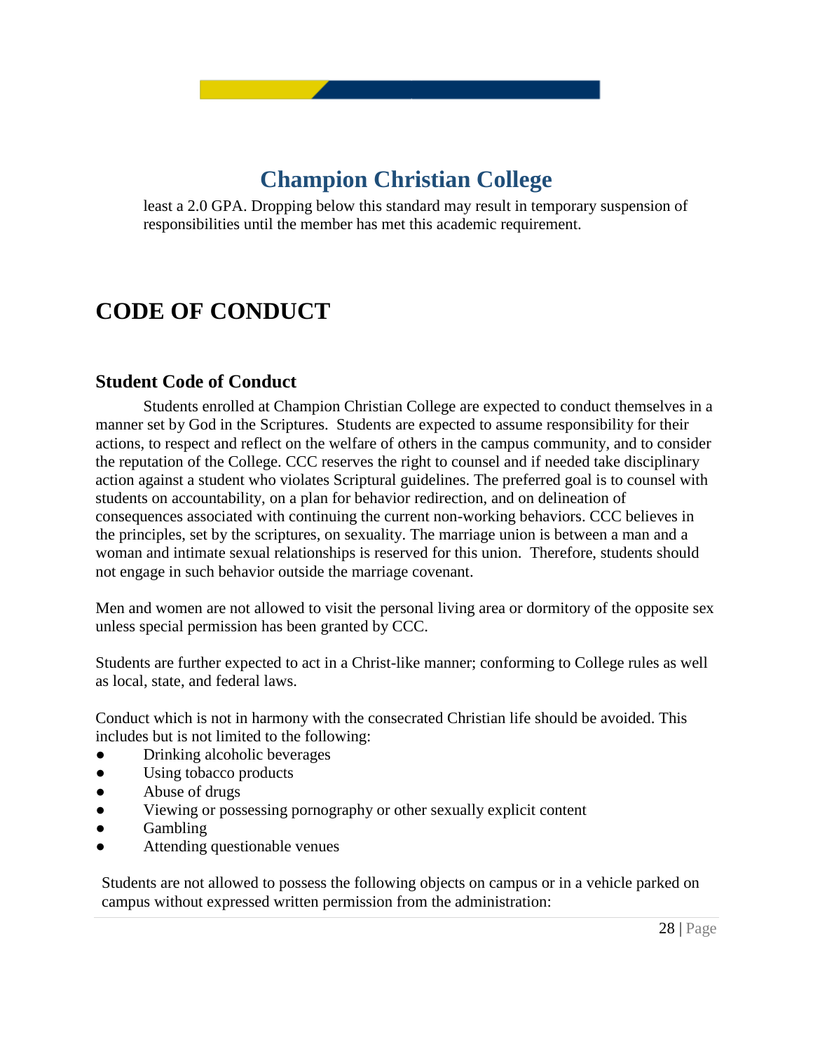least a 2.0 GPA. Dropping below this standard may result in temporary suspension of responsibilities until the member has met this academic requirement.

# CODE OF CONDUCT

## Student Code of Conduct

Students enrolled at Champion Christian College are expected to conduct themselves in a manner set by God in the Scriptures. Students are expected to assume responsibility for their actions, to respect and reflect on the welfare of others in the campus community, and to consider the reputation of the College. CCC reserves the right to counsel and if needed take disciplinary action against a student who violates Scriptural guidelines. The preferred goal is to counsel with students on accountability, on a plan for behavior redirection, and on delineation of consequences associated with continuing the current non-working behaviors. CCC believes in the principles, set by the scriptures, on sexuality. The marriage union is between a man and a woman and intimate sexual relationships is reserved for this union. Therefore, students should not engage in such behavior outside the marriage covenant.

Men and women are not allowed to visit the personal living area or dormitory of the opposite sex unless special permission has been granted by CCC.

Students are further expected to act in a Christ-like manner; conforming to College rules as well as local, state, and federal laws.

Conduct which is not in harmony with the consecrated Christian life should be avoided. This includes but is not limited to the following:

- Drinking alcoholic beverages
- Using tobacco products
- Abuse of drugs
- Viewing or possessing pornography or other sexually explicit content
- Gambling
- Attending questionable venues

Students are not allowed to possess the following objects on campus or in a vehicle parked on campus without expressed written permission from the administration: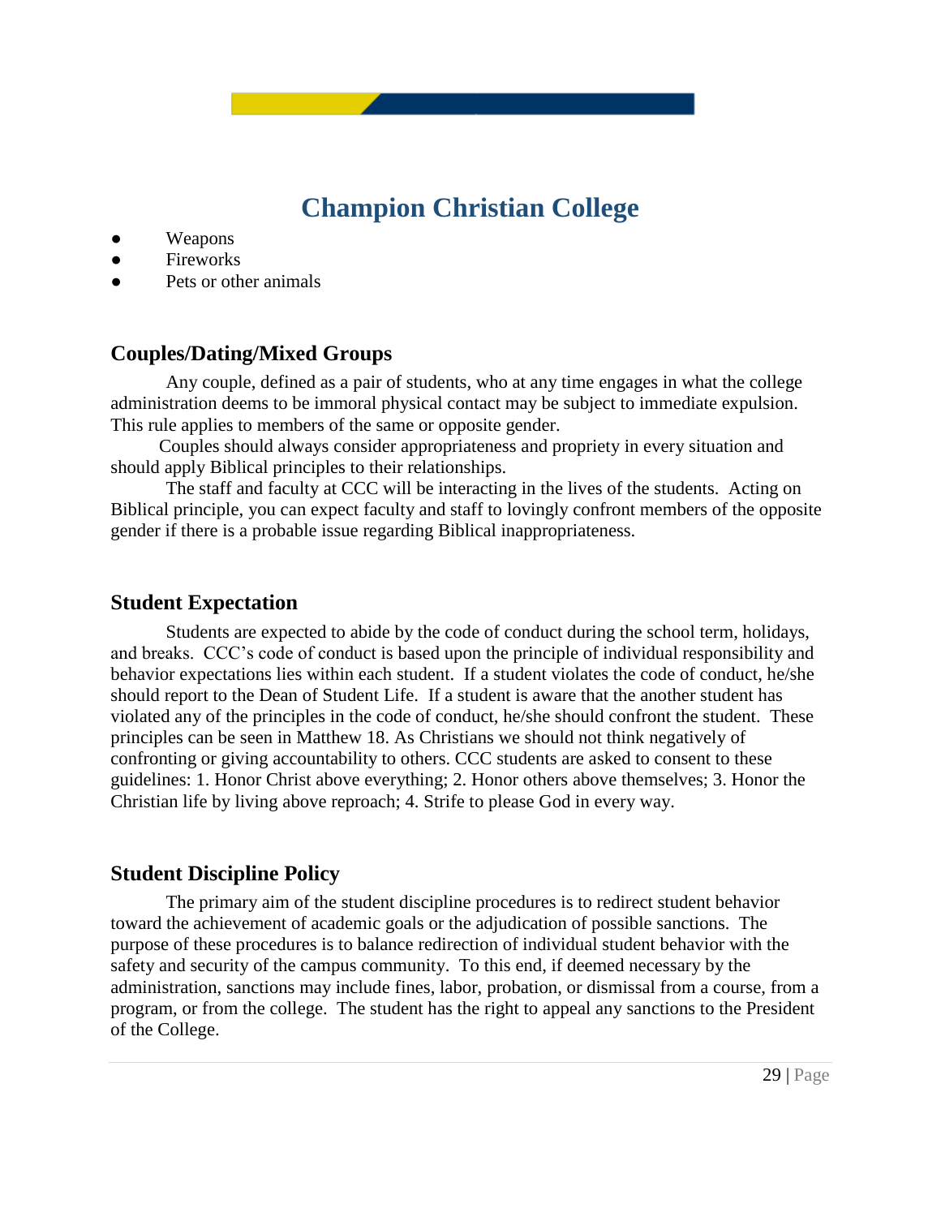- Weapons
- Fireworks
- Pets or other animals

## Couples/Dating/Mixed Groups

Any couple, defined as a pair of students, who at any time engages in what the college administration deems to be immoral physical contact may be subject to immediate expulsion. This rule applies to members of the same or opposite gender.

Couples should always consider appropriateness and propriety in every situation and should apply Biblical principles to their relationships.

The staff and faculty at CCC will be interacting in the lives of the students. Acting on Biblical principle, you can expect faculty and staff to lovingly confront members of the opposite gender if there is a probable issue regarding Biblical inappropriateness.

## Student Expectation

Students are expected to abide by the code of conduct during the school term, holidays, and breaks. CCC's code of conduct is based upon the principle of individual responsibility and behavior expectations lies within each student. If a student violates the code of conduct, he/she should report to the Dean of Student Life. If a student is aware that the another student has violated any of the principles in the code of conduct, he/she should confront the student. These principles can be seen in Matthew 18. As Christians we should not think negatively of confronting or giving accountability to others. CCC students are asked to consent to these guidelines: 1. Honor Christ above everything; 2. Honor others above themselves; 3. Honor the Christian life by living above reproach; 4. Strife to please God in every way.

## Student Discipline Policy

The primary aim of the student discipline procedures is to redirect student behavior toward the achievement of academic goals or the adjudication of possible sanctions. The purpose of these procedures is to balance redirection of individual student behavior with the safety and security of the campus community. To this end, if deemed necessary by the administration, sanctions may include fines, labor, probation, or dismissal from a course, from a program, or from the college. The student has the right to appeal any sanctions to the President of the College.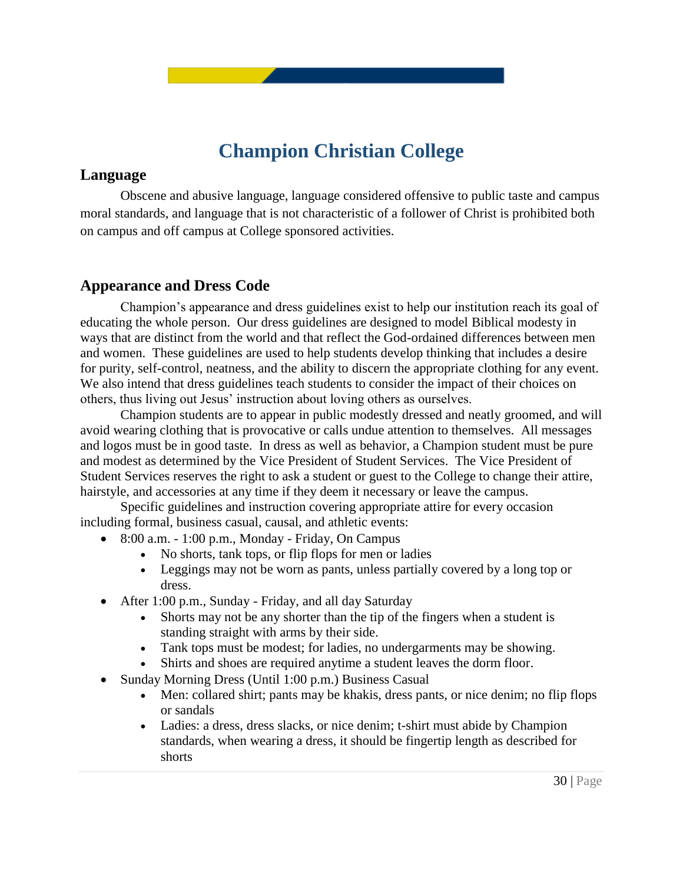# Champion Christian College

## Language

Obscene and abusive language, language considered offensive to public taste and campus moral standards, and language that is not characteristic of a follower of Christ is prohibited both on campus and off campus at College sponsored activities.

## Appearance and Dress Code

Champion's appearance and dress guidelines exist to help our institution reach its goal of educating the whole person. Our dress guidelines are designed to model Biblical modesty in ways that are distinct from the world and that reflect the God-ordained differences between men and women. These guidelines are used to help students develop thinking that includes a desire for purity, self-control, neatness, and the ability to discern the appropriate clothing for any event. We also intend that dress guidelines teach students to consider the impact of their choices on others, thus living out Jesus' instruction about loving others as ourselves.

Champion students are to appear in public modestly dressed and neatly groomed, and will avoid wearing clothing that is provocative or calls undue attention to themselves. All messages and logos must be in good taste. In dress as well as behavior, a Champion student must be pure and modest as determined by the Vice President of Student Services. The Vice President of Student Services reserves the right to ask a student or guest to the College to change their attire, hairstyle, and accessories at any time if they deem it necessary or leave the campus.

Specific guidelines and instruction covering appropriate attire for every occasion including formal, business casual, causal, and athletic events:

- 8:00 a.m. - 1:00 p.m., Monday - Friday, On Campus
  - No shorts, tank tops, or flip flops for men or ladies
  - Leggings may not be worn as pants, unless partially covered by a long top or dress.
- After 1:00 p.m., Sunday - Friday, and all day Saturday
  - Shorts may not be any shorter than the tip of the fingers when a student is standing straight with arms by their side.
  - Tank tops must be modest; for ladies, no undergarments may be showing.
  - Shirts and shoes are required anytime a student leaves the dorm floor.
- Sunday Morning Dress (Until 1:00 p.m.) Business Casual
  - Men: collared shirt; pants may be khakis, dress pants, or nice denim; no flip flops or sandals
  - Ladies: a dress, dress slacks, or nice denim; t-shirt must abide by Champion standards, when wearing a dress, it should be fingertip length as described for shorts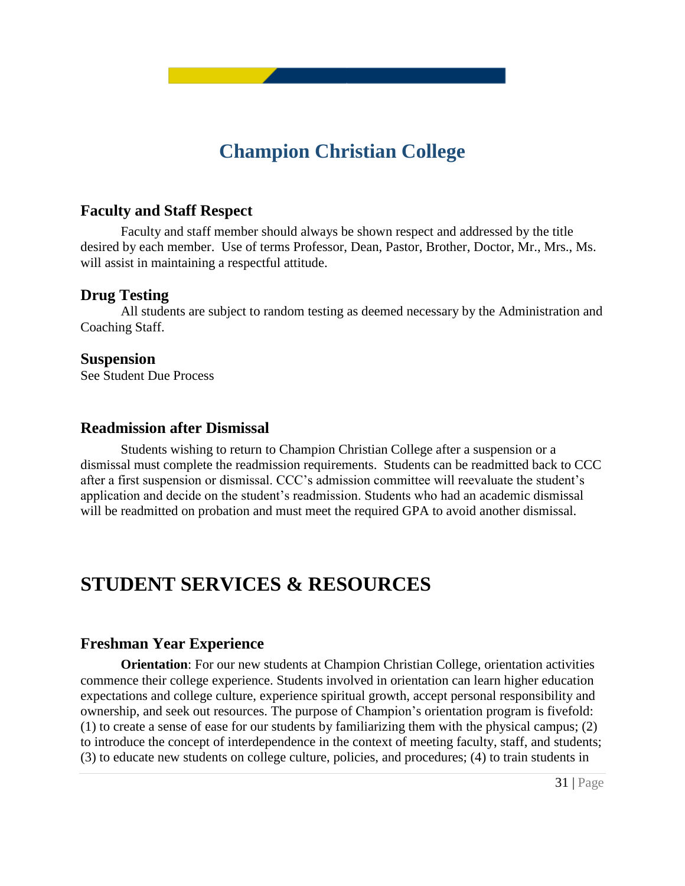## Faculty and Staff Respect

Faculty and staff member should always be shown respect and addressed by the title desired by each member. Use of terms Professor, Dean, Pastor, Brother, Doctor, Mr., Mrs., Ms. will assist in maintaining a respectful attitude.

## Drug Testing

All students are subject to random testing as deemed necessary by the Administration and Coaching Staff.

## Suspension

See Student Due Process

## Readmission after Dismissal

Students wishing to return to Champion Christian College after a suspension or a dismissal must complete the readmission requirements. Students can be readmitted back to CCC after a first suspension or dismissal. CCC's admission committee will reevaluate the student's application and decide on the student's readmission. Students who had an academic dismissal will be readmitted on probation and must meet the required GPA to avoid another dismissal.

# STUDENT SERVICES & RESOURCES

## Freshman Year Experience

**Orientation**: For our new students at Champion Christian College, orientation activities commence their college experience. Students involved in orientation can learn higher education expectations and college culture, experience spiritual growth, accept personal responsibility and ownership, and seek out resources. The purpose of Champion's orientation program is fivefold: (1) to create a sense of ease for our students by familiarizing them with the physical campus; (2) to introduce the concept of interdependence in the context of meeting faculty, staff, and students; (3) to educate new students on college culture, policies, and procedures; (4) to train students in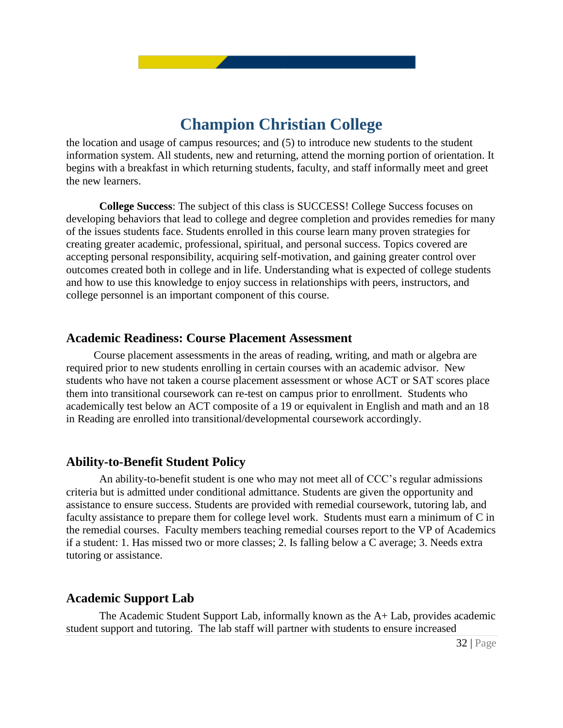the location and usage of campus resources; and (5) to introduce new students to the student information system. All students, new and returning, attend the morning portion of orientation. It begins with a breakfast in which returning students, faculty, and staff informally meet and greet the new learners.

**College Success**: The subject of this class is SUCCESS! College Success focuses on developing behaviors that lead to college and degree completion and provides remedies for many of the issues students face. Students enrolled in this course learn many proven strategies for creating greater academic, professional, spiritual, and personal success. Topics covered are accepting personal responsibility, acquiring self-motivation, and gaining greater control over outcomes created both in college and in life. Understanding what is expected of college students and how to use this knowledge to enjoy success in relationships with peers, instructors, and college personnel is an important component of this course.

## Academic Readiness: Course Placement Assessment

Course placement assessments in the areas of reading, writing, and math or algebra are required prior to new students enrolling in certain courses with an academic advisor. New students who have not taken a course placement assessment or whose ACT or SAT scores place them into transitional coursework can re-test on campus prior to enrollment. Students who academically test below an ACT composite of a 19 or equivalent in English and math and an 18 in Reading are enrolled into transitional/developmental coursework accordingly.

## Ability-to-Benefit Student Policy

An ability-to-benefit student is one who may not meet all of CCC's regular admissions criteria but is admitted under conditional admittance. Students are given the opportunity and assistance to ensure success. Students are provided with remedial coursework, tutoring lab, and faculty assistance to prepare them for college level work. Students must earn a minimum of C in the remedial courses. Faculty members teaching remedial courses report to the VP of Academics if a student: 1. Has missed two or more classes; 2. Is falling below a C average; 3. Needs extra tutoring or assistance.

## Academic Support Lab

The Academic Student Support Lab, informally known as the A+ Lab, provides academic student support and tutoring. The lab staff will partner with students to ensure increased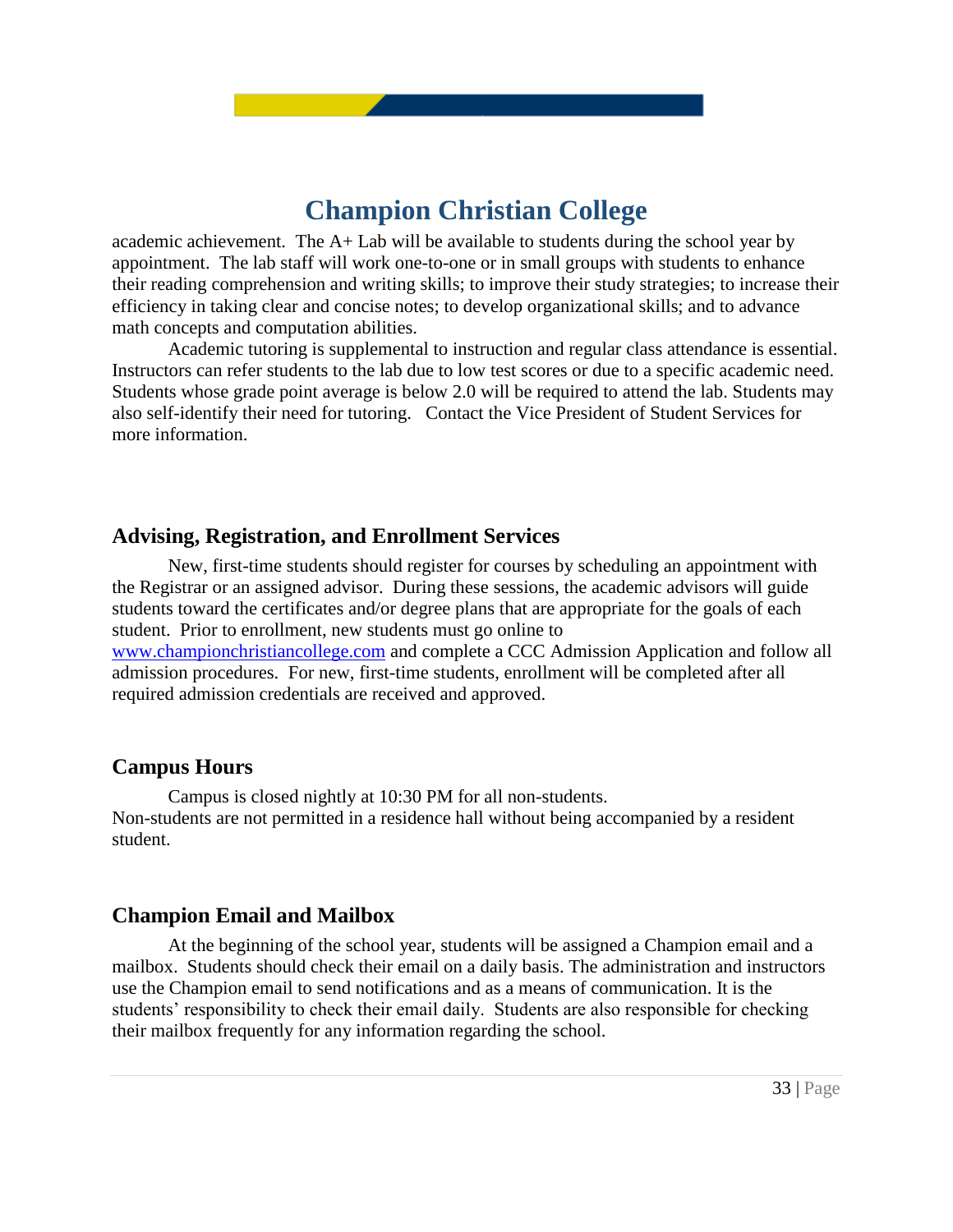academic achievement. The A+ Lab will be available to students during the school year by appointment. The lab staff will work one-to-one or in small groups with students to enhance their reading comprehension and writing skills; to improve their study strategies; to increase their efficiency in taking clear and concise notes; to develop organizational skills; and to advance math concepts and computation abilities.

Academic tutoring is supplemental to instruction and regular class attendance is essential. Instructors can refer students to the lab due to low test scores or due to a specific academic need. Students whose grade point average is below 2.0 will be required to attend the lab. Students may also self-identify their need for tutoring. Contact the Vice President of Student Services for more information.

## Advising, Registration, and Enrollment Services

New, first-time students should register for courses by scheduling an appointment with the Registrar or an assigned advisor. During these sessions, the academic advisors will guide students toward the certificates and/or degree plans that are appropriate for the goals of each student. Prior to enrollment, new students must go online to [www.championchristiancollege.com](http://www.championchristiancollege.com) and complete a CCC Admission Application and follow all admission procedures. For new, first-time students, enrollment will be completed after all required admission credentials are received and approved.

## Campus Hours

Campus is closed nightly at 10:30 PM for all non-students.
Non-students are not permitted in a residence hall without being accompanied by a resident student.

## Champion Email and Mailbox

At the beginning of the school year, students will be assigned a Champion email and a mailbox. Students should check their email on a daily basis. The administration and instructors use the Champion email to send notifications and as a means of communication. It is the students' responsibility to check their email daily. Students are also responsible for checking their mailbox frequently for any information regarding the school.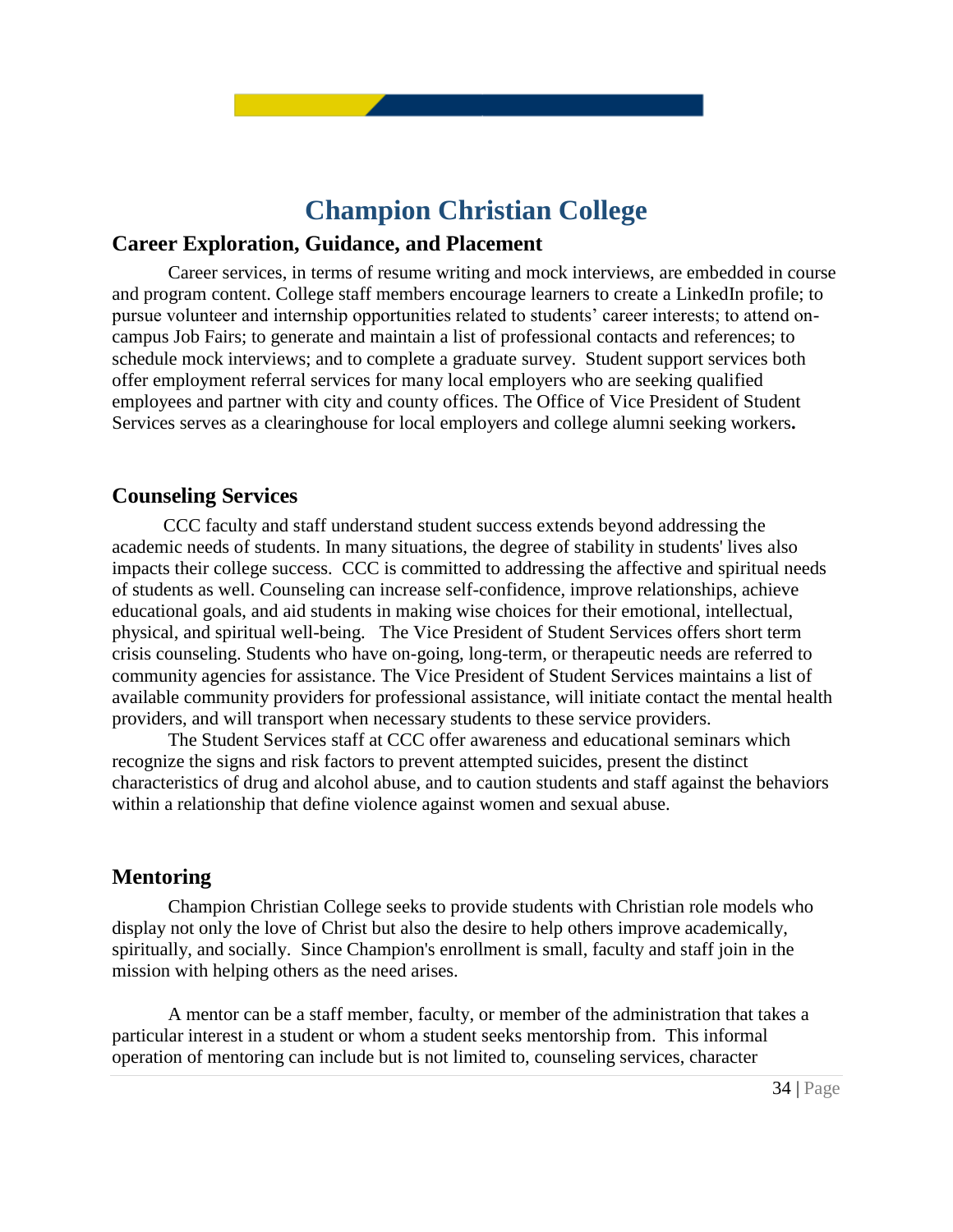# Champion Christian College

## Career Exploration, Guidance, and Placement

Career services, in terms of resume writing and mock interviews, are embedded in course and program content. College staff members encourage learners to create a LinkedIn profile; to pursue volunteer and internship opportunities related to students' career interests; to attend on-campus Job Fairs; to generate and maintain a list of professional contacts and references; to schedule mock interviews; and to complete a graduate survey. Student support services both offer employment referral services for many local employers who are seeking qualified employees and partner with city and county offices. The Office of Vice President of Student Services serves as a clearinghouse for local employers and college alumni seeking workers**.**

## Counseling Services

CCC faculty and staff understand student success extends beyond addressing the academic needs of students. In many situations, the degree of stability in students' lives also impacts their college success. CCC is committed to addressing the affective and spiritual needs of students as well. Counseling can increase self-confidence, improve relationships, achieve educational goals, and aid students in making wise choices for their emotional, intellectual, physical, and spiritual well-being. The Vice President of Student Services offers short term crisis counseling. Students who have on-going, long-term, or therapeutic needs are referred to community agencies for assistance. The Vice President of Student Services maintains a list of available community providers for professional assistance, will initiate contact the mental health providers, and will transport when necessary students to these service providers.

The Student Services staff at CCC offer awareness and educational seminars which recognize the signs and risk factors to prevent attempted suicides, present the distinct characteristics of drug and alcohol abuse, and to caution students and staff against the behaviors within a relationship that define violence against women and sexual abuse.

## Mentoring

Champion Christian College seeks to provide students with Christian role models who display not only the love of Christ but also the desire to help others improve academically, spiritually, and socially. Since Champion's enrollment is small, faculty and staff join in the mission with helping others as the need arises.

A mentor can be a staff member, faculty, or member of the administration that takes a particular interest in a student or whom a student seeks mentorship from. This informal operation of mentoring can include but is not limited to, counseling services, character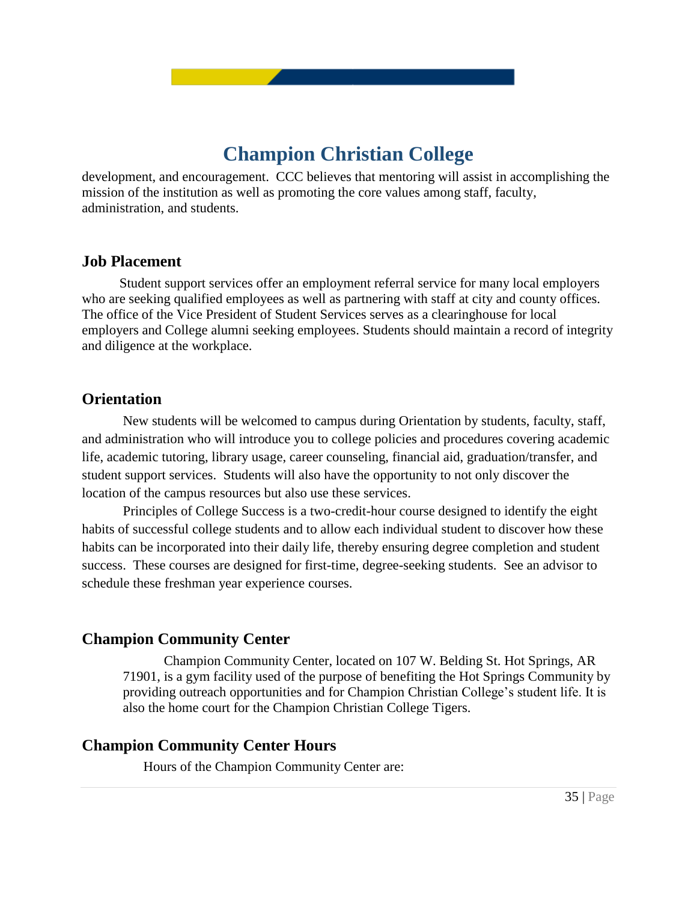development, and encouragement. CCC believes that mentoring will assist in accomplishing the mission of the institution as well as promoting the core values among staff, faculty, administration, and students.

## Job Placement

Student support services offer an employment referral service for many local employers who are seeking qualified employees as well as partnering with staff at city and county offices. The office of the Vice President of Student Services serves as a clearinghouse for local employers and College alumni seeking employees. Students should maintain a record of integrity and diligence at the workplace.

## Orientation

New students will be welcomed to campus during Orientation by students, faculty, staff, and administration who will introduce you to college policies and procedures covering academic life, academic tutoring, library usage, career counseling, financial aid, graduation/transfer, and student support services. Students will also have the opportunity to not only discover the location of the campus resources but also use these services.

Principles of College Success is a two-credit-hour course designed to identify the eight habits of successful college students and to allow each individual student to discover how these habits can be incorporated into their daily life, thereby ensuring degree completion and student success. These courses are designed for first-time, degree-seeking students. See an advisor to schedule these freshman year experience courses.

## Champion Community Center

Champion Community Center, located on 107 W. Belding St. Hot Springs, AR 71901, is a gym facility used of the purpose of benefiting the Hot Springs Community by providing outreach opportunities and for Champion Christian College's student life. It is also the home court for the Champion Christian College Tigers.

## Champion Community Center Hours

Hours of the Champion Community Center are: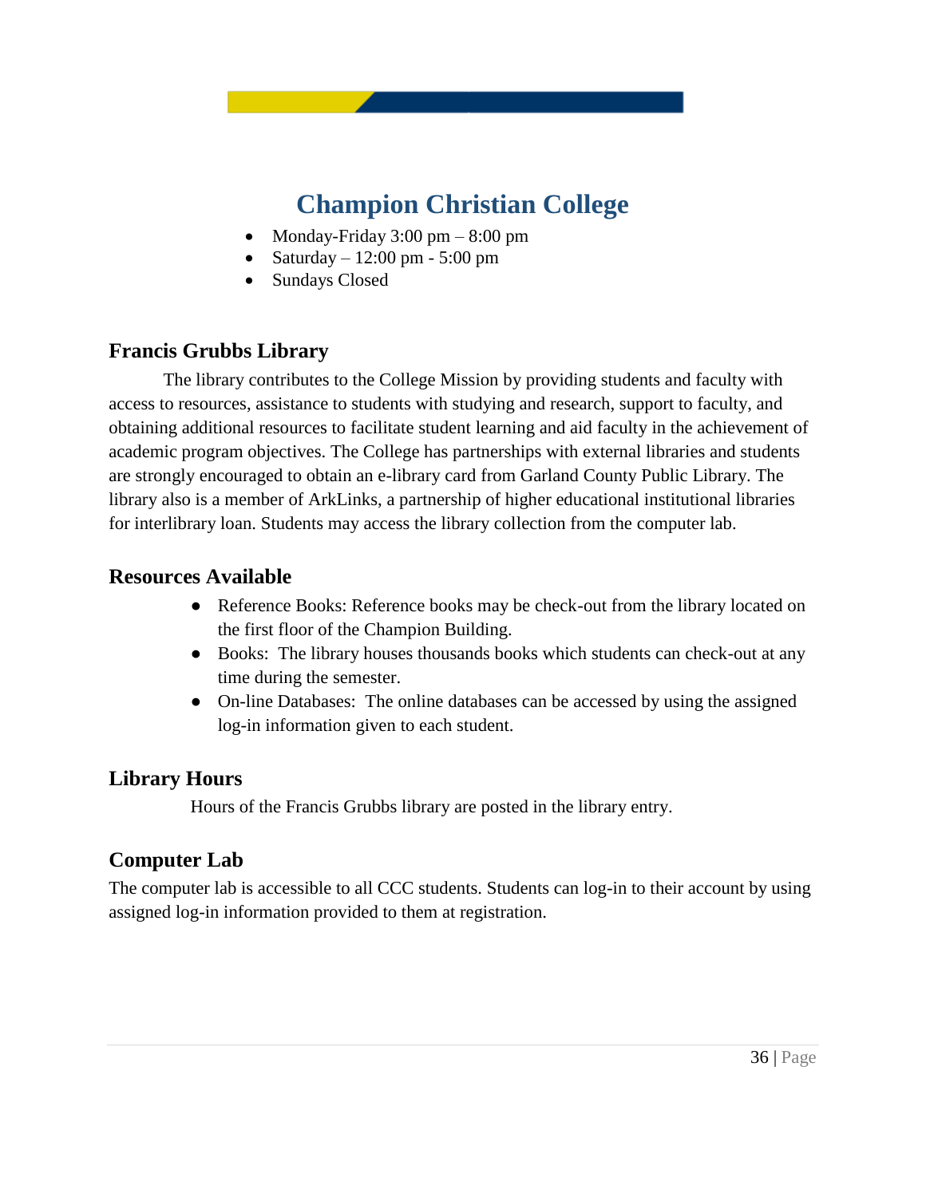# Champion Christian College

- Monday-Friday 3:00 pm – 8:00 pm
- Saturday – 12:00 pm - 5:00 pm
- Sundays Closed

## Francis Grubbs Library

The library contributes to the College Mission by providing students and faculty with access to resources, assistance to students with studying and research, support to faculty, and obtaining additional resources to facilitate student learning and aid faculty in the achievement of academic program objectives. The College has partnerships with external libraries and students are strongly encouraged to obtain an e-library card from Garland County Public Library. The library also is a member of ArkLinks, a partnership of higher educational institutional libraries for interlibrary loan. Students may access the library collection from the computer lab.

## Resources Available

- Reference Books: Reference books may be check-out from the library located on the first floor of the Champion Building.
- Books: The library houses thousands books which students can check-out at any time during the semester.
- On-line Databases: The online databases can be accessed by using the assigned log-in information given to each student.

## Library Hours

Hours of the Francis Grubbs library are posted in the library entry.

## Computer Lab

The computer lab is accessible to all CCC students. Students can log-in to their account by using assigned log-in information provided to them at registration.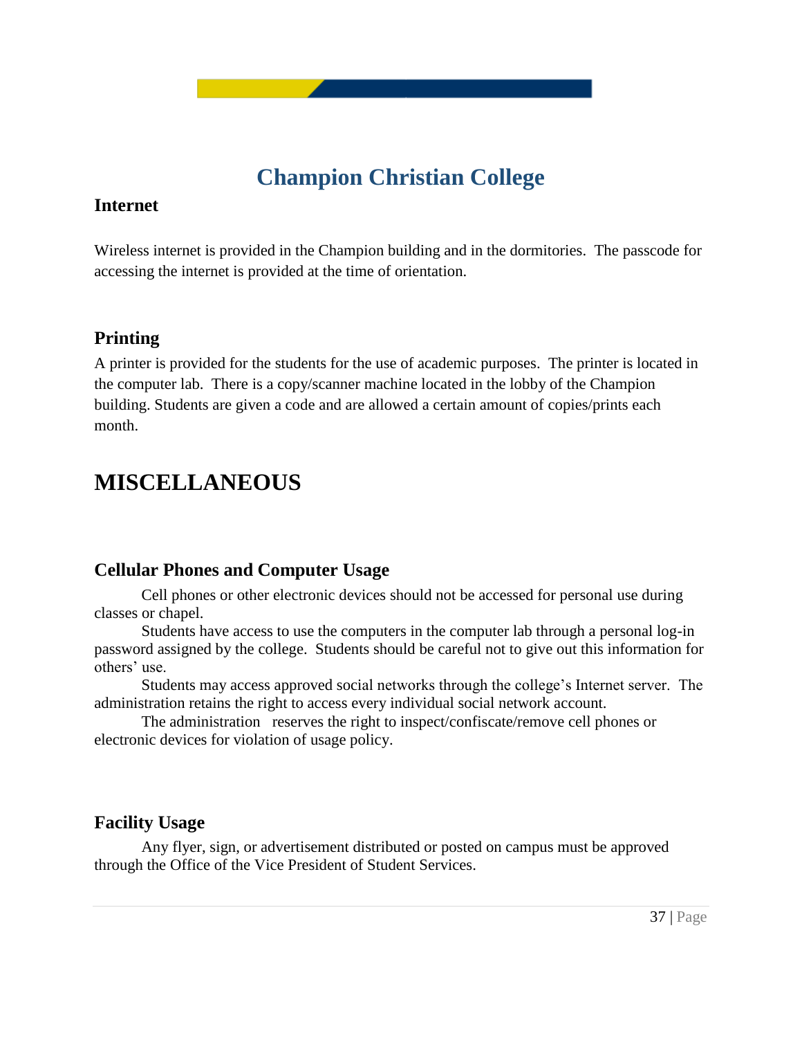## Internet

Wireless internet is provided in the Champion building and in the dormitories. The passcode for accessing the internet is provided at the time of orientation.

## Printing

A printer is provided for the students for the use of academic purposes. The printer is located in the computer lab. There is a copy/scanner machine located in the lobby of the Champion building. Students are given a code and are allowed a certain amount of copies/prints each month.

# MISCELLANEOUS

## Cellular Phones and Computer Usage

Cell phones or other electronic devices should not be accessed for personal use during classes or chapel.

Students have access to use the computers in the computer lab through a personal log-in password assigned by the college. Students should be careful not to give out this information for others' use.

Students may access approved social networks through the college's Internet server. The administration retains the right to access every individual social network account.

The administration reserves the right to inspect/confiscate/remove cell phones or electronic devices for violation of usage policy.

## Facility Usage

Any flyer, sign, or advertisement distributed or posted on campus must be approved through the Office of the Vice President of Student Services.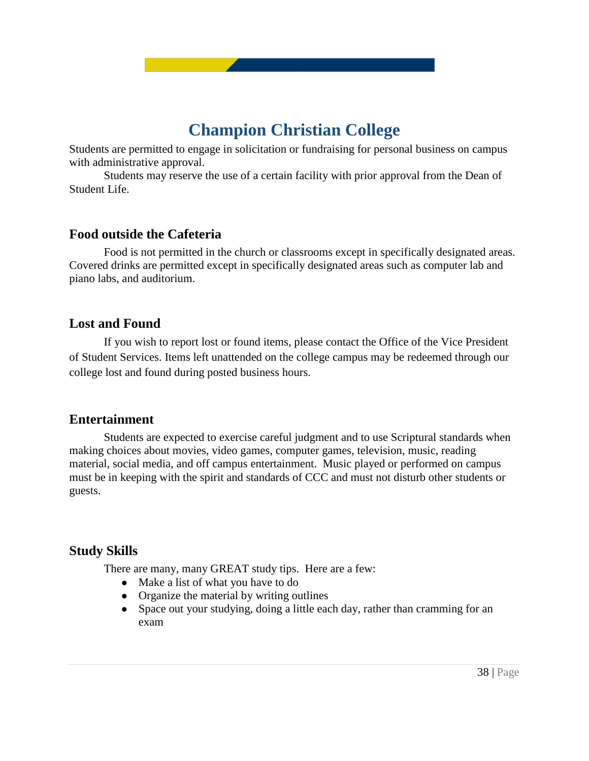Students are permitted to engage in solicitation or fundraising for personal business on campus with administrative approval.

Students may reserve the use of a certain facility with prior approval from the Dean of Student Life.

## Food outside the Cafeteria

Food is not permitted in the church or classrooms except in specifically designated areas. Covered drinks are permitted except in specifically designated areas such as computer lab and piano labs, and auditorium.

## Lost and Found

If you wish to report lost or found items, please contact the Office of the Vice President of Student Services. Items left unattended on the college campus may be redeemed through our college lost and found during posted business hours.

## Entertainment

Students are expected to exercise careful judgment and to use Scriptural standards when making choices about movies, video games, computer games, television, music, reading material, social media, and off campus entertainment. Music played or performed on campus must be in keeping with the spirit and standards of CCC and must not disturb other students or guests.

## Study Skills

There are many, many GREAT study tips. Here are a few:

- Make a list of what you have to do
- Organize the material by writing outlines
- Space out your studying, doing a little each day, rather than cramming for an exam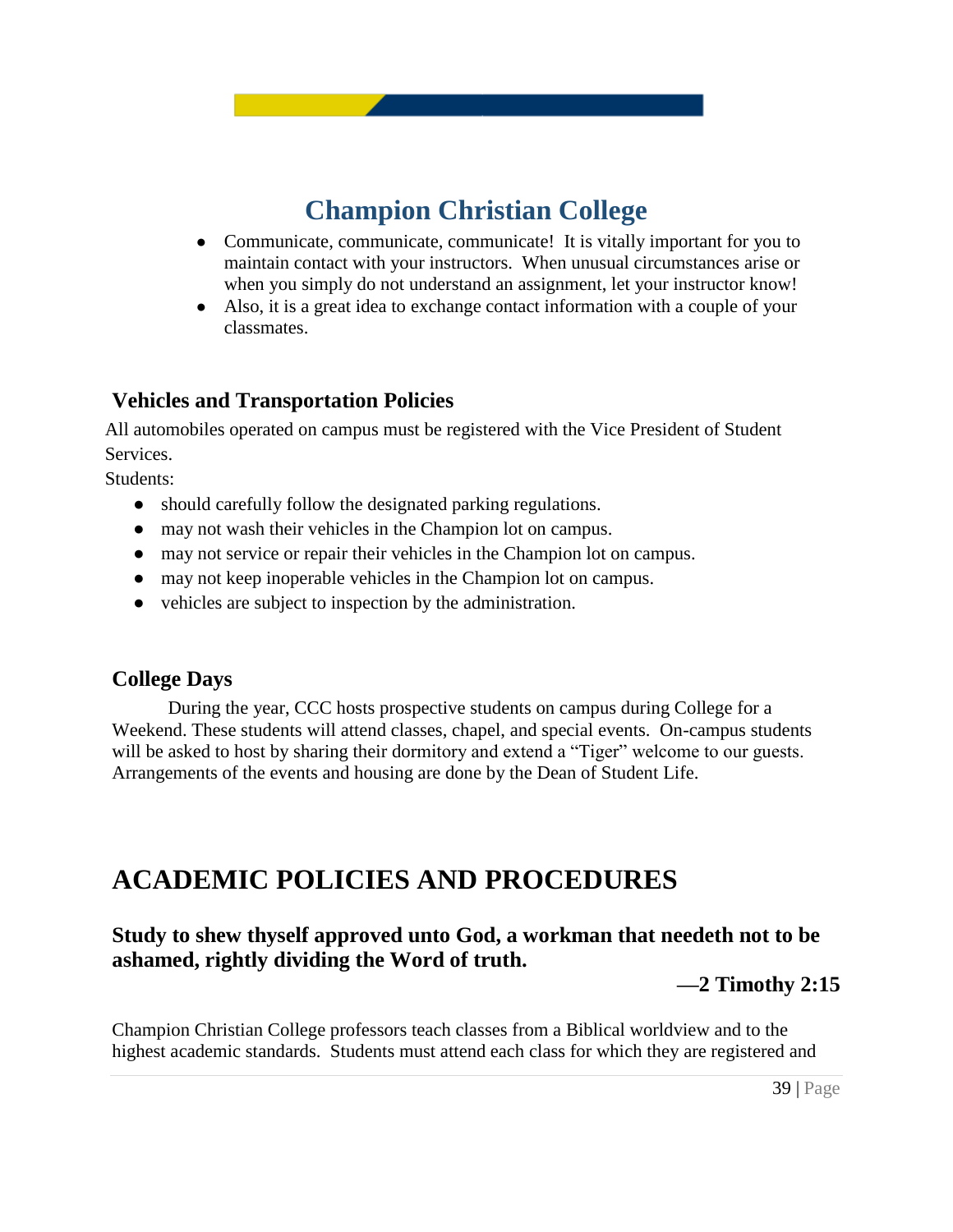- Communicate, communicate, communicate! It is vitally important for you to maintain contact with your instructors. When unusual circumstances arise or when you simply do not understand an assignment, let your instructor know!
- Also, it is a great idea to exchange contact information with a couple of your classmates.

### Vehicles and Transportation Policies

All automobiles operated on campus must be registered with the Vice President of Student Services.

Students:

- should carefully follow the designated parking regulations.
- may not wash their vehicles in the Champion lot on campus.
- may not service or repair their vehicles in the Champion lot on campus.
- may not keep inoperable vehicles in the Champion lot on campus.
- vehicles are subject to inspection by the administration.

### College Days

During the year, CCC hosts prospective students on campus during College for a Weekend. These students will attend classes, chapel, and special events. On-campus students will be asked to host by sharing their dormitory and extend a "Tiger" welcome to our guests. Arrangements of the events and housing are done by the Dean of Student Life.

## ACADEMIC POLICIES AND PROCEDURES

**Study to shew thyself approved unto God, a workman that needeth not to be ashamed, rightly dividing the Word of truth.**

**—2 Timothy 2:15**

Champion Christian College professors teach classes from a Biblical worldview and to the highest academic standards. Students must attend each class for which they are registered and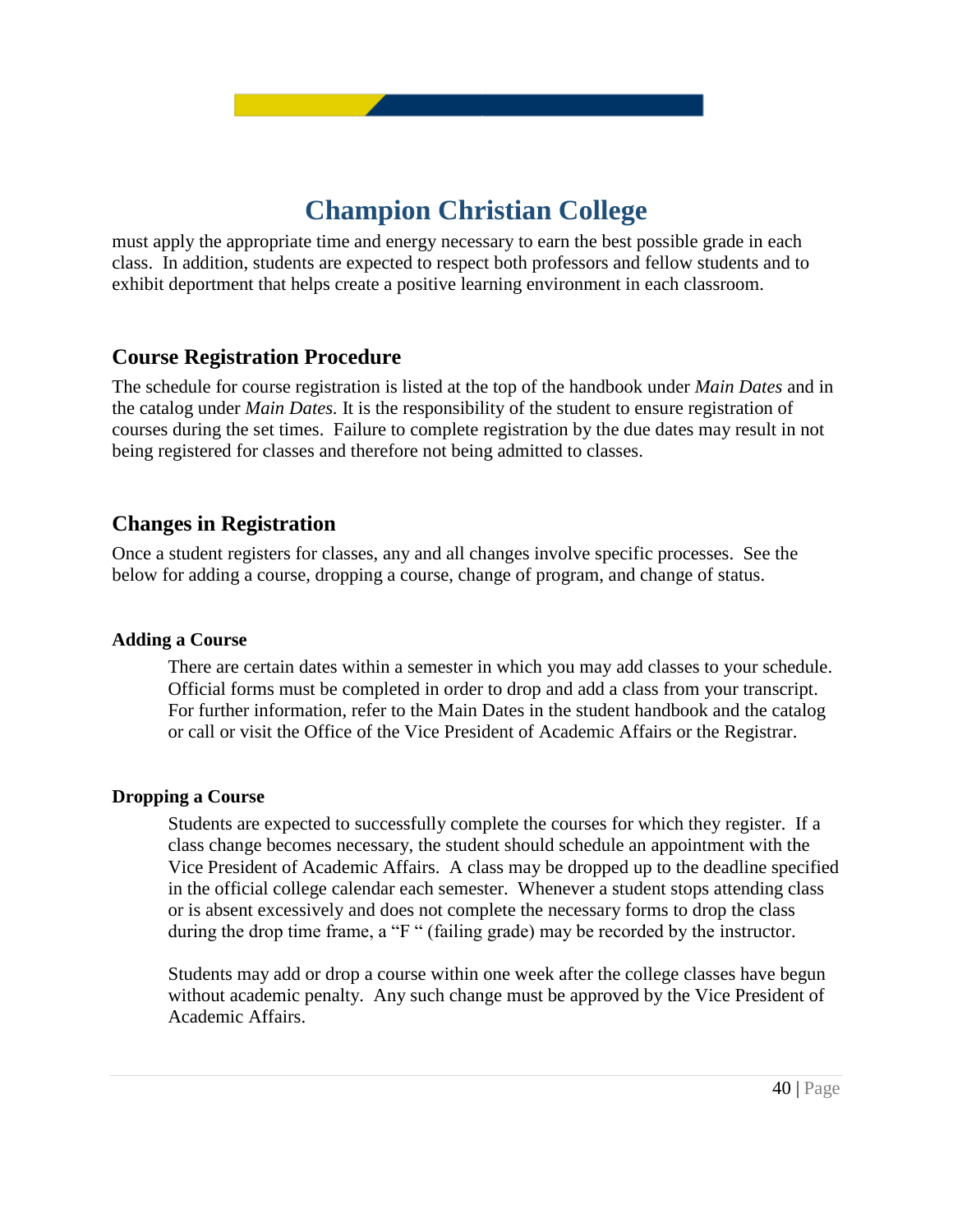must apply the appropriate time and energy necessary to earn the best possible grade in each class. In addition, students are expected to respect both professors and fellow students and to exhibit deportment that helps create a positive learning environment in each classroom.

## Course Registration Procedure

The schedule for course registration is listed at the top of the handbook under *Main Dates* and in the catalog under *Main Dates.* It is the responsibility of the student to ensure registration of courses during the set times. Failure to complete registration by the due dates may result in not being registered for classes and therefore not being admitted to classes.

## Changes in Registration

Once a student registers for classes, any and all changes involve specific processes. See the below for adding a course, dropping a course, change of program, and change of status.

### Adding a Course

There are certain dates within a semester in which you may add classes to your schedule. Official forms must be completed in order to drop and add a class from your transcript. For further information, refer to the Main Dates in the student handbook and the catalog or call or visit the Office of the Vice President of Academic Affairs or the Registrar.

### Dropping a Course

Students are expected to successfully complete the courses for which they register. If a class change becomes necessary, the student should schedule an appointment with the Vice President of Academic Affairs. A class may be dropped up to the deadline specified in the official college calendar each semester. Whenever a student stops attending class or is absent excessively and does not complete the necessary forms to drop the class during the drop time frame, a "F " (failing grade) may be recorded by the instructor.

Students may add or drop a course within one week after the college classes have begun without academic penalty. Any such change must be approved by the Vice President of Academic Affairs.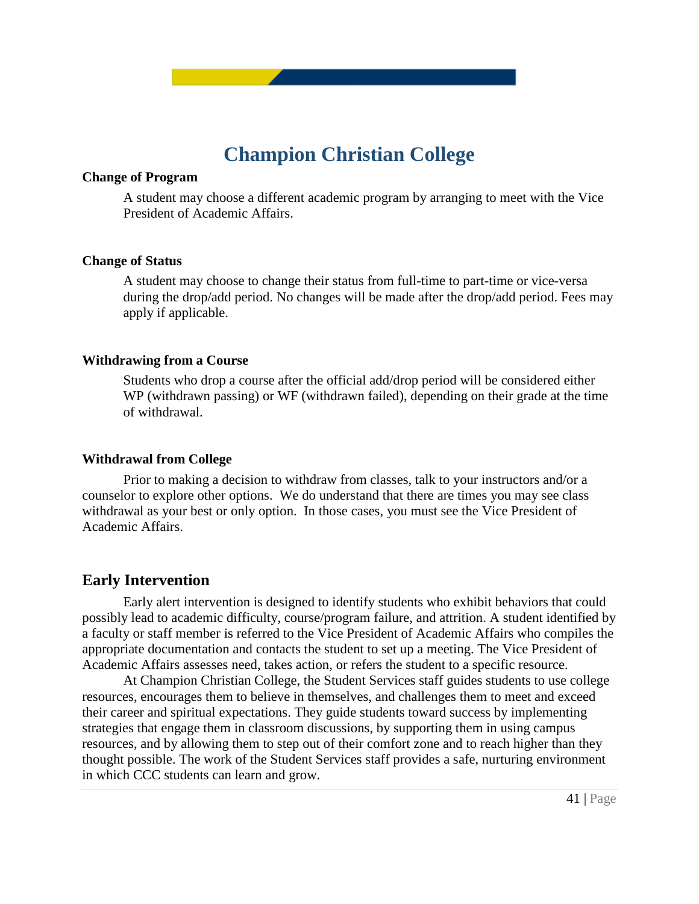**Change of Program**

A student may choose a different academic program by arranging to meet with the Vice President of Academic Affairs.

**Change of Status**

A student may choose to change their status from full-time to part-time or vice-versa during the drop/add period. No changes will be made after the drop/add period. Fees may apply if applicable.

**Withdrawing from a Course**

Students who drop a course after the official add/drop period will be considered either WP (withdrawn passing) or WF (withdrawn failed), depending on their grade at the time of withdrawal.

**Withdrawal from College**

Prior to making a decision to withdraw from classes, talk to your instructors and/or a counselor to explore other options. We do understand that there are times you may see class withdrawal as your best or only option. In those cases, you must see the Vice President of Academic Affairs.

## Early Intervention

Early alert intervention is designed to identify students who exhibit behaviors that could possibly lead to academic difficulty, course/program failure, and attrition. A student identified by a faculty or staff member is referred to the Vice President of Academic Affairs who compiles the appropriate documentation and contacts the student to set up a meeting. The Vice President of Academic Affairs assesses need, takes action, or refers the student to a specific resource.

At Champion Christian College, the Student Services staff guides students to use college resources, encourages them to believe in themselves, and challenges them to meet and exceed their career and spiritual expectations. They guide students toward success by implementing strategies that engage them in classroom discussions, by supporting them in using campus resources, and by allowing them to step out of their comfort zone and to reach higher than they thought possible. The work of the Student Services staff provides a safe, nurturing environment in which CCC students can learn and grow.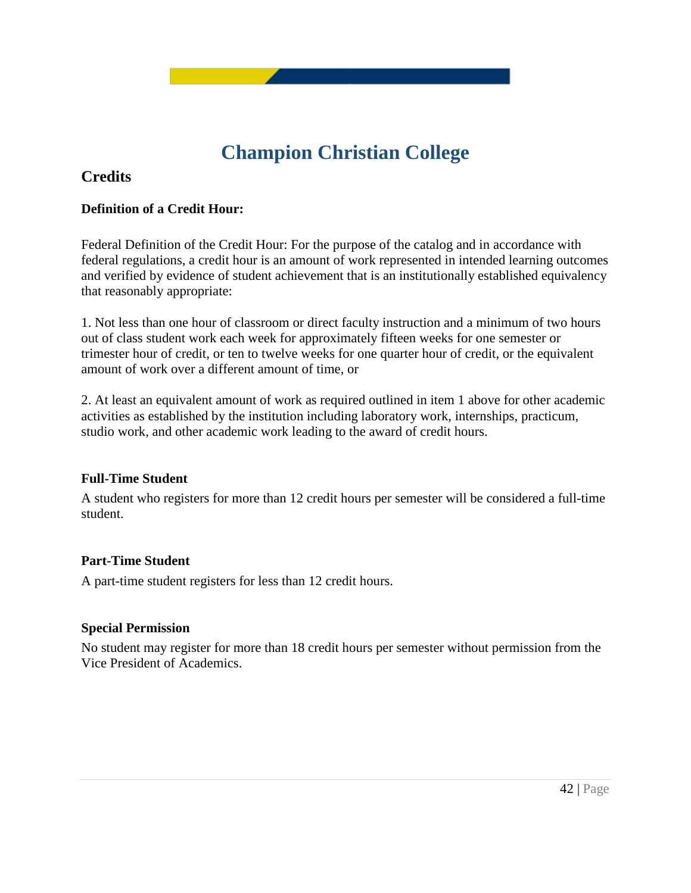# Champion Christian College

## Credits

**Definition of a Credit Hour:**

Federal Definition of the Credit Hour: For the purpose of the catalog and in accordance with federal regulations, a credit hour is an amount of work represented in intended learning outcomes and verified by evidence of student achievement that is an institutionally established equivalency that reasonably appropriate:

1. Not less than one hour of classroom or direct faculty instruction and a minimum of two hours out of class student work each week for approximately fifteen weeks for one semester or trimester hour of credit, or ten to twelve weeks for one quarter hour of credit, or the equivalent amount of work over a different amount of time, or

2. At least an equivalent amount of work as required outlined in item 1 above for other academic activities as established by the institution including laboratory work, internships, practicum, studio work, and other academic work leading to the award of credit hours.

### Full-Time Student

A student who registers for more than 12 credit hours per semester will be considered a full-time student.

### Part-Time Student

A part-time student registers for less than 12 credit hours.

### Special Permission

No student may register for more than 18 credit hours per semester without permission from the Vice President of Academics.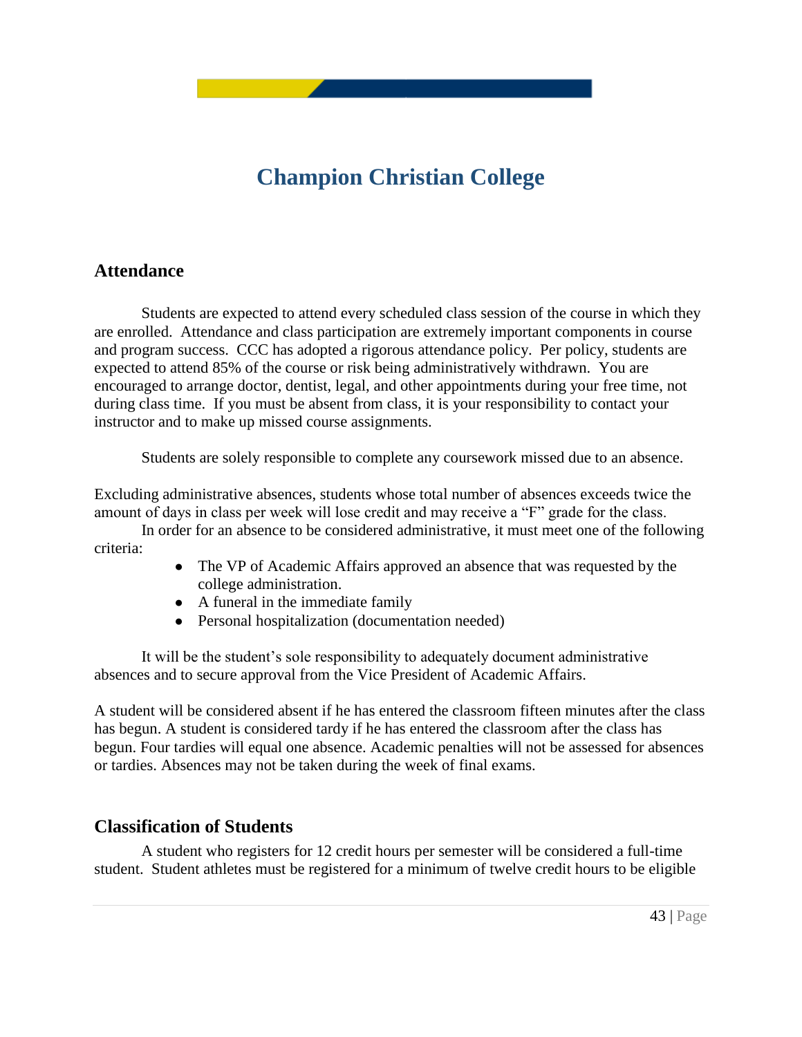# Champion Christian College

## Attendance

Students are expected to attend every scheduled class session of the course in which they are enrolled. Attendance and class participation are extremely important components in course and program success. CCC has adopted a rigorous attendance policy. Per policy, students are expected to attend 85% of the course or risk being administratively withdrawn. You are encouraged to arrange doctor, dentist, legal, and other appointments during your free time, not during class time. If you must be absent from class, it is your responsibility to contact your instructor and to make up missed course assignments.

Students are solely responsible to complete any coursework missed due to an absence.

Excluding administrative absences, students whose total number of absences exceeds twice the amount of days in class per week will lose credit and may receive a "F" grade for the class.

In order for an absence to be considered administrative, it must meet one of the following criteria:

- The VP of Academic Affairs approved an absence that was requested by the college administration.
- A funeral in the immediate family
- Personal hospitalization (documentation needed)

It will be the student's sole responsibility to adequately document administrative absences and to secure approval from the Vice President of Academic Affairs.

A student will be considered absent if he has entered the classroom fifteen minutes after the class has begun. A student is considered tardy if he has entered the classroom after the class has begun. Four tardies will equal one absence. Academic penalties will not be assessed for absences or tardies. Absences may not be taken during the week of final exams.

## Classification of Students

A student who registers for 12 credit hours per semester will be considered a full-time student. Student athletes must be registered for a minimum of twelve credit hours to be eligible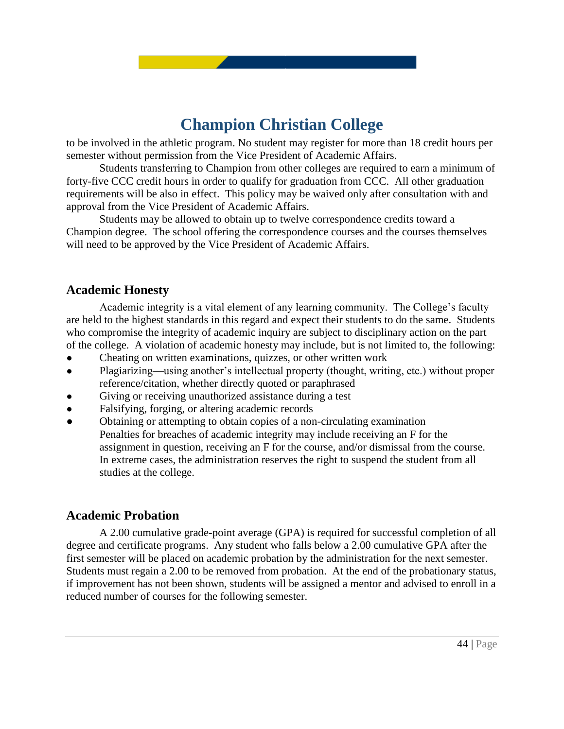to be involved in the athletic program. No student may register for more than 18 credit hours per semester without permission from the Vice President of Academic Affairs.

Students transferring to Champion from other colleges are required to earn a minimum of forty-five CCC credit hours in order to qualify for graduation from CCC. All other graduation requirements will be also in effect. This policy may be waived only after consultation with and approval from the Vice President of Academic Affairs.

Students may be allowed to obtain up to twelve correspondence credits toward a Champion degree. The school offering the correspondence courses and the courses themselves will need to be approved by the Vice President of Academic Affairs.

## Academic Honesty

Academic integrity is a vital element of any learning community. The College's faculty are held to the highest standards in this regard and expect their students to do the same. Students who compromise the integrity of academic inquiry are subject to disciplinary action on the part of the college. A violation of academic honesty may include, but is not limited to, the following:

- Cheating on written examinations, quizzes, or other written work
- Plagiarizing—using another's intellectual property (thought, writing, etc.) without proper reference/citation, whether directly quoted or paraphrased
- Giving or receiving unauthorized assistance during a test
- Falsifying, forging, or altering academic records
- Obtaining or attempting to obtain copies of a non-circulating examination

Penalties for breaches of academic integrity may include receiving an F for the assignment in question, receiving an F for the course, and/or dismissal from the course. In extreme cases, the administration reserves the right to suspend the student from all studies at the college.

## Academic Probation

A 2.00 cumulative grade-point average (GPA) is required for successful completion of all degree and certificate programs. Any student who falls below a 2.00 cumulative GPA after the first semester will be placed on academic probation by the administration for the next semester. Students must regain a 2.00 to be removed from probation. At the end of the probationary status, if improvement has not been shown, students will be assigned a mentor and advised to enroll in a reduced number of courses for the following semester.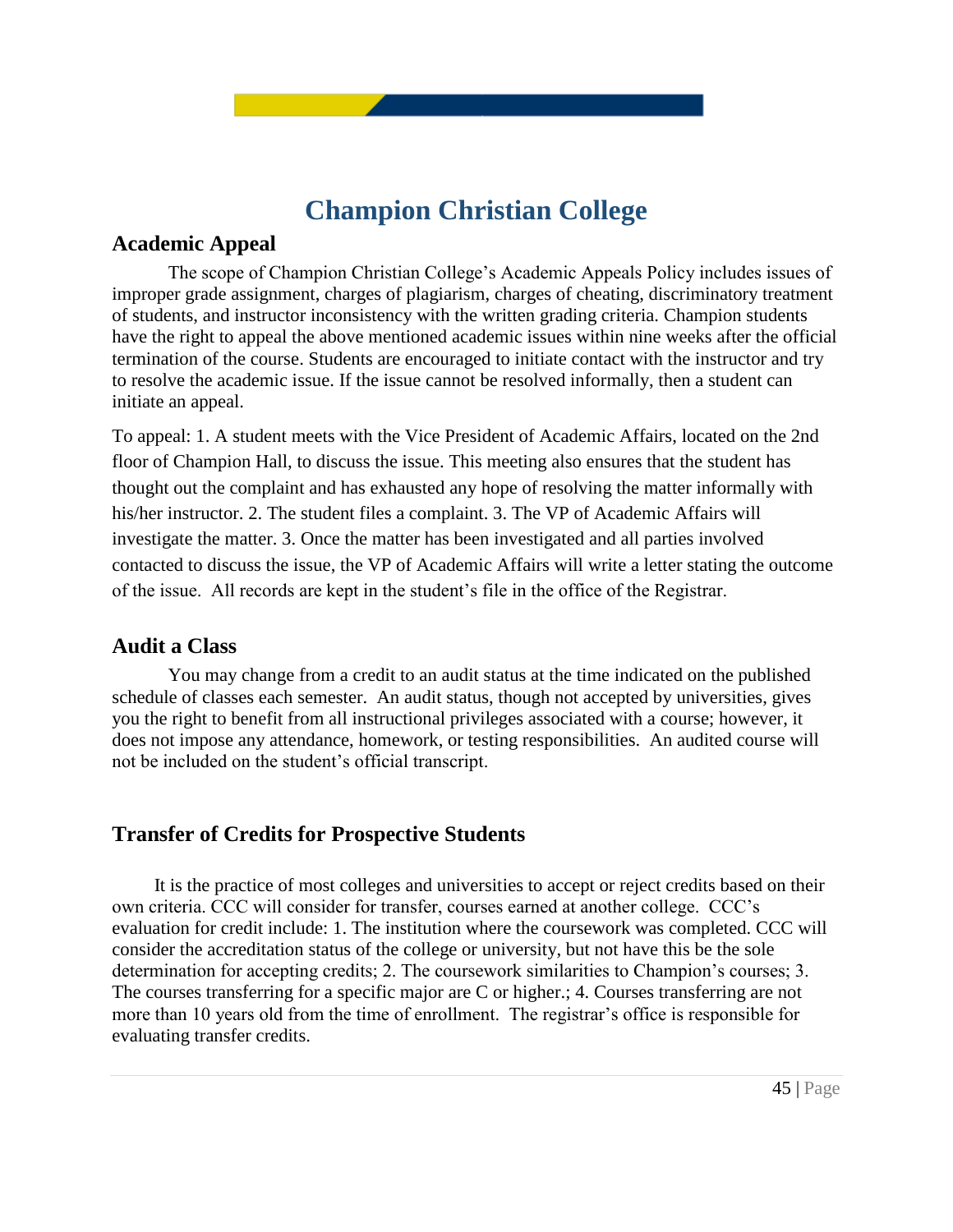# Champion Christian College

## Academic Appeal

The scope of Champion Christian College's Academic Appeals Policy includes issues of improper grade assignment, charges of plagiarism, charges of cheating, discriminatory treatment of students, and instructor inconsistency with the written grading criteria. Champion students have the right to appeal the above mentioned academic issues within nine weeks after the official termination of the course. Students are encouraged to initiate contact with the instructor and try to resolve the academic issue. If the issue cannot be resolved informally, then a student can initiate an appeal.

To appeal: 1. A student meets with the Vice President of Academic Affairs, located on the 2nd floor of Champion Hall, to discuss the issue. This meeting also ensures that the student has thought out the complaint and has exhausted any hope of resolving the matter informally with his/her instructor. 2. The student files a complaint. 3. The VP of Academic Affairs will investigate the matter. 3. Once the matter has been investigated and all parties involved contacted to discuss the issue, the VP of Academic Affairs will write a letter stating the outcome of the issue. All records are kept in the student's file in the office of the Registrar.

## Audit a Class

You may change from a credit to an audit status at the time indicated on the published schedule of classes each semester. An audit status, though not accepted by universities, gives you the right to benefit from all instructional privileges associated with a course; however, it does not impose any attendance, homework, or testing responsibilities. An audited course will not be included on the student's official transcript.

## Transfer of Credits for Prospective Students

It is the practice of most colleges and universities to accept or reject credits based on their own criteria. CCC will consider for transfer, courses earned at another college. CCC's evaluation for credit include: 1. The institution where the coursework was completed. CCC will consider the accreditation status of the college or university, but not have this be the sole determination for accepting credits; 2. The coursework similarities to Champion's courses; 3. The courses transferring for a specific major are C or higher.; 4. Courses transferring are not more than 10 years old from the time of enrollment. The registrar's office is responsible for evaluating transfer credits.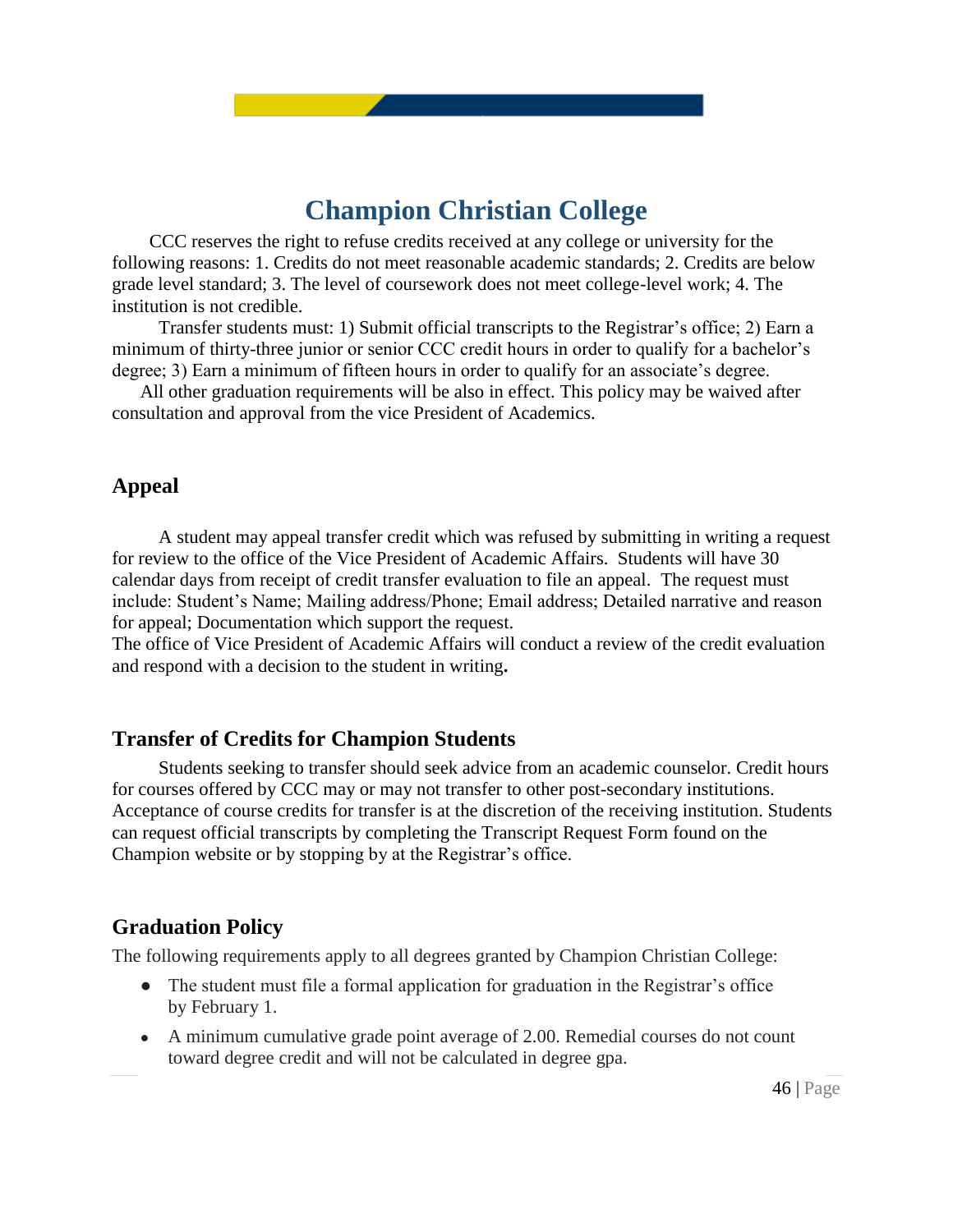# Champion Christian College

CCC reserves the right to refuse credits received at any college or university for the following reasons: 1. Credits do not meet reasonable academic standards; 2. Credits are below grade level standard; 3. The level of coursework does not meet college-level work; 4. The institution is not credible.

Transfer students must: 1) Submit official transcripts to the Registrar's office; 2) Earn a minimum of thirty-three junior or senior CCC credit hours in order to qualify for a bachelor's degree; 3) Earn a minimum of fifteen hours in order to qualify for an associate's degree.

All other graduation requirements will be also in effect. This policy may be waived after consultation and approval from the vice President of Academics.

## Appeal

A student may appeal transfer credit which was refused by submitting in writing a request for review to the office of the Vice President of Academic Affairs. Students will have 30 calendar days from receipt of credit transfer evaluation to file an appeal. The request must include: Student's Name; Mailing address/Phone; Email address; Detailed narrative and reason for appeal; Documentation which support the request.

The office of Vice President of Academic Affairs will conduct a review of the credit evaluation and respond with a decision to the student in writing**.**

## Transfer of Credits for Champion Students

Students seeking to transfer should seek advice from an academic counselor. Credit hours for courses offered by CCC may or may not transfer to other post-secondary institutions. Acceptance of course credits for transfer is at the discretion of the receiving institution. Students can request official transcripts by completing the Transcript Request Form found on the Champion website or by stopping by at the Registrar's office.

## Graduation Policy

The following requirements apply to all degrees granted by Champion Christian College:

- The student must file a formal application for graduation in the Registrar's office by February 1.
- A minimum cumulative grade point average of 2.00. Remedial courses do not count toward degree credit and will not be calculated in degree gpa.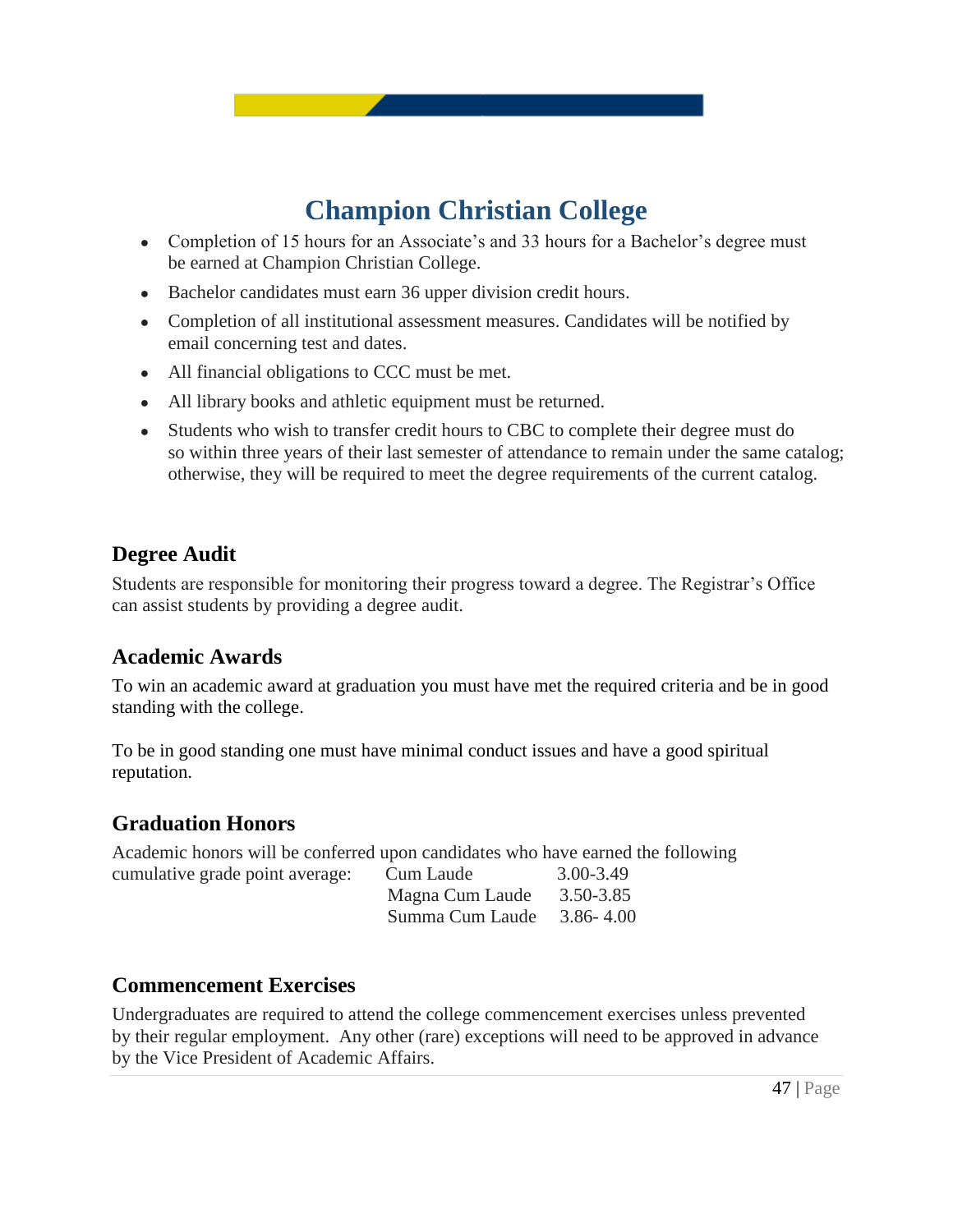- Completion of 15 hours for an Associate's and 33 hours for a Bachelor's degree must be earned at Champion Christian College.
- Bachelor candidates must earn 36 upper division credit hours.
- Completion of all institutional assessment measures. Candidates will be notified by email concerning test and dates.
- All financial obligations to CCC must be met.
- All library books and athletic equipment must be returned.
- Students who wish to transfer credit hours to CBC to complete their degree must do so within three years of their last semester of attendance to remain under the same catalog; otherwise, they will be required to meet the degree requirements of the current catalog.

## Degree Audit

Students are responsible for monitoring their progress toward a degree. The Registrar's Office can assist students by providing a degree audit.

## Academic Awards

To win an academic award at graduation you must have met the required criteria and be in good standing with the college.

To be in good standing one must have minimal conduct issues and have a good spiritual reputation.

## Graduation Honors

Academic honors will be conferred upon candidates who have earned the following cumulative grade point average:

| | |
|---|---|
| Cum Laude | 3.00-3.49 |
| Magna Cum Laude | 3.50-3.85 |
| Summa Cum Laude | 3.86- 4.00 |

## Commencement Exercises

Undergraduates are required to attend the college commencement exercises unless prevented by their regular employment. Any other (rare) exceptions will need to be approved in advance by the Vice President of Academic Affairs.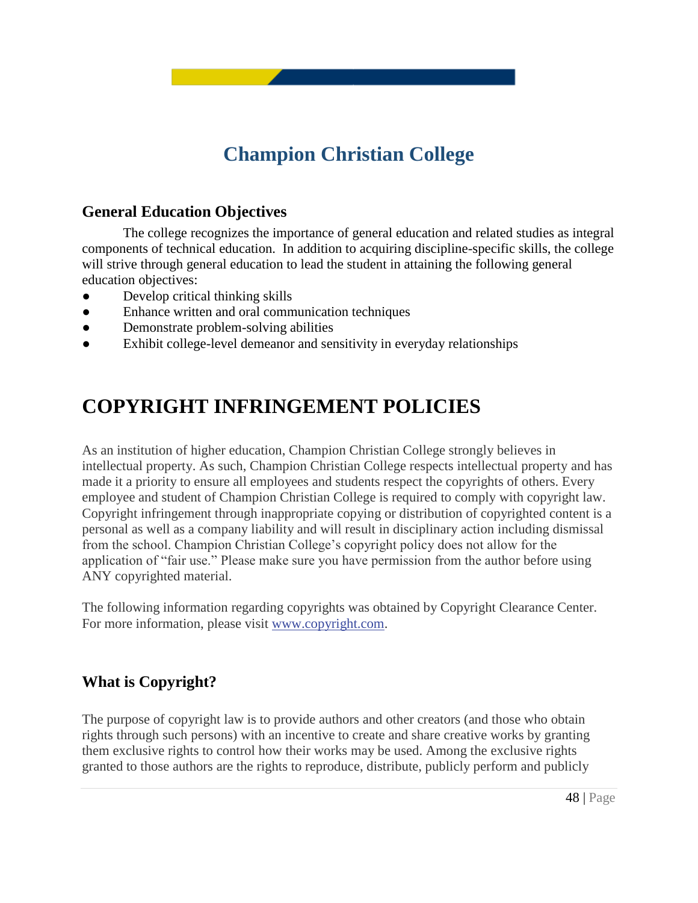## Champion Christian College

### General Education Objectives

The college recognizes the importance of general education and related studies as integral components of technical education. In addition to acquiring discipline-specific skills, the college will strive through general education to lead the student in attaining the following general education objectives:

- Develop critical thinking skills
- Enhance written and oral communication techniques
- Demonstrate problem-solving abilities
- Exhibit college-level demeanor and sensitivity in everyday relationships

# COPYRIGHT INFRINGEMENT POLICIES

As an institution of higher education, Champion Christian College strongly believes in intellectual property. As such, Champion Christian College respects intellectual property and has made it a priority to ensure all employees and students respect the copyrights of others. Every employee and student of Champion Christian College is required to comply with copyright law. Copyright infringement through inappropriate copying or distribution of copyrighted content is a personal as well as a company liability and will result in disciplinary action including dismissal from the school. Champion Christian College's copyright policy does not allow for the application of "fair use." Please make sure you have permission from the author before using ANY copyrighted material.

The following information regarding copyrights was obtained by Copyright Clearance Center. For more information, please visit [www.copyright.com](http://www.copyright.com).

### What is Copyright?

The purpose of copyright law is to provide authors and other creators (and those who obtain rights through such persons) with an incentive to create and share creative works by granting them exclusive rights to control how their works may be used. Among the exclusive rights granted to those authors are the rights to reproduce, distribute, publicly perform and publicly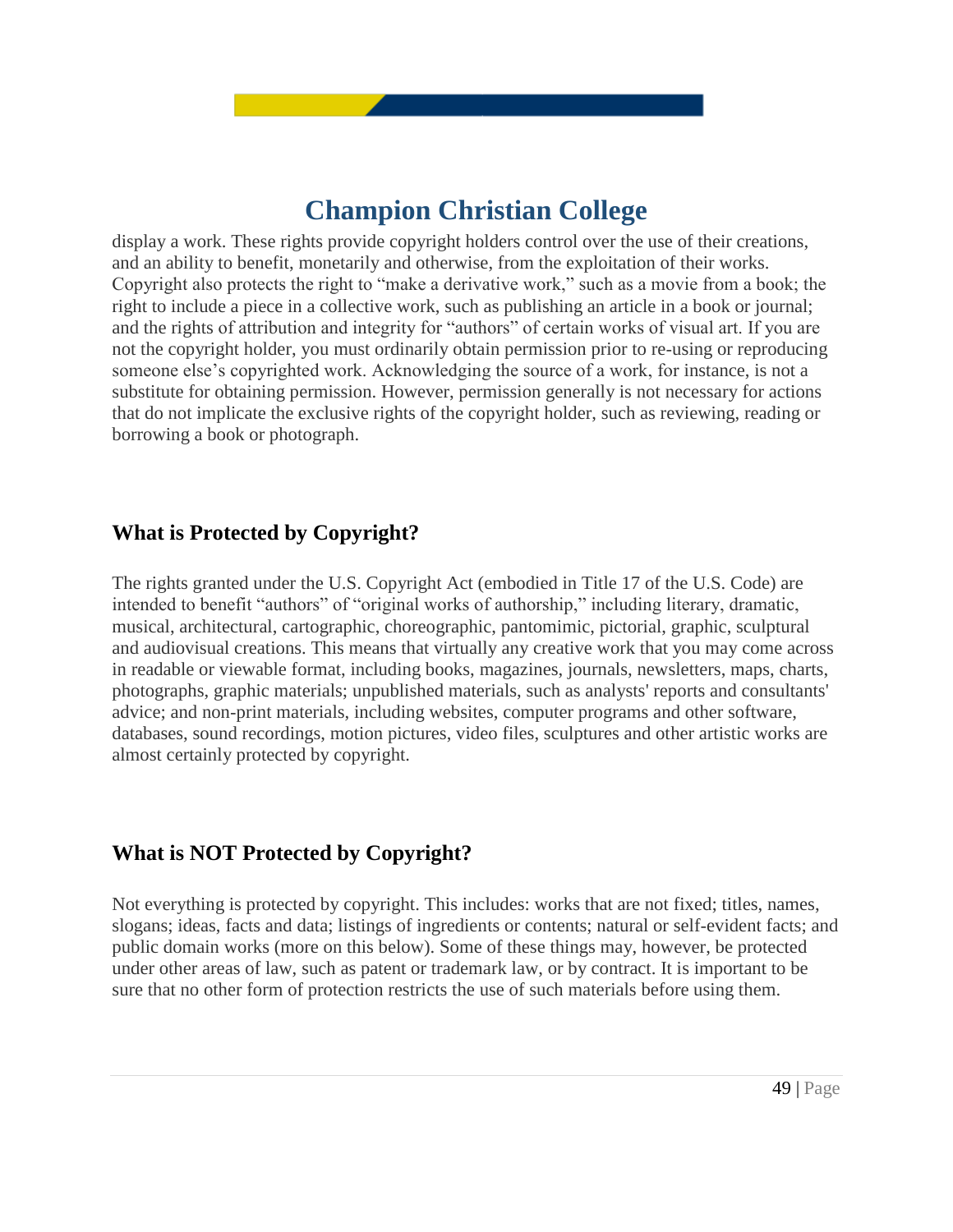display a work. These rights provide copyright holders control over the use of their creations, and an ability to benefit, monetarily and otherwise, from the exploitation of their works. Copyright also protects the right to "make a derivative work," such as a movie from a book; the right to include a piece in a collective work, such as publishing an article in a book or journal; and the rights of attribution and integrity for "authors" of certain works of visual art. If you are not the copyright holder, you must ordinarily obtain permission prior to re-using or reproducing someone else's copyrighted work. Acknowledging the source of a work, for instance, is not a substitute for obtaining permission. However, permission generally is not necessary for actions that do not implicate the exclusive rights of the copyright holder, such as reviewing, reading or borrowing a book or photograph.

### What is Protected by Copyright?

The rights granted under the U.S. Copyright Act (embodied in Title 17 of the U.S. Code) are intended to benefit "authors" of "original works of authorship," including literary, dramatic, musical, architectural, cartographic, choreographic, pantomimic, pictorial, graphic, sculptural and audiovisual creations. This means that virtually any creative work that you may come across in readable or viewable format, including books, magazines, journals, newsletters, maps, charts, photographs, graphic materials; unpublished materials, such as analysts' reports and consultants' advice; and non-print materials, including websites, computer programs and other software, databases, sound recordings, motion pictures, video files, sculptures and other artistic works are almost certainly protected by copyright.

### What is NOT Protected by Copyright?

Not everything is protected by copyright. This includes: works that are not fixed; titles, names, slogans; ideas, facts and data; listings of ingredients or contents; natural or self-evident facts; and public domain works (more on this below). Some of these things may, however, be protected under other areas of law, such as patent or trademark law, or by contract. It is important to be sure that no other form of protection restricts the use of such materials before using them.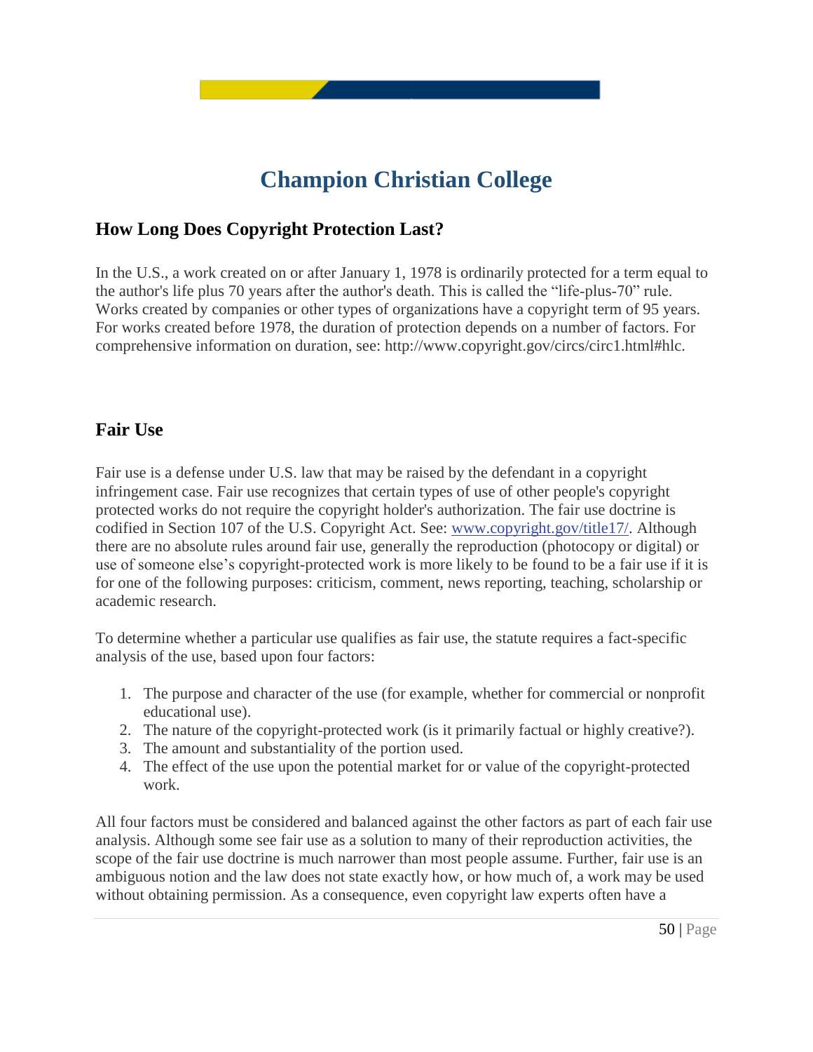# Champion Christian College

## How Long Does Copyright Protection Last?

In the U.S., a work created on or after January 1, 1978 is ordinarily protected for a term equal to the author's life plus 70 years after the author's death. This is called the "life-plus-70" rule. Works created by companies or other types of organizations have a copyright term of 95 years. For works created before 1978, the duration of protection depends on a number of factors. For comprehensive information on duration, see: http://www.copyright.gov/circs/circ1.html#hlc.

## Fair Use

Fair use is a defense under U.S. law that may be raised by the defendant in a copyright infringement case. Fair use recognizes that certain types of use of other people's copyright protected works do not require the copyright holder's authorization. The fair use doctrine is codified in Section 107 of the U.S. Copyright Act. See: www.copyright.gov/title17/. Although there are no absolute rules around fair use, generally the reproduction (photocopy or digital) or use of someone else's copyright-protected work is more likely to be found to be a fair use if it is for one of the following purposes: criticism, comment, news reporting, teaching, scholarship or academic research.

To determine whether a particular use qualifies as fair use, the statute requires a fact-specific analysis of the use, based upon four factors:

1. The purpose and character of the use (for example, whether for commercial or nonprofit educational use).
2. The nature of the copyright-protected work (is it primarily factual or highly creative?).
3. The amount and substantiality of the portion used.
4. The effect of the use upon the potential market for or value of the copyright-protected work.

All four factors must be considered and balanced against the other factors as part of each fair use analysis. Although some see fair use as a solution to many of their reproduction activities, the scope of the fair use doctrine is much narrower than most people assume. Further, fair use is an ambiguous notion and the law does not state exactly how, or how much of, a work may be used without obtaining permission. As a consequence, even copyright law experts often have a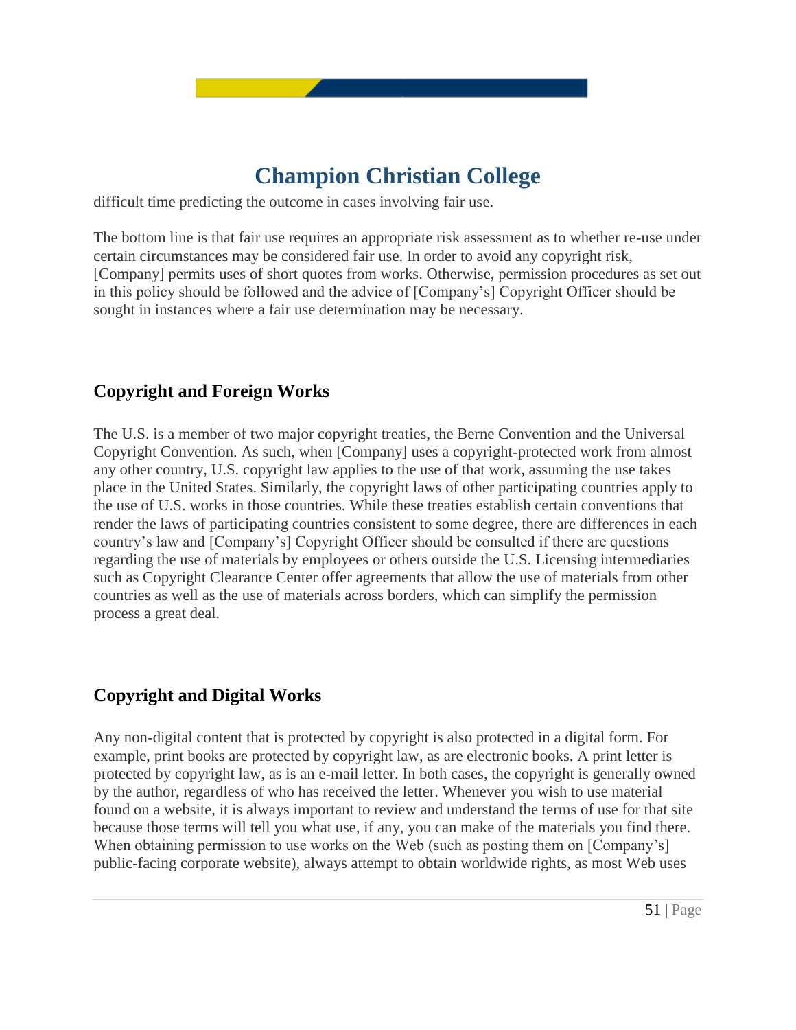difficult time predicting the outcome in cases involving fair use.

The bottom line is that fair use requires an appropriate risk assessment as to whether re-use under certain circumstances may be considered fair use. In order to avoid any copyright risk, [Company] permits uses of short quotes from works. Otherwise, permission procedures as set out in this policy should be followed and the advice of [Company's] Copyright Officer should be sought in instances where a fair use determination may be necessary.

## Copyright and Foreign Works

The U.S. is a member of two major copyright treaties, the Berne Convention and the Universal Copyright Convention. As such, when [Company] uses a copyright-protected work from almost any other country, U.S. copyright law applies to the use of that work, assuming the use takes place in the United States. Similarly, the copyright laws of other participating countries apply to the use of U.S. works in those countries. While these treaties establish certain conventions that render the laws of participating countries consistent to some degree, there are differences in each country's law and [Company's] Copyright Officer should be consulted if there are questions regarding the use of materials by employees or others outside the U.S. Licensing intermediaries such as Copyright Clearance Center offer agreements that allow the use of materials from other countries as well as the use of materials across borders, which can simplify the permission process a great deal.

## Copyright and Digital Works

Any non-digital content that is protected by copyright is also protected in a digital form. For example, print books are protected by copyright law, as are electronic books. A print letter is protected by copyright law, as is an e-mail letter. In both cases, the copyright is generally owned by the author, regardless of who has received the letter. Whenever you wish to use material found on a website, it is always important to review and understand the terms of use for that site because those terms will tell you what use, if any, you can make of the materials you find there. When obtaining permission to use works on the Web (such as posting them on [Company's] public-facing corporate website), always attempt to obtain worldwide rights, as most Web uses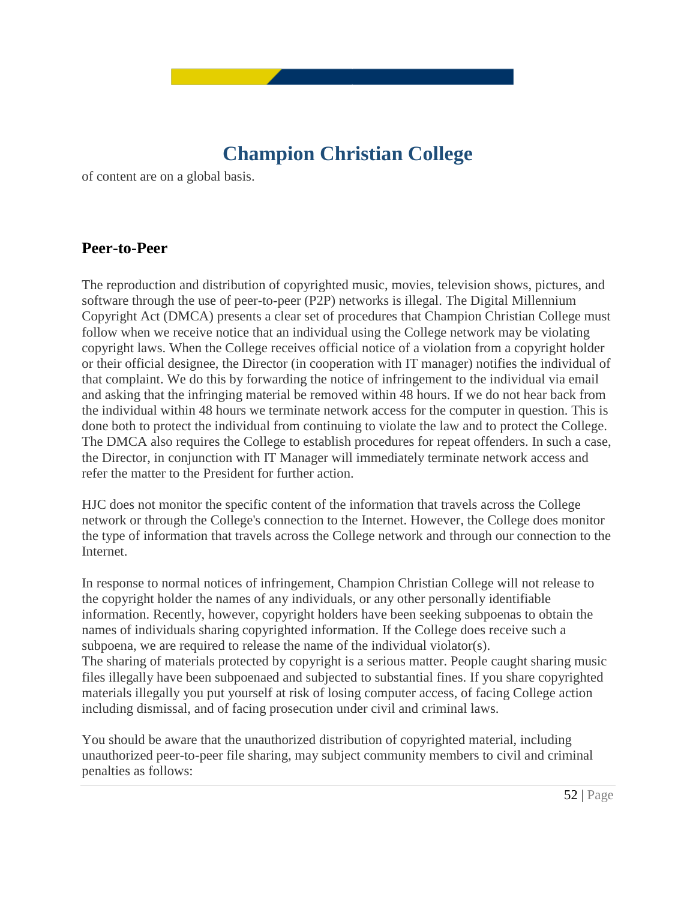of content are on a global basis.

## Peer-to-Peer

The reproduction and distribution of copyrighted music, movies, television shows, pictures, and software through the use of peer-to-peer (P2P) networks is illegal. The Digital Millennium Copyright Act (DMCA) presents a clear set of procedures that Champion Christian College must follow when we receive notice that an individual using the College network may be violating copyright laws. When the College receives official notice of a violation from a copyright holder or their official designee, the Director (in cooperation with IT manager) notifies the individual of that complaint. We do this by forwarding the notice of infringement to the individual via email and asking that the infringing material be removed within 48 hours. If we do not hear back from the individual within 48 hours we terminate network access for the computer in question. This is done both to protect the individual from continuing to violate the law and to protect the College. The DMCA also requires the College to establish procedures for repeat offenders. In such a case, the Director, in conjunction with IT Manager will immediately terminate network access and refer the matter to the President for further action.

HJC does not monitor the specific content of the information that travels across the College network or through the College's connection to the Internet. However, the College does monitor the type of information that travels across the College network and through our connection to the Internet.

In response to normal notices of infringement, Champion Christian College will not release to the copyright holder the names of any individuals, or any other personally identifiable information. Recently, however, copyright holders have been seeking subpoenas to obtain the names of individuals sharing copyrighted information. If the College does receive such a subpoena, we are required to release the name of the individual violator(s).
The sharing of materials protected by copyright is a serious matter. People caught sharing music files illegally have been subpoenaed and subjected to substantial fines. If you share copyrighted materials illegally you put yourself at risk of losing computer access, of facing College action including dismissal, and of facing prosecution under civil and criminal laws.

You should be aware that the unauthorized distribution of copyrighted material, including unauthorized peer-to-peer file sharing, may subject community members to civil and criminal penalties as follows: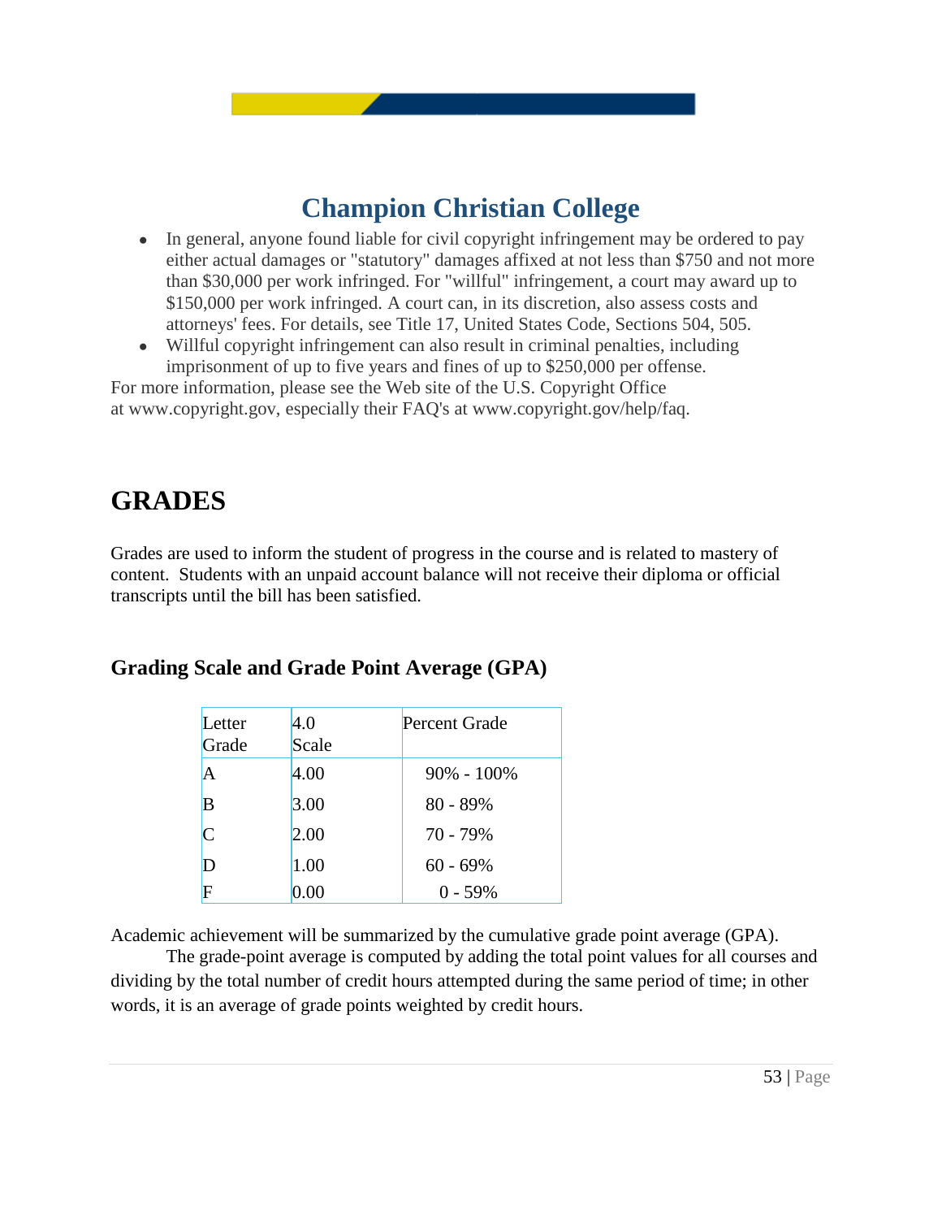- In general, anyone found liable for civil copyright infringement may be ordered to pay either actual damages or "statutory" damages affixed at not less than $750 and not more than $30,000 per work infringed. For "willful" infringement, a court may award up to $150,000 per work infringed. A court can, in its discretion, also assess costs and attorneys' fees. For details, see Title 17, United States Code, Sections 504, 505.
- Willful copyright infringement can also result in criminal penalties, including imprisonment of up to five years and fines of up to $250,000 per offense.

For more information, please see the Web site of the U.S. Copyright Office at www.copyright.gov, especially their FAQ's at www.copyright.gov/help/faq.

# GRADES

Grades are used to inform the student of progress in the course and is related to mastery of content. Students with an unpaid account balance will not receive their diploma or official transcripts until the bill has been satisfied.

## Grading Scale and Grade Point Average (GPA)

| Letter Grade | 4.0 Scale | Percent Grade |
|---|---|---|
| A | 4.00 | 90% - 100% |
| B | 3.00 | 80 - 89% |
| C | 2.00 | 70 - 79% |
| D | 1.00 | 60 - 69% |
| F | 0.00 | 0 - 59% |

Academic achievement will be summarized by the cumulative grade point average (GPA).

The grade-point average is computed by adding the total point values for all courses and dividing by the total number of credit hours attempted during the same period of time; in other words, it is an average of grade points weighted by credit hours.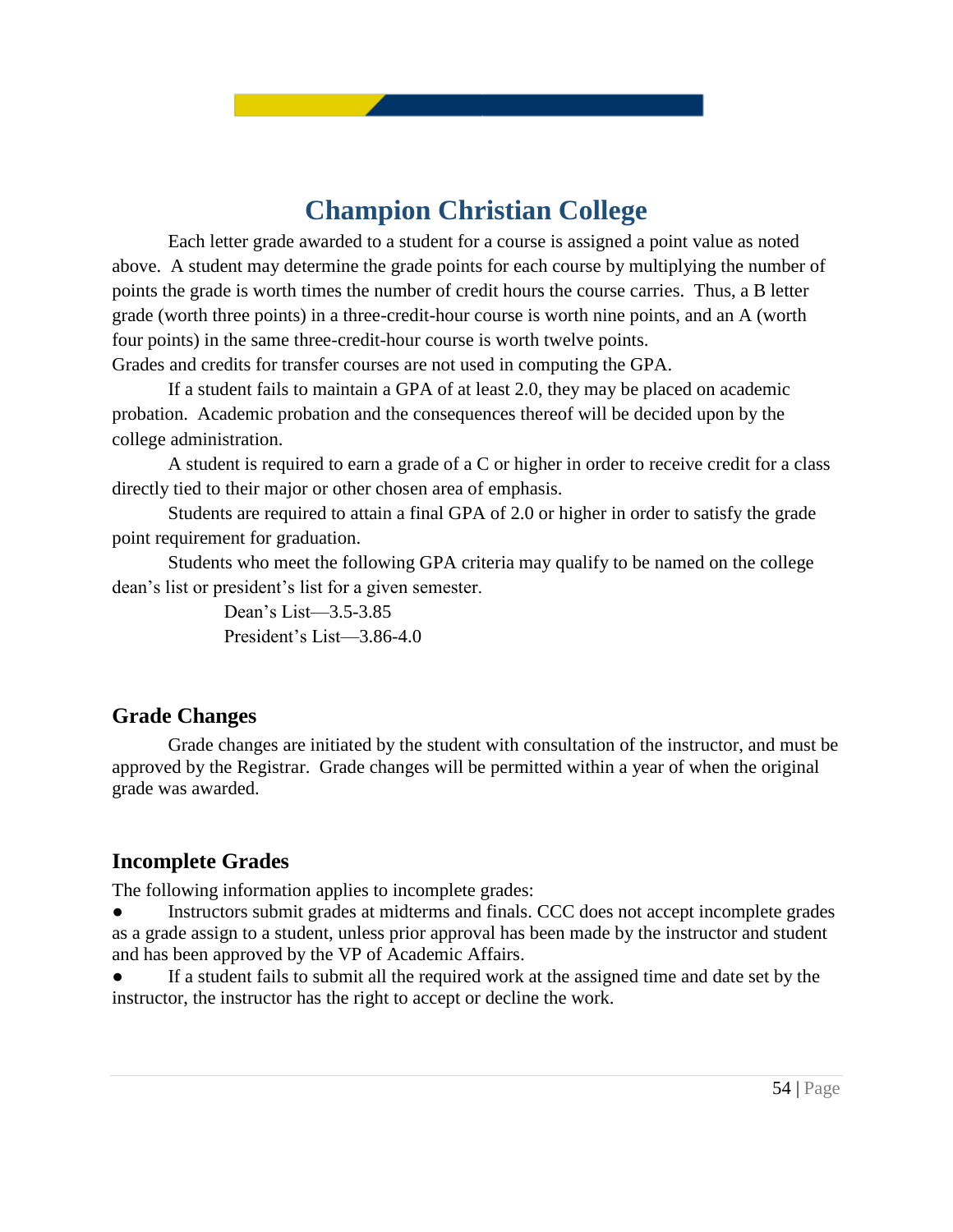Each letter grade awarded to a student for a course is assigned a point value as noted above. A student may determine the grade points for each course by multiplying the number of points the grade is worth times the number of credit hours the course carries. Thus, a B letter grade (worth three points) in a three-credit-hour course is worth nine points, and an A (worth four points) in the same three-credit-hour course is worth twelve points.
Grades and credits for transfer courses are not used in computing the GPA.

If a student fails to maintain a GPA of at least 2.0, they may be placed on academic probation. Academic probation and the consequences thereof will be decided upon by the college administration.

A student is required to earn a grade of a C or higher in order to receive credit for a class directly tied to their major or other chosen area of emphasis.

Students are required to attain a final GPA of 2.0 or higher in order to satisfy the grade point requirement for graduation.

Students who meet the following GPA criteria may qualify to be named on the college dean's list or president's list for a given semester.

Dean's List—3.5-3.85
President's List—3.86-4.0

## Grade Changes

Grade changes are initiated by the student with consultation of the instructor, and must be approved by the Registrar. Grade changes will be permitted within a year of when the original grade was awarded.

## Incomplete Grades

The following information applies to incomplete grades:

- Instructors submit grades at midterms and finals. CCC does not accept incomplete grades as a grade assign to a student, unless prior approval has been made by the instructor and student and has been approved by the VP of Academic Affairs.
- If a student fails to submit all the required work at the assigned time and date set by the instructor, the instructor has the right to accept or decline the work.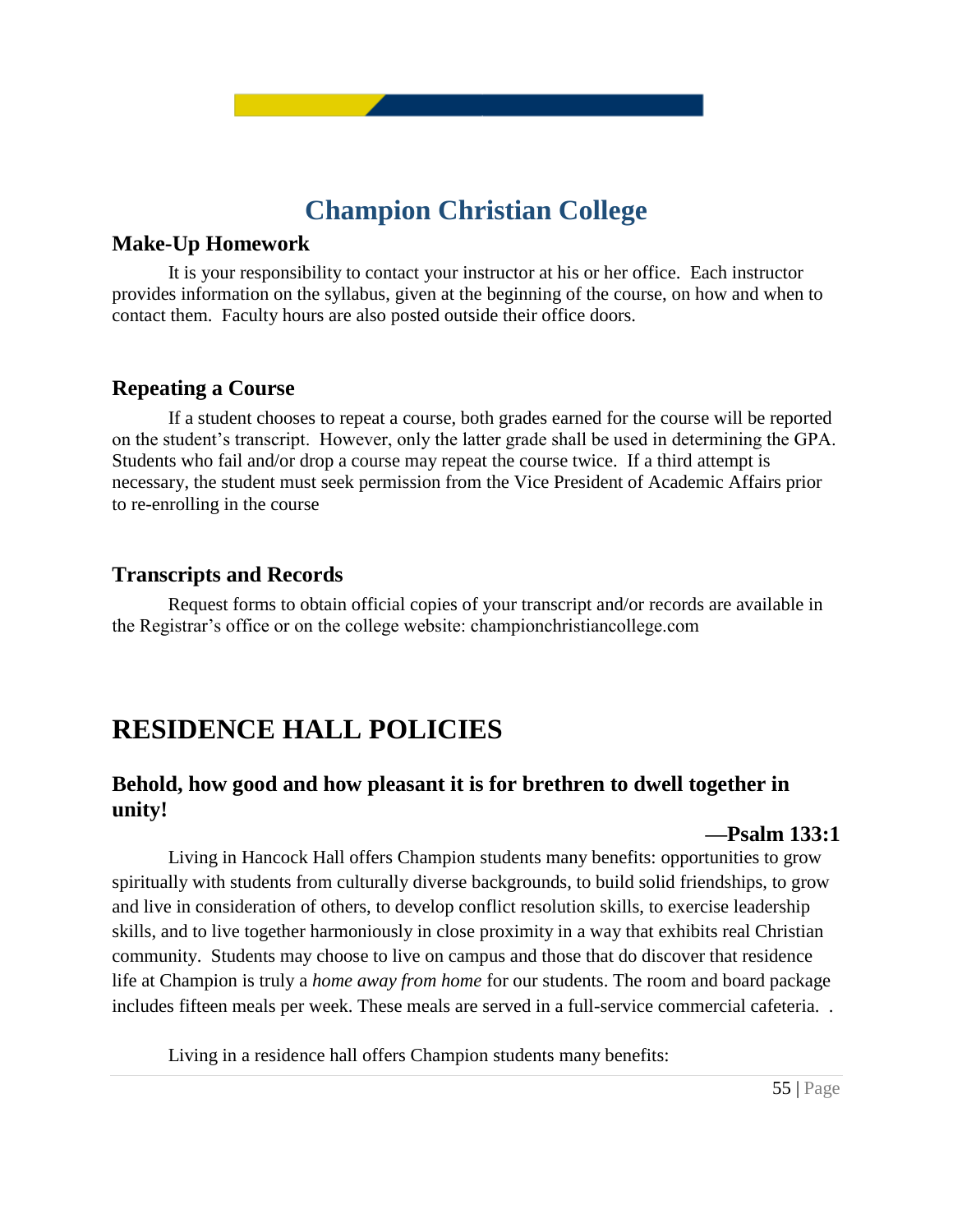# Champion Christian College

## Make-Up Homework

It is your responsibility to contact your instructor at his or her office. Each instructor provides information on the syllabus, given at the beginning of the course, on how and when to contact them. Faculty hours are also posted outside their office doors.

## Repeating a Course

If a student chooses to repeat a course, both grades earned for the course will be reported on the student's transcript. However, only the latter grade shall be used in determining the GPA. Students who fail and/or drop a course may repeat the course twice. If a third attempt is necessary, the student must seek permission from the Vice President of Academic Affairs prior to re-enrolling in the course

## Transcripts and Records

Request forms to obtain official copies of your transcript and/or records are available in the Registrar's office or on the college website: championchristiancollege.com

# RESIDENCE HALL POLICIES

## Behold, how good and how pleasant it is for brethren to dwell together in unity!

**—Psalm 133:1**

Living in Hancock Hall offers Champion students many benefits: opportunities to grow spiritually with students from culturally diverse backgrounds, to build solid friendships, to grow and live in consideration of others, to develop conflict resolution skills, to exercise leadership skills, and to live together harmoniously in close proximity in a way that exhibits real Christian community. Students may choose to live on campus and those that do discover that residence life at Champion is truly a *home away from home* for our students. The room and board package includes fifteen meals per week. These meals are served in a full-service commercial cafeteria. .

Living in a residence hall offers Champion students many benefits: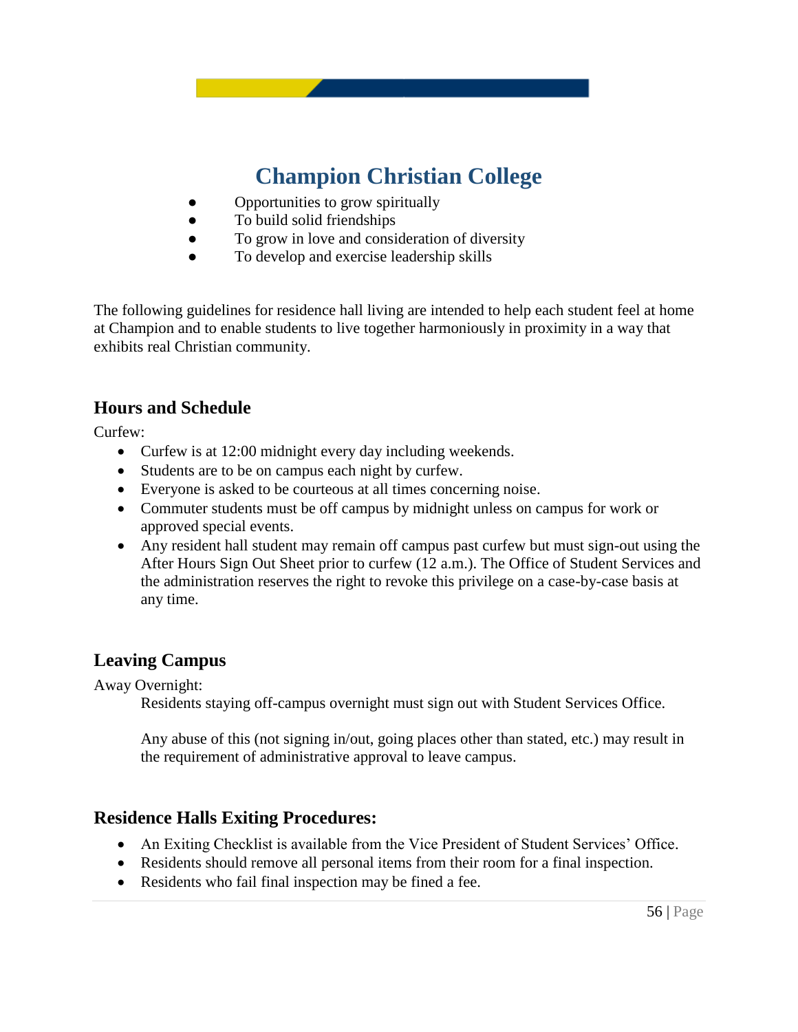## Champion Christian College

- Opportunities to grow spiritually
- To build solid friendships
- To grow in love and consideration of diversity
- To develop and exercise leadership skills

The following guidelines for residence hall living are intended to help each student feel at home at Champion and to enable students to live together harmoniously in proximity in a way that exhibits real Christian community.

### Hours and Schedule

Curfew:

- Curfew is at 12:00 midnight every day including weekends.
- Students are to be on campus each night by curfew.
- Everyone is asked to be courteous at all times concerning noise.
- Commuter students must be off campus by midnight unless on campus for work or approved special events.
- Any resident hall student may remain off campus past curfew but must sign-out using the After Hours Sign Out Sheet prior to curfew (12 a.m.). The Office of Student Services and the administration reserves the right to revoke this privilege on a case-by-case basis at any time.

### Leaving Campus

Away Overnight:

Residents staying off-campus overnight must sign out with Student Services Office.

Any abuse of this (not signing in/out, going places other than stated, etc.) may result in the requirement of administrative approval to leave campus.

### Residence Halls Exiting Procedures:

- An Exiting Checklist is available from the Vice President of Student Services' Office.
- Residents should remove all personal items from their room for a final inspection.
- Residents who fail final inspection may be fined a fee.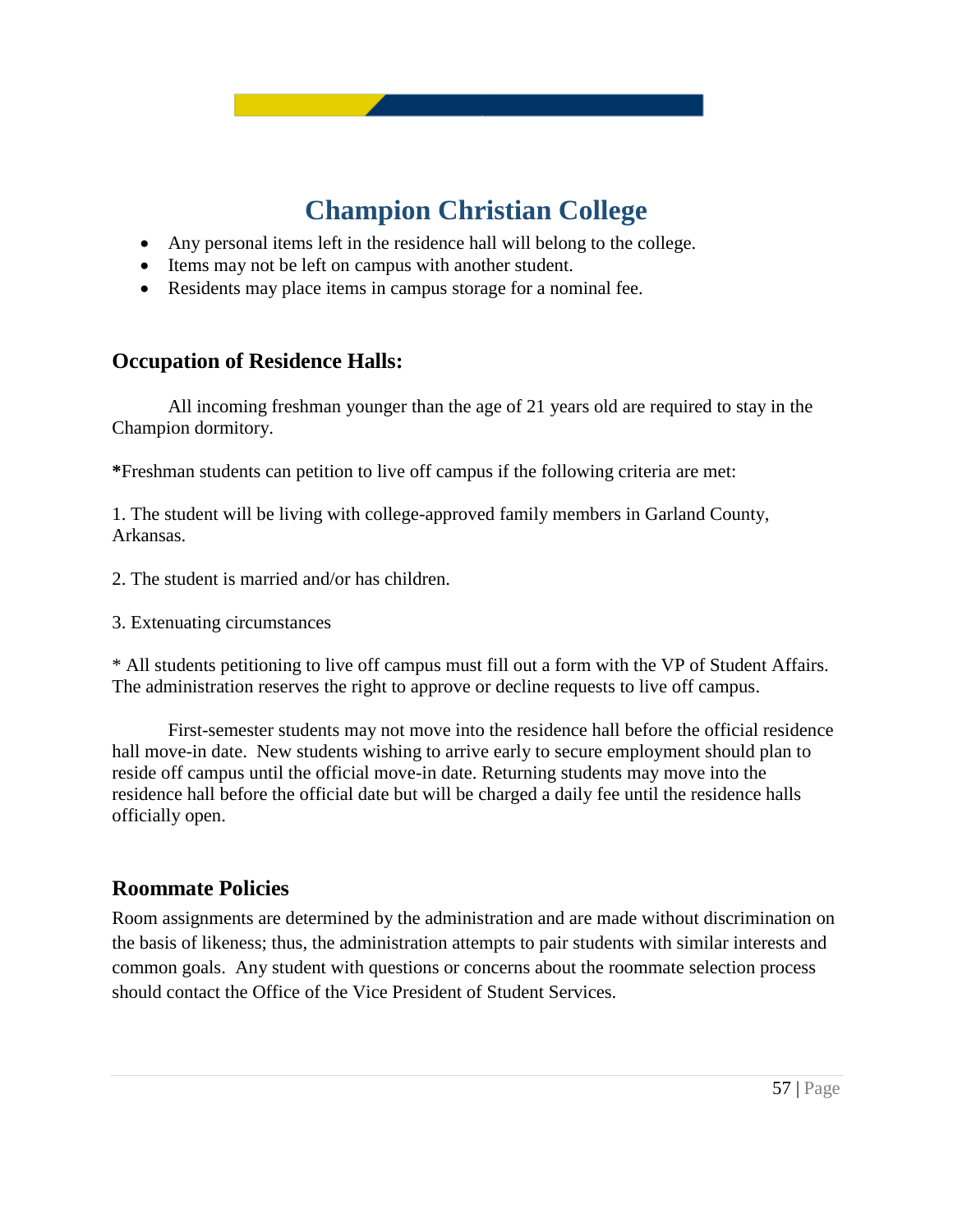- Any personal items left in the residence hall will belong to the college.
- Items may not be left on campus with another student.
- Residents may place items in campus storage for a nominal fee.

## Occupation of Residence Halls:

All incoming freshman younger than the age of 21 years old are required to stay in the Champion dormitory.

**\***Freshman students can petition to live off campus if the following criteria are met:

1. The student will be living with college-approved family members in Garland County, Arkansas.

2. The student is married and/or has children.

3. Extenuating circumstances

\* All students petitioning to live off campus must fill out a form with the VP of Student Affairs. The administration reserves the right to approve or decline requests to live off campus.

First-semester students may not move into the residence hall before the official residence hall move-in date. New students wishing to arrive early to secure employment should plan to reside off campus until the official move-in date. Returning students may move into the residence hall before the official date but will be charged a daily fee until the residence halls officially open.

## Roommate Policies

Room assignments are determined by the administration and are made without discrimination on the basis of likeness; thus, the administration attempts to pair students with similar interests and common goals. Any student with questions or concerns about the roommate selection process should contact the Office of the Vice President of Student Services.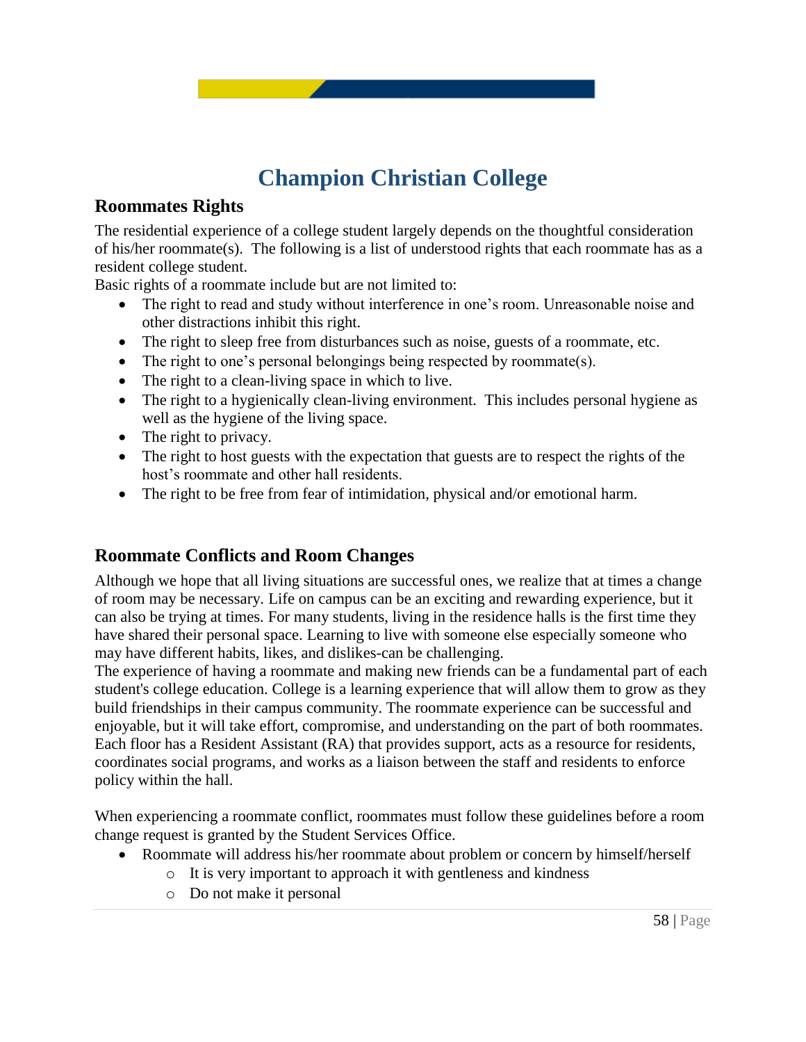# Champion Christian College

## Roommates Rights

The residential experience of a college student largely depends on the thoughtful consideration of his/her roommate(s). The following is a list of understood rights that each roommate has as a resident college student.

Basic rights of a roommate include but are not limited to:

- The right to read and study without interference in one's room. Unreasonable noise and other distractions inhibit this right.
- The right to sleep free from disturbances such as noise, guests of a roommate, etc.
- The right to one's personal belongings being respected by roommate(s).
- The right to a clean-living space in which to live.
- The right to a hygienically clean-living environment. This includes personal hygiene as well as the hygiene of the living space.
- The right to privacy.
- The right to host guests with the expectation that guests are to respect the rights of the host's roommate and other hall residents.
- The right to be free from fear of intimidation, physical and/or emotional harm.

## Roommate Conflicts and Room Changes

Although we hope that all living situations are successful ones, we realize that at times a change of room may be necessary. Life on campus can be an exciting and rewarding experience, but it can also be trying at times. For many students, living in the residence halls is the first time they have shared their personal space. Learning to live with someone else especially someone who may have different habits, likes, and dislikes-can be challenging.

The experience of having a roommate and making new friends can be a fundamental part of each student's college education. College is a learning experience that will allow them to grow as they build friendships in their campus community. The roommate experience can be successful and enjoyable, but it will take effort, compromise, and understanding on the part of both roommates. Each floor has a Resident Assistant (RA) that provides support, acts as a resource for residents, coordinates social programs, and works as a liaison between the staff and residents to enforce policy within the hall.

When experiencing a roommate conflict, roommates must follow these guidelines before a room change request is granted by the Student Services Office.

- Roommate will address his/her roommate about problem or concern by himself/herself
  - It is very important to approach it with gentleness and kindness
  - Do not make it personal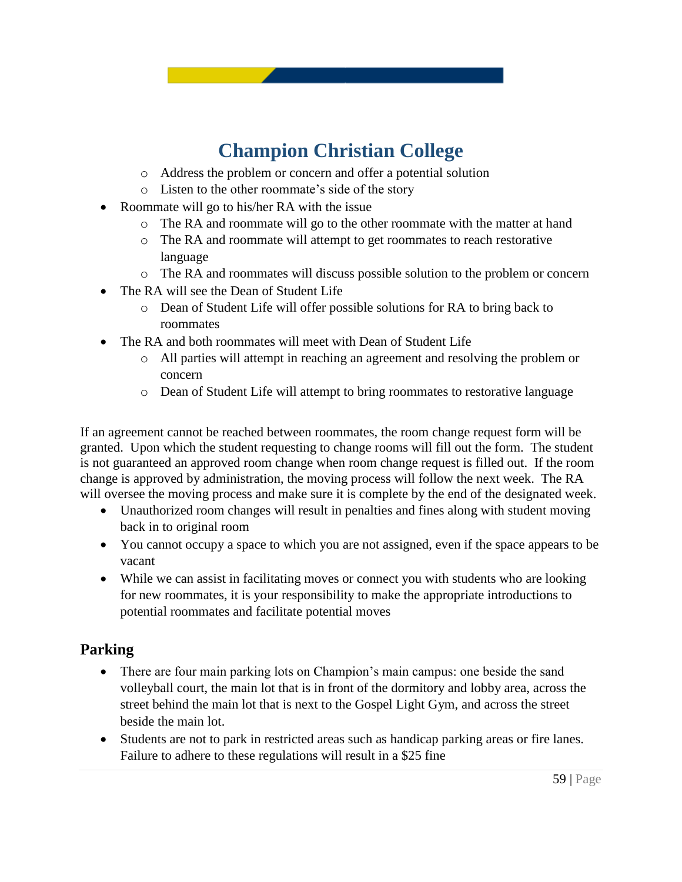- Address the problem or concern and offer a potential solution
  - Listen to the other roommate's side of the story
- Roommate will go to his/her RA with the issue
  - The RA and roommate will go to the other roommate with the matter at hand
  - The RA and roommate will attempt to get roommates to reach restorative language
  - The RA and roommates will discuss possible solution to the problem or concern
- The RA will see the Dean of Student Life
  - Dean of Student Life will offer possible solutions for RA to bring back to roommates
- The RA and both roommates will meet with Dean of Student Life
  - All parties will attempt in reaching an agreement and resolving the problem or concern
  - Dean of Student Life will attempt to bring roommates to restorative language

If an agreement cannot be reached between roommates, the room change request form will be granted. Upon which the student requesting to change rooms will fill out the form. The student is not guaranteed an approved room change when room change request is filled out. If the room change is approved by administration, the moving process will follow the next week. The RA will oversee the moving process and make sure it is complete by the end of the designated week.

- Unauthorized room changes will result in penalties and fines along with student moving back in to original room
- You cannot occupy a space to which you are not assigned, even if the space appears to be vacant
- While we can assist in facilitating moves or connect you with students who are looking for new roommates, it is your responsibility to make the appropriate introductions to potential roommates and facilitate potential moves

## Parking

- There are four main parking lots on Champion's main campus: one beside the sand volleyball court, the main lot that is in front of the dormitory and lobby area, across the street behind the main lot that is next to the Gospel Light Gym, and across the street beside the main lot.
- Students are not to park in restricted areas such as handicap parking areas or fire lanes. Failure to adhere to these regulations will result in a $25 fine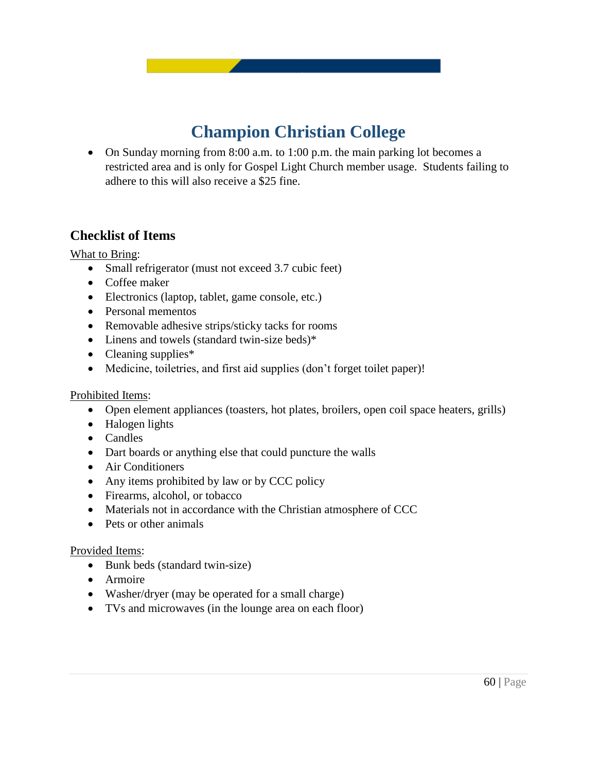- On Sunday morning from 8:00 a.m. to 1:00 p.m. the main parking lot becomes a restricted area and is only for Gospel Light Church member usage. Students failing to adhere to this will also receive a $25 fine.

## Checklist of Items

What to Bring:

- Small refrigerator (must not exceed 3.7 cubic feet)
- Coffee maker
- Electronics (laptop, tablet, game console, etc.)
- Personal mementos
- Removable adhesive strips/sticky tacks for rooms
- Linens and towels (standard twin-size beds)*
- Cleaning supplies*
- Medicine, toiletries, and first aid supplies (don't forget toilet paper)!

Prohibited Items:

- Open element appliances (toasters, hot plates, broilers, open coil space heaters, grills)
- Halogen lights
- Candles
- Dart boards or anything else that could puncture the walls
- Air Conditioners
- Any items prohibited by law or by CCC policy
- Firearms, alcohol, or tobacco
- Materials not in accordance with the Christian atmosphere of CCC
- Pets or other animals

Provided Items:

- Bunk beds (standard twin-size)
- Armoire
- Washer/dryer (may be operated for a small charge)
- TVs and microwaves (in the lounge area on each floor)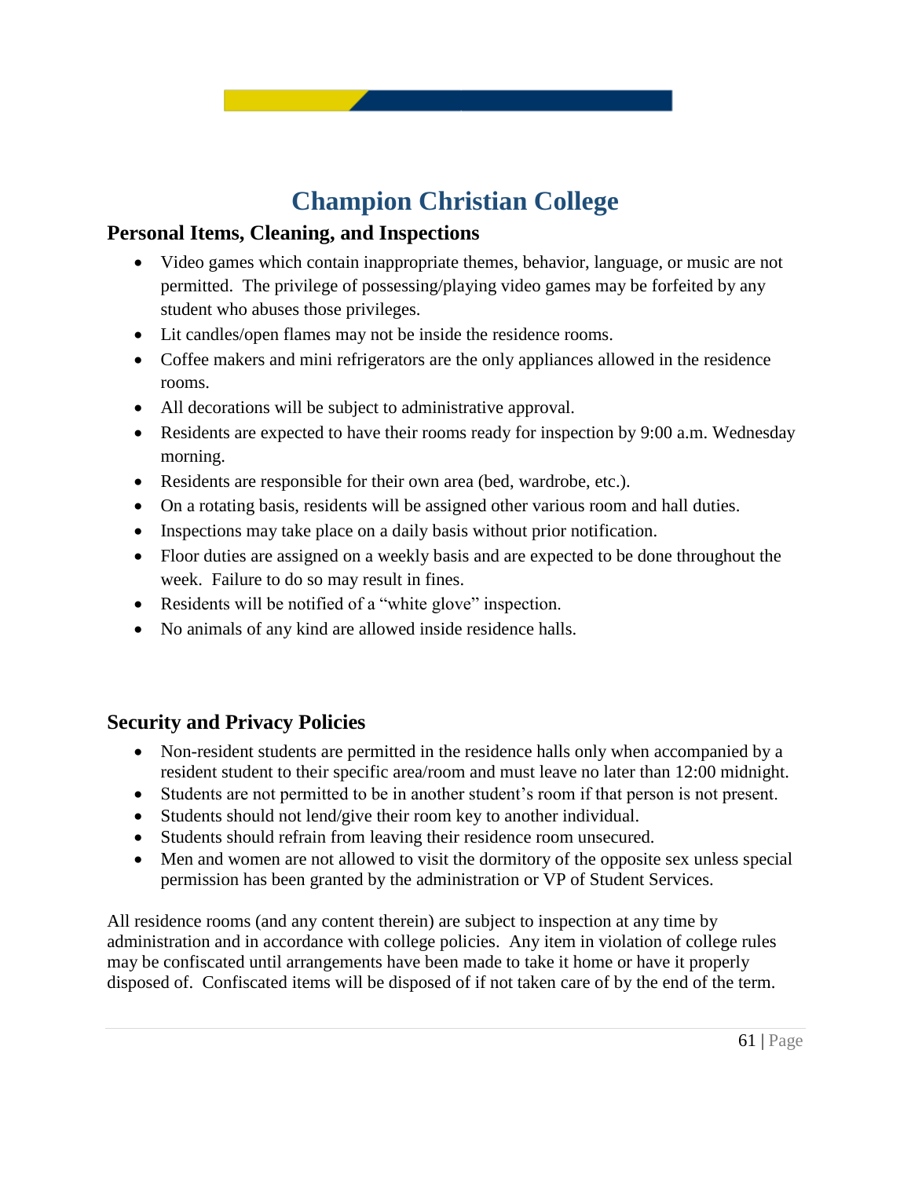# Champion Christian College

## Personal Items, Cleaning, and Inspections

- Video games which contain inappropriate themes, behavior, language, or music are not permitted. The privilege of possessing/playing video games may be forfeited by any student who abuses those privileges.
- Lit candles/open flames may not be inside the residence rooms.
- Coffee makers and mini refrigerators are the only appliances allowed in the residence rooms.
- All decorations will be subject to administrative approval.
- Residents are expected to have their rooms ready for inspection by 9:00 a.m. Wednesday morning.
- Residents are responsible for their own area (bed, wardrobe, etc.).
- On a rotating basis, residents will be assigned other various room and hall duties.
- Inspections may take place on a daily basis without prior notification.
- Floor duties are assigned on a weekly basis and are expected to be done throughout the week. Failure to do so may result in fines.
- Residents will be notified of a "white glove" inspection.
- No animals of any kind are allowed inside residence halls.

## Security and Privacy Policies

- Non-resident students are permitted in the residence halls only when accompanied by a resident student to their specific area/room and must leave no later than 12:00 midnight.
- Students are not permitted to be in another student's room if that person is not present.
- Students should not lend/give their room key to another individual.
- Students should refrain from leaving their residence room unsecured.
- Men and women are not allowed to visit the dormitory of the opposite sex unless special permission has been granted by the administration or VP of Student Services.

All residence rooms (and any content therein) are subject to inspection at any time by administration and in accordance with college policies. Any item in violation of college rules may be confiscated until arrangements have been made to take it home or have it properly disposed of. Confiscated items will be disposed of if not taken care of by the end of the term.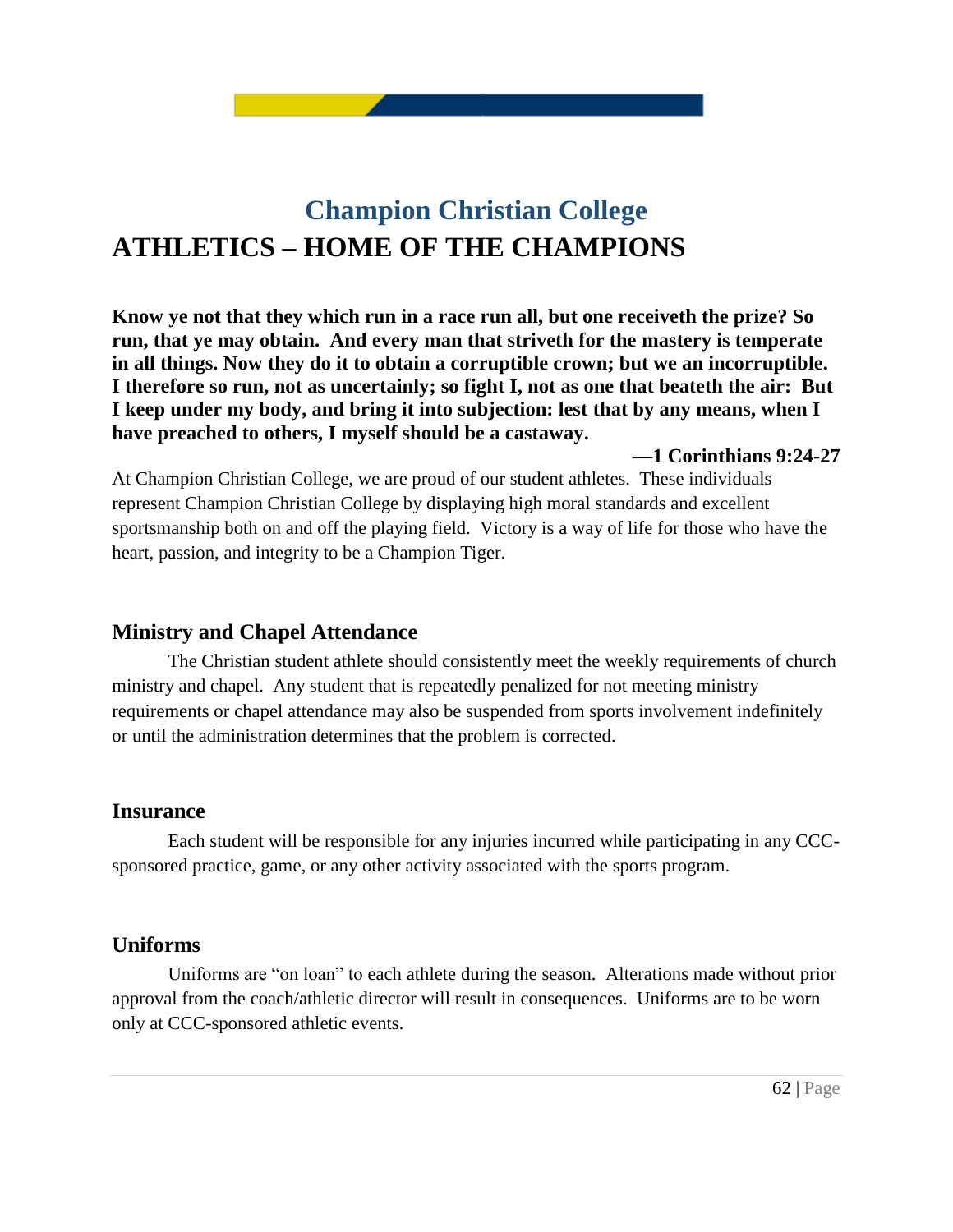# Champion Christian College

# ATHLETICS – HOME OF THE CHAMPIONS

**Know ye not that they which run in a race run all, but one receiveth the prize? So run, that ye may obtain. And every man that striveth for the mastery is temperate in all things. Now they do it to obtain a corruptible crown; but we an incorruptible. I therefore so run, not as uncertainly; so fight I, not as one that beateth the air: But I keep under my body, and bring it into subjection: lest that by any means, when I have preached to others, I myself should be a castaway.**

**—1 Corinthians 9:24-27**

At Champion Christian College, we are proud of our student athletes. These individuals represent Champion Christian College by displaying high moral standards and excellent sportsmanship both on and off the playing field. Victory is a way of life for those who have the heart, passion, and integrity to be a Champion Tiger.

## Ministry and Chapel Attendance

The Christian student athlete should consistently meet the weekly requirements of church ministry and chapel. Any student that is repeatedly penalized for not meeting ministry requirements or chapel attendance may also be suspended from sports involvement indefinitely or until the administration determines that the problem is corrected.

## Insurance

Each student will be responsible for any injuries incurred while participating in any CCC-sponsored practice, game, or any other activity associated with the sports program.

## Uniforms

Uniforms are "on loan" to each athlete during the season. Alterations made without prior approval from the coach/athletic director will result in consequences. Uniforms are to be worn only at CCC-sponsored athletic events.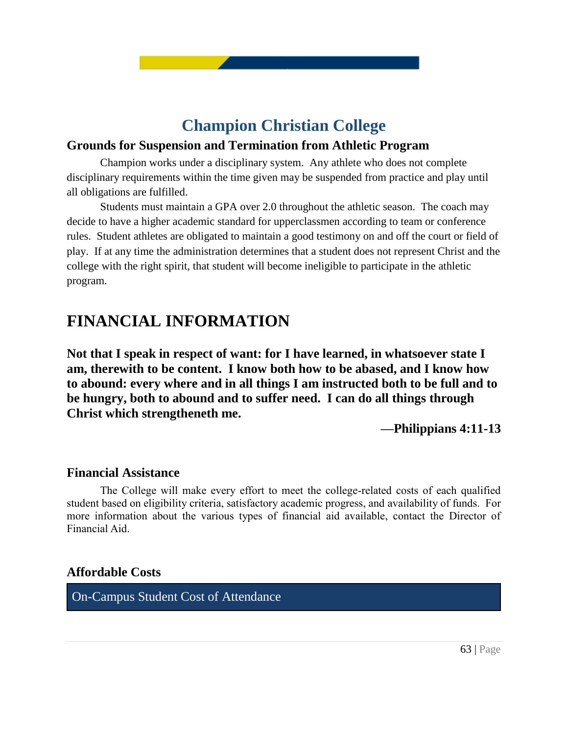# Champion Christian College

## Grounds for Suspension and Termination from Athletic Program

Champion works under a disciplinary system. Any athlete who does not complete disciplinary requirements within the time given may be suspended from practice and play until all obligations are fulfilled.

Students must maintain a GPA over 2.0 throughout the athletic season. The coach may decide to have a higher academic standard for upperclassmen according to team or conference rules. Student athletes are obligated to maintain a good testimony on and off the court or field of play. If at any time the administration determines that a student does not represent Christ and the college with the right spirit, that student will become ineligible to participate in the athletic program.

# FINANCIAL INFORMATION

**Not that I speak in respect of want: for I have learned, in whatsoever state I am, therewith to be content. I know both how to be abased, and I know how to abound: every where and in all things I am instructed both to be full and to be hungry, both to abound and to suffer need. I can do all things through Christ which strengtheneth me.**

**—Philippians 4:11-13**

## Financial Assistance

The College will make every effort to meet the college-related costs of each qualified student based on eligibility criteria, satisfactory academic progress, and availability of funds. For more information about the various types of financial aid available, contact the Director of Financial Aid.

## Affordable Costs

| On-Campus Student Cost of Attendance |
|---|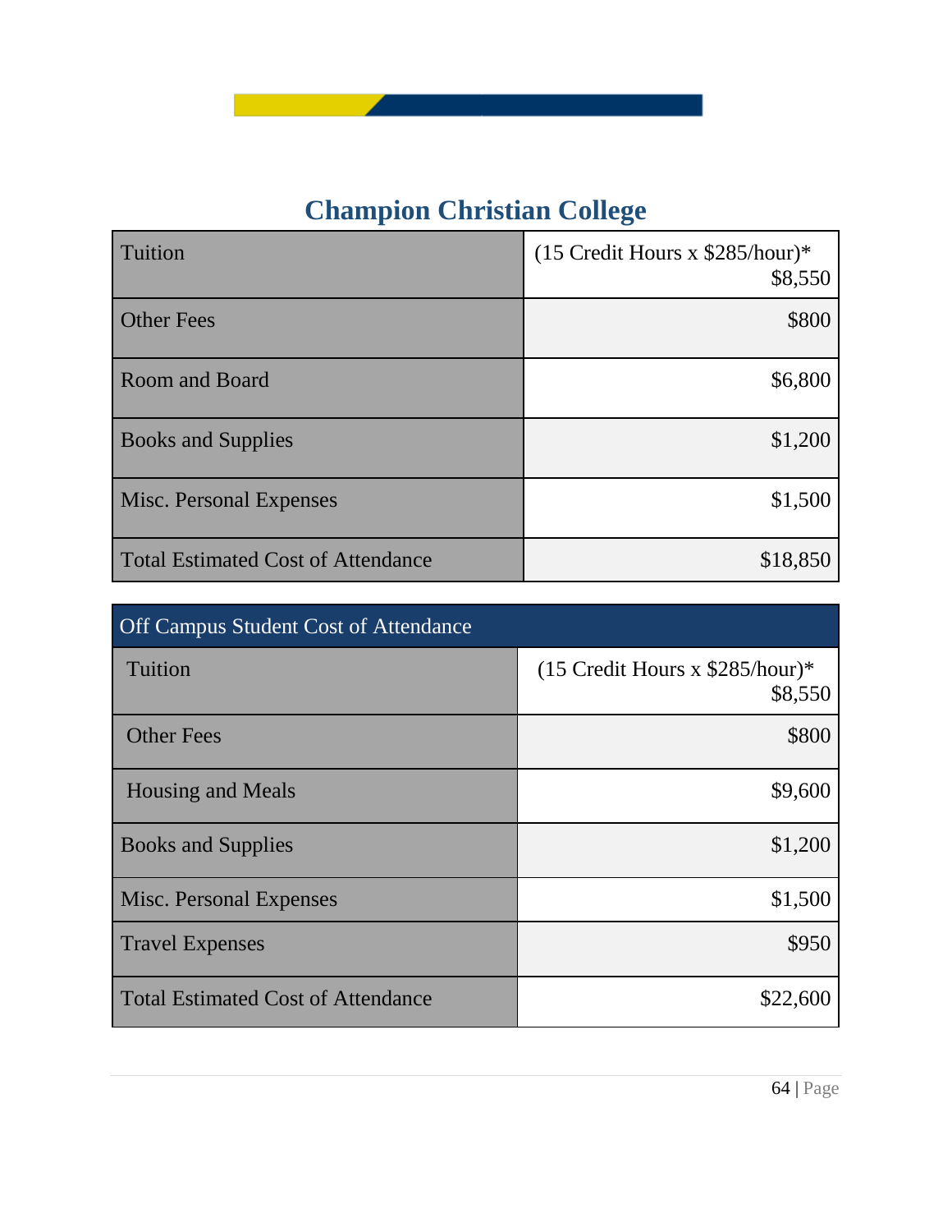## Champion Christian College

| | |
|---|---|
| Tuition | (15 Credit Hours x $285/hour)* $8,550 |
| Other Fees | $800 |
| Room and Board | $6,800 |
| Books and Supplies | $1,200 |
| Misc. Personal Expenses | $1,500 |
| Total Estimated Cost of Attendance | $18,850 |

| Off Campus Student Cost of Attendance | |
|---|---|
| Tuition | (15 Credit Hours x $285/hour)* $8,550 |
| Other Fees | $800 |
| Housing and Meals | $9,600 |
| Books and Supplies | $1,200 |
| Misc. Personal Expenses | $1,500 |
| Travel Expenses | $950 |
| Total Estimated Cost of Attendance | $22,600 |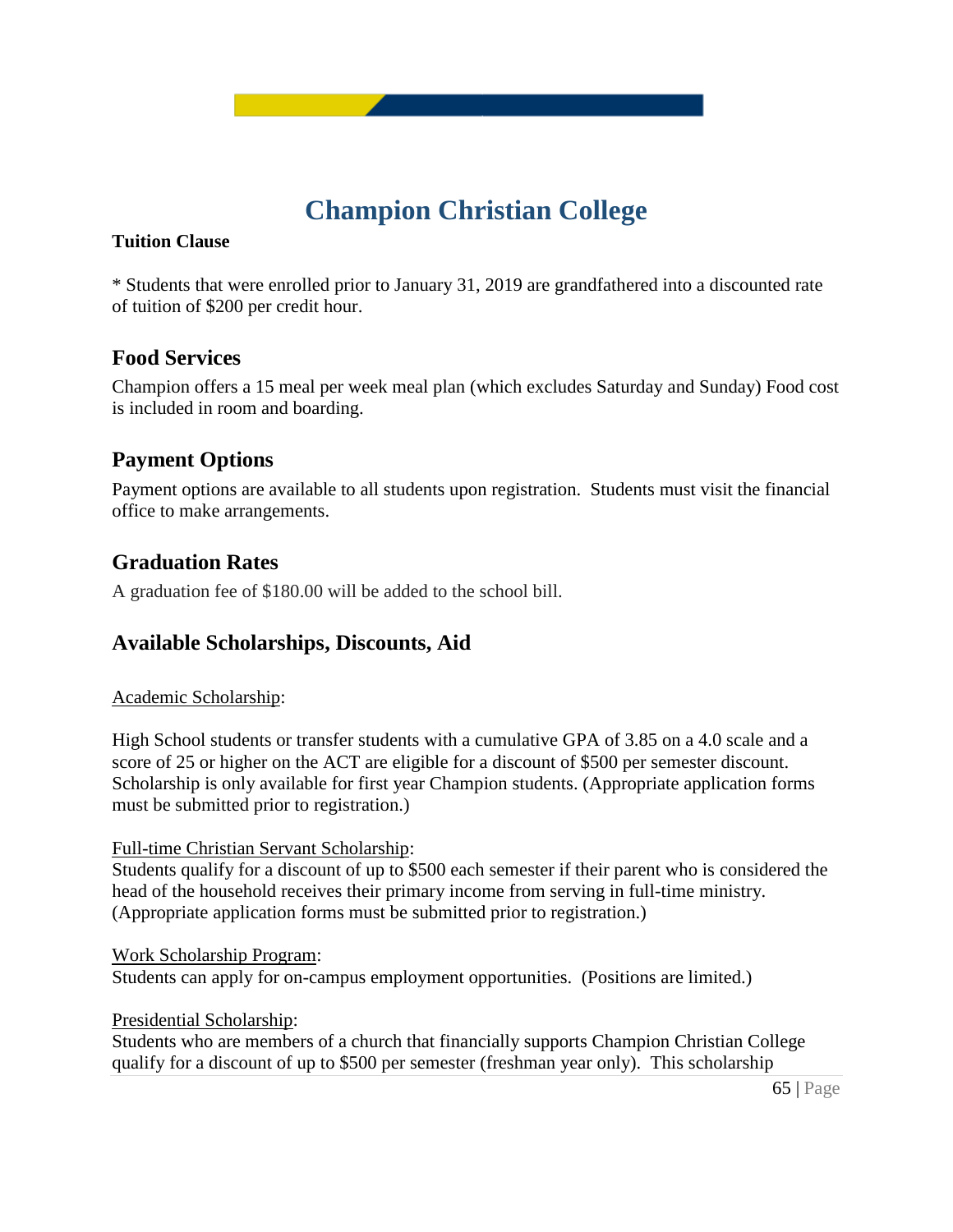# Champion Christian College

**Tuition Clause**

* Students that were enrolled prior to January 31, 2019 are grandfathered into a discounted rate of tuition of $200 per credit hour.

## Food Services

Champion offers a 15 meal per week meal plan (which excludes Saturday and Sunday) Food cost is included in room and boarding.

## Payment Options

Payment options are available to all students upon registration. Students must visit the financial office to make arrangements.

## Graduation Rates

A graduation fee of $180.00 will be added to the school bill.

## Available Scholarships, Discounts, Aid

Academic Scholarship:

High School students or transfer students with a cumulative GPA of 3.85 on a 4.0 scale and a score of 25 or higher on the ACT are eligible for a discount of $500 per semester discount. Scholarship is only available for first year Champion students. (Appropriate application forms must be submitted prior to registration.)

Full-time Christian Servant Scholarship:
Students qualify for a discount of up to $500 each semester if their parent who is considered the head of the household receives their primary income from serving in full-time ministry. (Appropriate application forms must be submitted prior to registration.)

Work Scholarship Program:
Students can apply for on-campus employment opportunities. (Positions are limited.)

Presidential Scholarship:
Students who are members of a church that financially supports Champion Christian College qualify for a discount of up to $500 per semester (freshman year only). This scholarship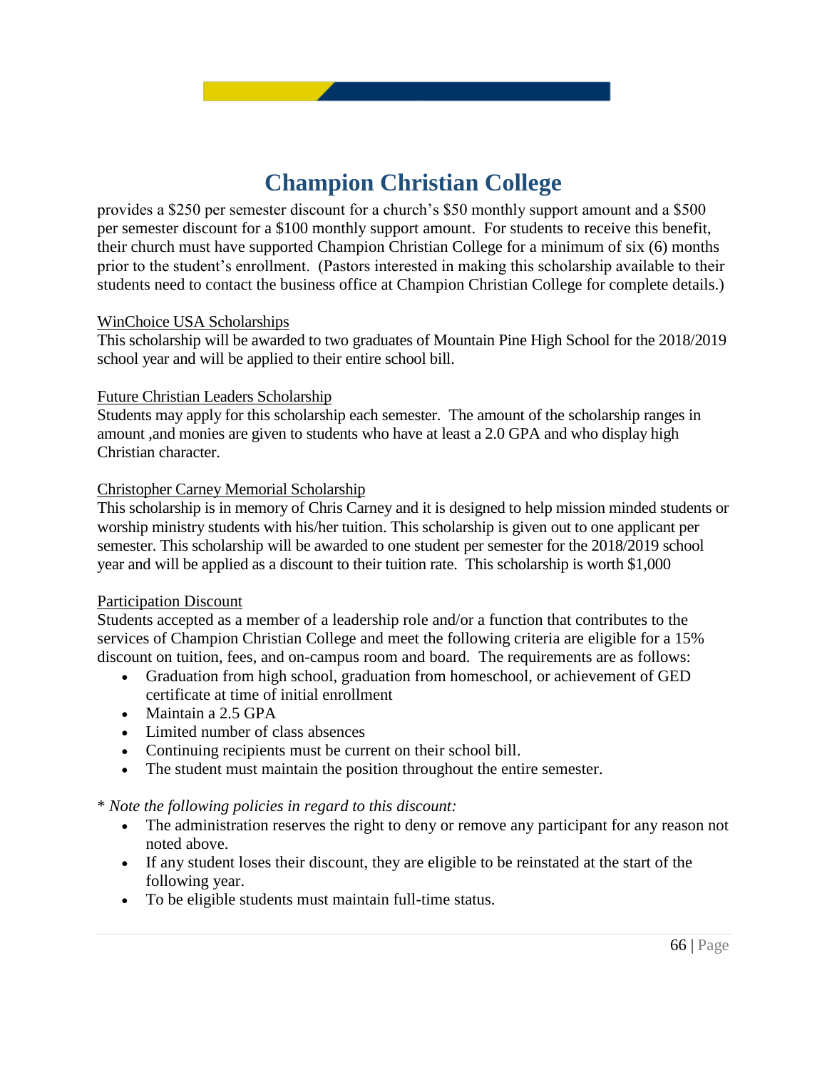provides a $250 per semester discount for a church's $50 monthly support amount and a $500 per semester discount for a $100 monthly support amount. For students to receive this benefit, their church must have supported Champion Christian College for a minimum of six (6) months prior to the student's enrollment. (Pastors interested in making this scholarship available to their students need to contact the business office at Champion Christian College for complete details.)

<u>WinChoice USA Scholarships</u>
This scholarship will be awarded to two graduates of Mountain Pine High School for the 2018/2019 school year and will be applied to their entire school bill.

<u>Future Christian Leaders Scholarship</u>
Students may apply for this scholarship each semester. The amount of the scholarship ranges in amount ,and monies are given to students who have at least a 2.0 GPA and who display high Christian character.

<u>Christopher Carney Memorial Scholarship</u>
This scholarship is in memory of Chris Carney and it is designed to help mission minded students or worship ministry students with his/her tuition. This scholarship is given out to one applicant per semester. This scholarship will be awarded to one student per semester for the 2018/2019 school year and will be applied as a discount to their tuition rate. This scholarship is worth $1,000

<u>Participation Discount</u>
Students accepted as a member of a leadership role and/or a function that contributes to the services of Champion Christian College and meet the following criteria are eligible for a 15% discount on tuition, fees, and on-campus room and board. The requirements are as follows:

- Graduation from high school, graduation from homeschool, or achievement of GED certificate at time of initial enrollment
- Maintain a 2.5 GPA
- Limited number of class absences
- Continuing recipients must be current on their school bill.
- The student must maintain the position throughout the entire semester.

\* *Note the following policies in regard to this discount:*

- The administration reserves the right to deny or remove any participant for any reason not noted above.
- If any student loses their discount, they are eligible to be reinstated at the start of the following year.
- To be eligible students must maintain full-time status.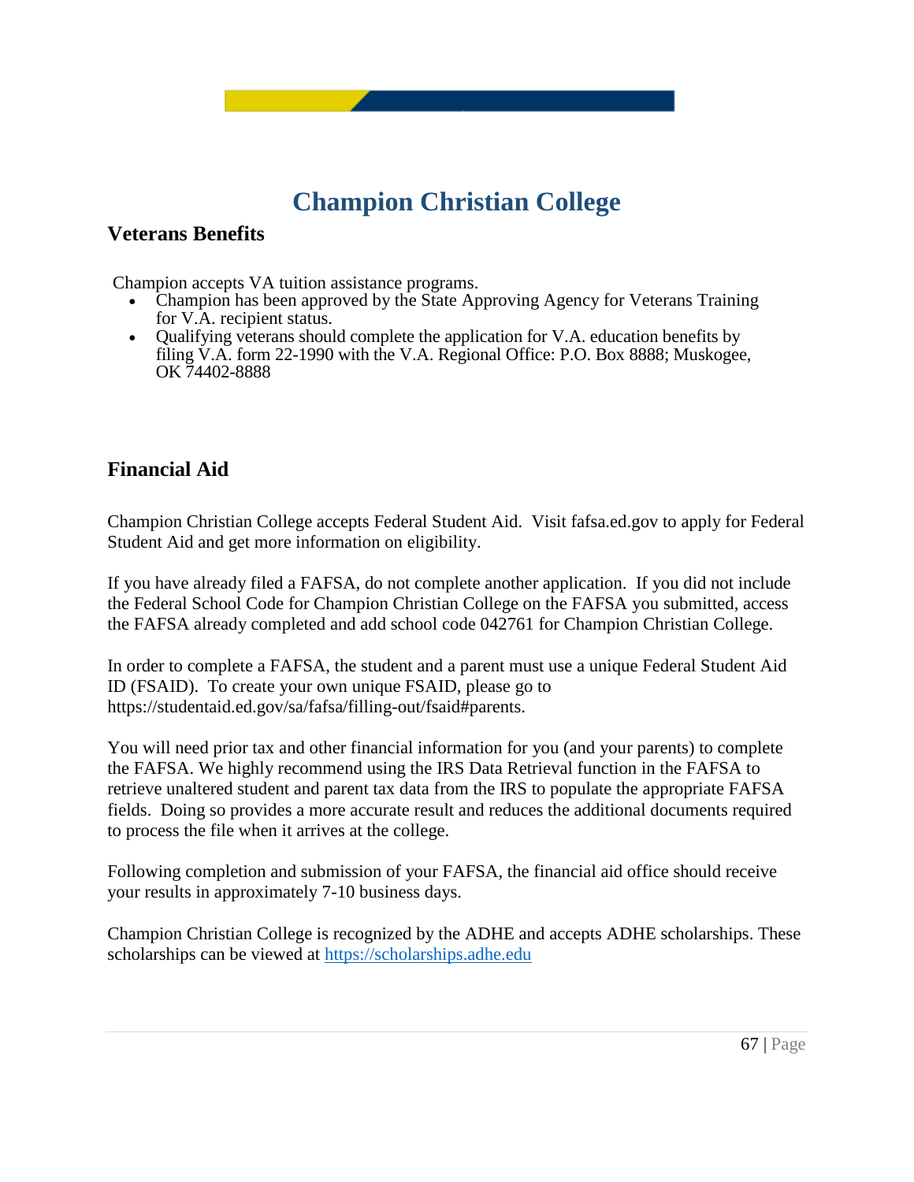# Champion Christian College

## Veterans Benefits

Champion accepts VA tuition assistance programs.

- Champion has been approved by the State Approving Agency for Veterans Training for V.A. recipient status.
- Qualifying veterans should complete the application for V.A. education benefits by filing V.A. form 22-1990 with the V.A. Regional Office: P.O. Box 8888; Muskogee, OK 74402-8888

## Financial Aid

Champion Christian College accepts Federal Student Aid. Visit fafsa.ed.gov to apply for Federal Student Aid and get more information on eligibility.

If you have already filed a FAFSA, do not complete another application. If you did not include the Federal School Code for Champion Christian College on the FAFSA you submitted, access the FAFSA already completed and add school code 042761 for Champion Christian College.

In order to complete a FAFSA, the student and a parent must use a unique Federal Student Aid ID (FSAID). To create your own unique FSAID, please go to https://studentaid.ed.gov/sa/fafsa/filling-out/fsaid#parents.

You will need prior tax and other financial information for you (and your parents) to complete the FAFSA. We highly recommend using the IRS Data Retrieval function in the FAFSA to retrieve unaltered student and parent tax data from the IRS to populate the appropriate FAFSA fields. Doing so provides a more accurate result and reduces the additional documents required to process the file when it arrives at the college.

Following completion and submission of your FAFSA, the financial aid office should receive your results in approximately 7-10 business days.

Champion Christian College is recognized by the ADHE and accepts ADHE scholarships. These scholarships can be viewed at https://scholarships.adhe.edu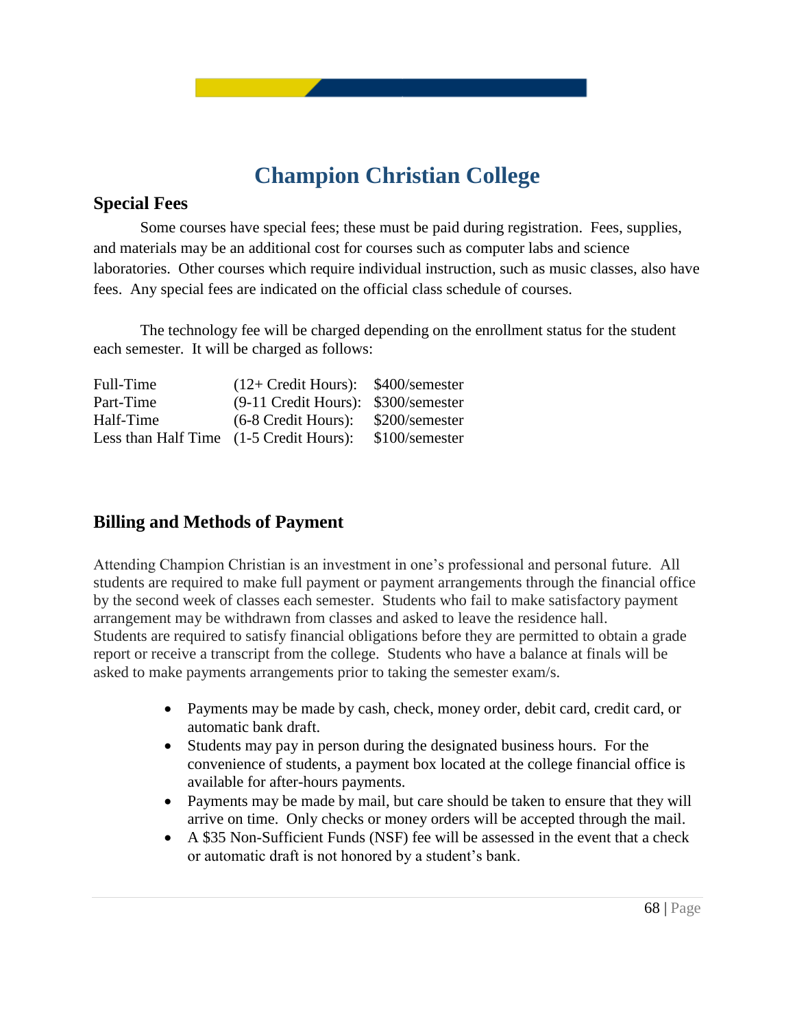# Champion Christian College

## Special Fees

Some courses have special fees; these must be paid during registration. Fees, supplies, and materials may be an additional cost for courses such as computer labs and science laboratories. Other courses which require individual instruction, such as music classes, also have fees. Any special fees are indicated on the official class schedule of courses.

The technology fee will be charged depending on the enrollment status for the student each semester. It will be charged as follows:

| | | |
|---|---|---|
| Full-Time | (12+ Credit Hours): | $400/semester |
| Part-Time | (9-11 Credit Hours): | $300/semester |
| Half-Time | (6-8 Credit Hours): | $200/semester |
| Less than Half Time | (1-5 Credit Hours): | $100/semester |

## Billing and Methods of Payment

Attending Champion Christian is an investment in one's professional and personal future. All students are required to make full payment or payment arrangements through the financial office by the second week of classes each semester. Students who fail to make satisfactory payment arrangement may be withdrawn from classes and asked to leave the residence hall. Students are required to satisfy financial obligations before they are permitted to obtain a grade report or receive a transcript from the college. Students who have a balance at finals will be asked to make payments arrangements prior to taking the semester exam/s.

- Payments may be made by cash, check, money order, debit card, credit card, or automatic bank draft.
- Students may pay in person during the designated business hours. For the convenience of students, a payment box located at the college financial office is available for after-hours payments.
- Payments may be made by mail, but care should be taken to ensure that they will arrive on time. Only checks or money orders will be accepted through the mail.
- A $35 Non-Sufficient Funds (NSF) fee will be assessed in the event that a check or automatic draft is not honored by a student's bank.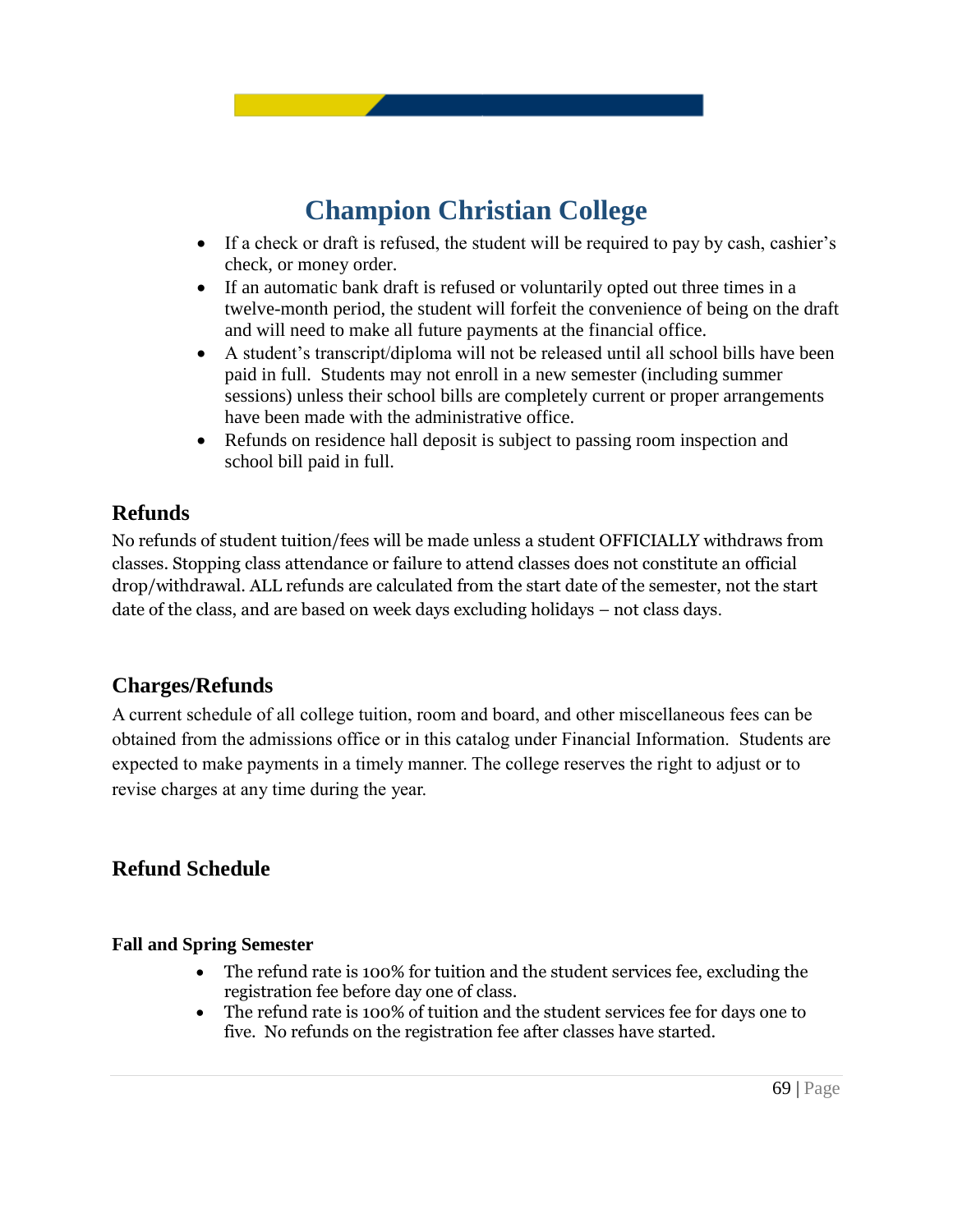- If a check or draft is refused, the student will be required to pay by cash, cashier's check, or money order.
- If an automatic bank draft is refused or voluntarily opted out three times in a twelve-month period, the student will forfeit the convenience of being on the draft and will need to make all future payments at the financial office.
- A student's transcript/diploma will not be released until all school bills have been paid in full. Students may not enroll in a new semester (including summer sessions) unless their school bills are completely current or proper arrangements have been made with the administrative office.
- Refunds on residence hall deposit is subject to passing room inspection and school bill paid in full.

## Refunds

No refunds of student tuition/fees will be made unless a student OFFICIALLY withdraws from classes. Stopping class attendance or failure to attend classes does not constitute an official drop/withdrawal. ALL refunds are calculated from the start date of the semester, not the start date of the class, and are based on week days excluding holidays – not class days.

## Charges/Refunds

A current schedule of all college tuition, room and board, and other miscellaneous fees can be obtained from the admissions office or in this catalog under Financial Information. Students are expected to make payments in a timely manner. The college reserves the right to adjust or to revise charges at any time during the year.

## Refund Schedule

### Fall and Spring Semester

- The refund rate is 100% for tuition and the student services fee, excluding the registration fee before day one of class.
- The refund rate is 100% of tuition and the student services fee for days one to five. No refunds on the registration fee after classes have started.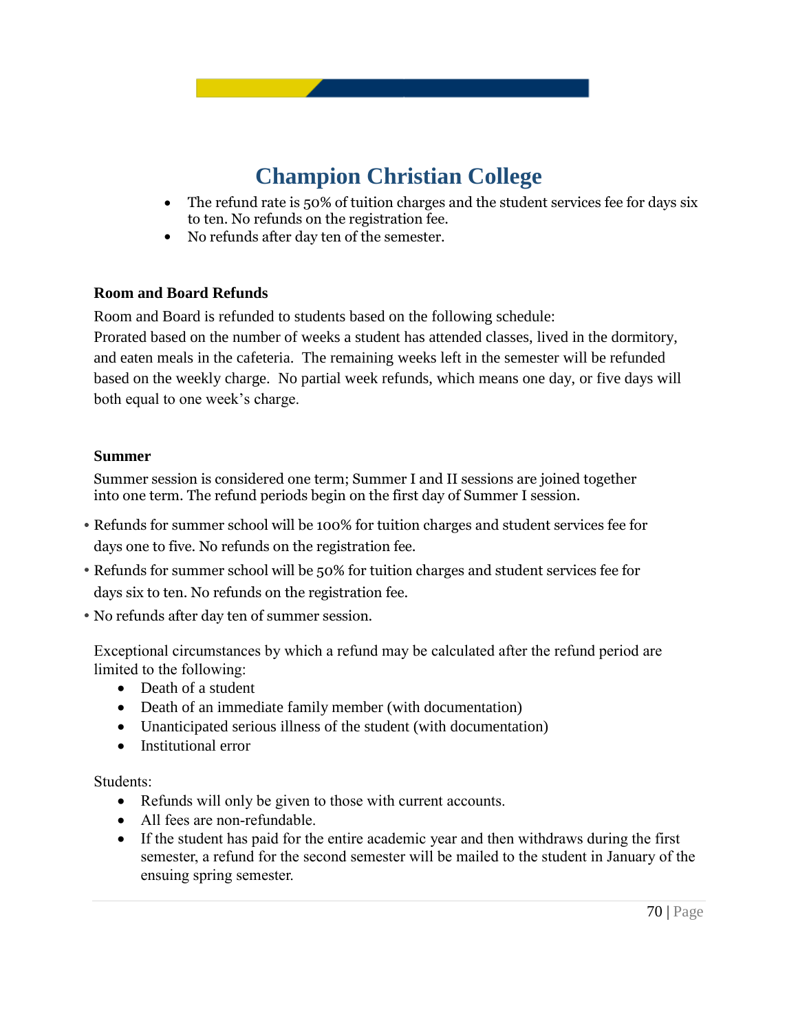- The refund rate is 50% of tuition charges and the student services fee for days six to ten. No refunds on the registration fee.
- No refunds after day ten of the semester.

**Room and Board Refunds**

Room and Board is refunded to students based on the following schedule:
Prorated based on the number of weeks a student has attended classes, lived in the dormitory, and eaten meals in the cafeteria. The remaining weeks left in the semester will be refunded based on the weekly charge. No partial week refunds, which means one day, or five days will both equal to one week's charge.

**Summer**

Summer session is considered one term; Summer I and II sessions are joined together into one term. The refund periods begin on the first day of Summer I session.

- Refunds for summer school will be 100% for tuition charges and student services fee for days one to five. No refunds on the registration fee.
- Refunds for summer school will be 50% for tuition charges and student services fee for days six to ten. No refunds on the registration fee.
- No refunds after day ten of summer session.

Exceptional circumstances by which a refund may be calculated after the refund period are limited to the following:

- Death of a student
- Death of an immediate family member (with documentation)
- Unanticipated serious illness of the student (with documentation)
- Institutional error

Students:

- Refunds will only be given to those with current accounts.
- All fees are non-refundable.
- If the student has paid for the entire academic year and then withdraws during the first semester, a refund for the second semester will be mailed to the student in January of the ensuing spring semester.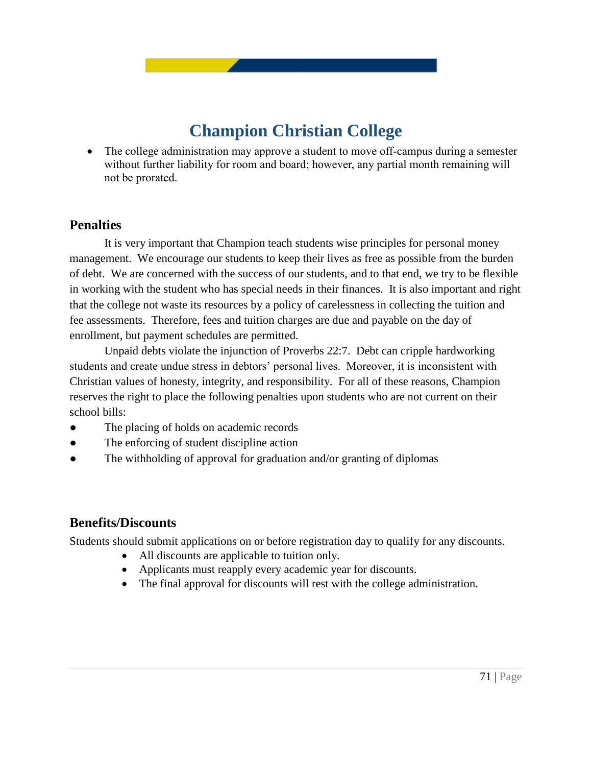- The college administration may approve a student to move off-campus during a semester without further liability for room and board; however, any partial month remaining will not be prorated.

## Penalties

It is very important that Champion teach students wise principles for personal money management. We encourage our students to keep their lives as free as possible from the burden of debt. We are concerned with the success of our students, and to that end, we try to be flexible in working with the student who has special needs in their finances. It is also important and right that the college not waste its resources by a policy of carelessness in collecting the tuition and fee assessments. Therefore, fees and tuition charges are due and payable on the day of enrollment, but payment schedules are permitted.

Unpaid debts violate the injunction of Proverbs 22:7. Debt can cripple hardworking students and create undue stress in debtors' personal lives. Moreover, it is inconsistent with Christian values of honesty, integrity, and responsibility. For all of these reasons, Champion reserves the right to place the following penalties upon students who are not current on their school bills:

- The placing of holds on academic records
- The enforcing of student discipline action
- The withholding of approval for graduation and/or granting of diplomas

## Benefits/Discounts

Students should submit applications on or before registration day to qualify for any discounts.

- All discounts are applicable to tuition only.
- Applicants must reapply every academic year for discounts.
- The final approval for discounts will rest with the college administration.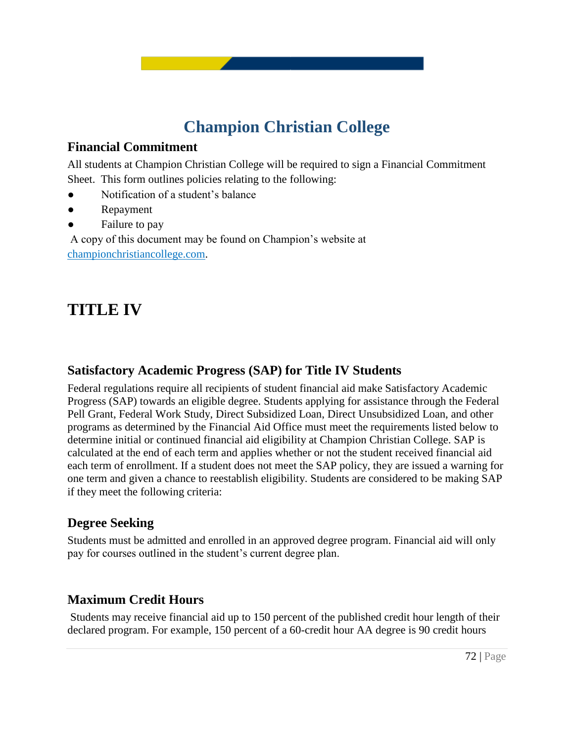# Champion Christian College

## Financial Commitment

All students at Champion Christian College will be required to sign a Financial Commitment Sheet. This form outlines policies relating to the following:

- Notification of a student's balance
- Repayment
- Failure to pay

A copy of this document may be found on Champion's website at championchristiancollege.com.

# TITLE IV

## Satisfactory Academic Progress (SAP) for Title IV Students

Federal regulations require all recipients of student financial aid make Satisfactory Academic Progress (SAP) towards an eligible degree. Students applying for assistance through the Federal Pell Grant, Federal Work Study, Direct Subsidized Loan, Direct Unsubsidized Loan, and other programs as determined by the Financial Aid Office must meet the requirements listed below to determine initial or continued financial aid eligibility at Champion Christian College. SAP is calculated at the end of each term and applies whether or not the student received financial aid each term of enrollment. If a student does not meet the SAP policy, they are issued a warning for one term and given a chance to reestablish eligibility. Students are considered to be making SAP if they meet the following criteria:

## Degree Seeking

Students must be admitted and enrolled in an approved degree program. Financial aid will only pay for courses outlined in the student's current degree plan.

## Maximum Credit Hours

Students may receive financial aid up to 150 percent of the published credit hour length of their declared program. For example, 150 percent of a 60-credit hour AA degree is 90 credit hours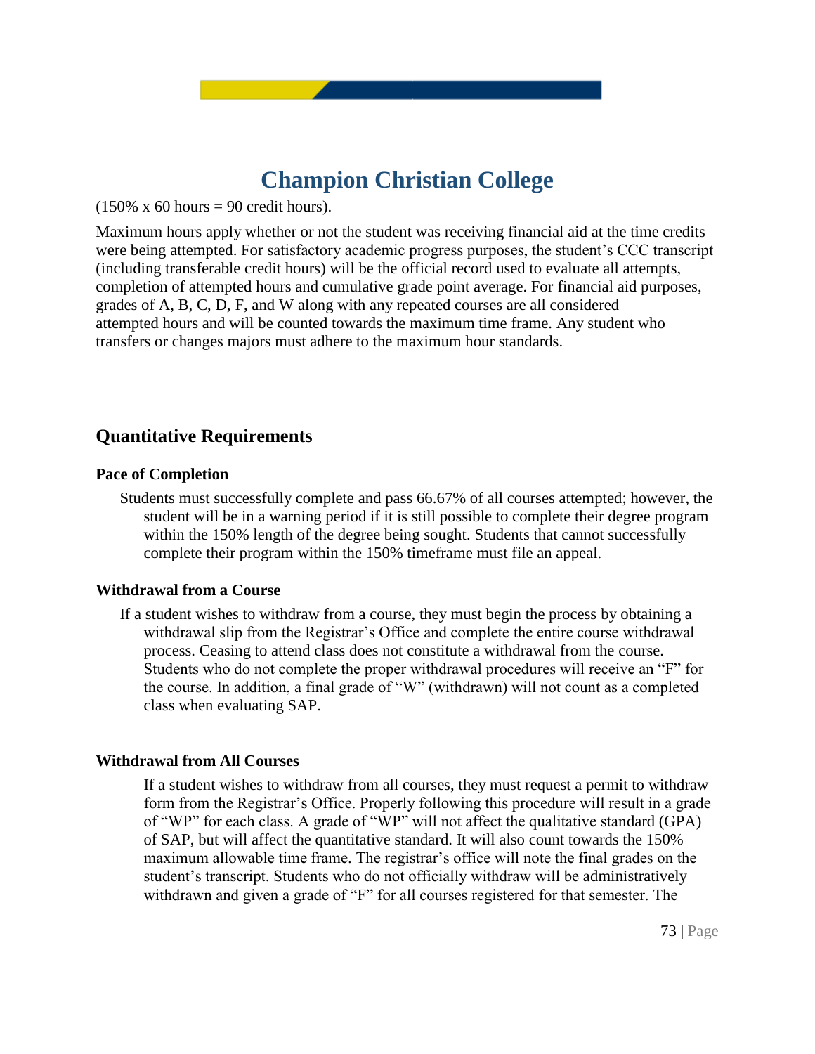(150% x 60 hours = 90 credit hours).

Maximum hours apply whether or not the student was receiving financial aid at the time credits were being attempted. For satisfactory academic progress purposes, the student's CCC transcript (including transferable credit hours) will be the official record used to evaluate all attempts, completion of attempted hours and cumulative grade point average. For financial aid purposes, grades of A, B, C, D, F, and W along with any repeated courses are all considered attempted hours and will be counted towards the maximum time frame. Any student who transfers or changes majors must adhere to the maximum hour standards.

## Quantitative Requirements

### Pace of Completion

Students must successfully complete and pass 66.67% of all courses attempted; however, the student will be in a warning period if it is still possible to complete their degree program within the 150% length of the degree being sought. Students that cannot successfully complete their program within the 150% timeframe must file an appeal.

### Withdrawal from a Course

If a student wishes to withdraw from a course, they must begin the process by obtaining a withdrawal slip from the Registrar's Office and complete the entire course withdrawal process. Ceasing to attend class does not constitute a withdrawal from the course. Students who do not complete the proper withdrawal procedures will receive an "F" for the course. In addition, a final grade of "W" (withdrawn) will not count as a completed class when evaluating SAP.

### Withdrawal from All Courses

If a student wishes to withdraw from all courses, they must request a permit to withdraw form from the Registrar's Office. Properly following this procedure will result in a grade of "WP" for each class. A grade of "WP" will not affect the qualitative standard (GPA) of SAP, but will affect the quantitative standard. It will also count towards the 150% maximum allowable time frame. The registrar's office will note the final grades on the student's transcript. Students who do not officially withdraw will be administratively withdrawn and given a grade of "F" for all courses registered for that semester. The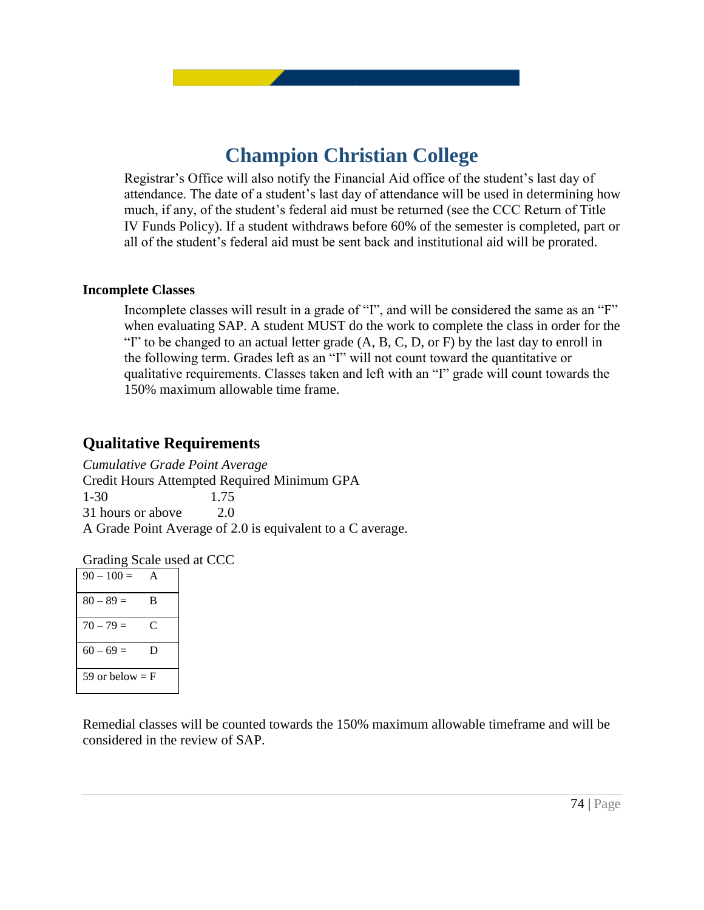Registrar's Office will also notify the Financial Aid office of the student's last day of attendance. The date of a student's last day of attendance will be used in determining how much, if any, of the student's federal aid must be returned (see the CCC Return of Title IV Funds Policy). If a student withdraws before 60% of the semester is completed, part or all of the student's federal aid must be sent back and institutional aid will be prorated.

**Incomplete Classes**

Incomplete classes will result in a grade of "I", and will be considered the same as an "F" when evaluating SAP. A student MUST do the work to complete the class in order for the "I" to be changed to an actual letter grade (A, B, C, D, or F) by the last day to enroll in the following term. Grades left as an "I" will not count toward the quantitative or qualitative requirements. Classes taken and left with an "I" grade will count towards the 150% maximum allowable time frame.

## Qualitative Requirements

*Cumulative Grade Point Average*

| Credit Hours Attempted | Required Minimum GPA |
|---|---|
| 1-30 | 1.75 |
| 31 hours or above | 2.0 |

A Grade Point Average of 2.0 is equivalent to a C average.

Grading Scale used at CCC

| | |
|---|---|
| 90 – 100 = | A |
| 80 – 89 = | B |
| 70 – 79 = | C |
| 60 – 69 = | D |
| 59 or below = | F |

Remedial classes will be counted towards the 150% maximum allowable timeframe and will be considered in the review of SAP.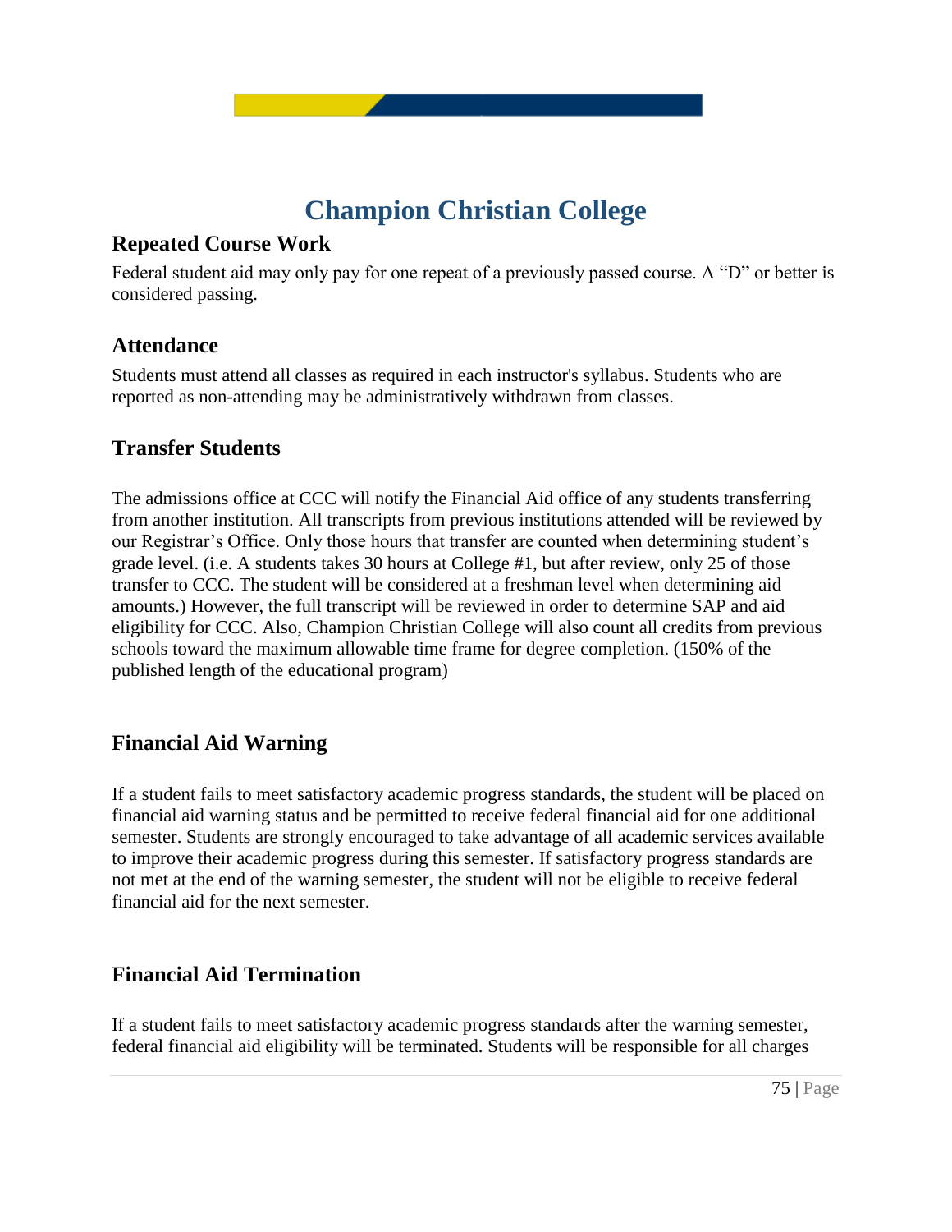## Repeated Course Work

Federal student aid may only pay for one repeat of a previously passed course. A "D" or better is considered passing.

## Attendance

Students must attend all classes as required in each instructor's syllabus. Students who are reported as non-attending may be administratively withdrawn from classes.

## Transfer Students

The admissions office at CCC will notify the Financial Aid office of any students transferring from another institution. All transcripts from previous institutions attended will be reviewed by our Registrar's Office. Only those hours that transfer are counted when determining student's grade level. (i.e. A students takes 30 hours at College #1, but after review, only 25 of those transfer to CCC. The student will be considered at a freshman level when determining aid amounts.) However, the full transcript will be reviewed in order to determine SAP and aid eligibility for CCC. Also, Champion Christian College will also count all credits from previous schools toward the maximum allowable time frame for degree completion. (150% of the published length of the educational program)

## Financial Aid Warning

If a student fails to meet satisfactory academic progress standards, the student will be placed on financial aid warning status and be permitted to receive federal financial aid for one additional semester. Students are strongly encouraged to take advantage of all academic services available to improve their academic progress during this semester. If satisfactory progress standards are not met at the end of the warning semester, the student will not be eligible to receive federal financial aid for the next semester.

## Financial Aid Termination

If a student fails to meet satisfactory academic progress standards after the warning semester, federal financial aid eligibility will be terminated. Students will be responsible for all charges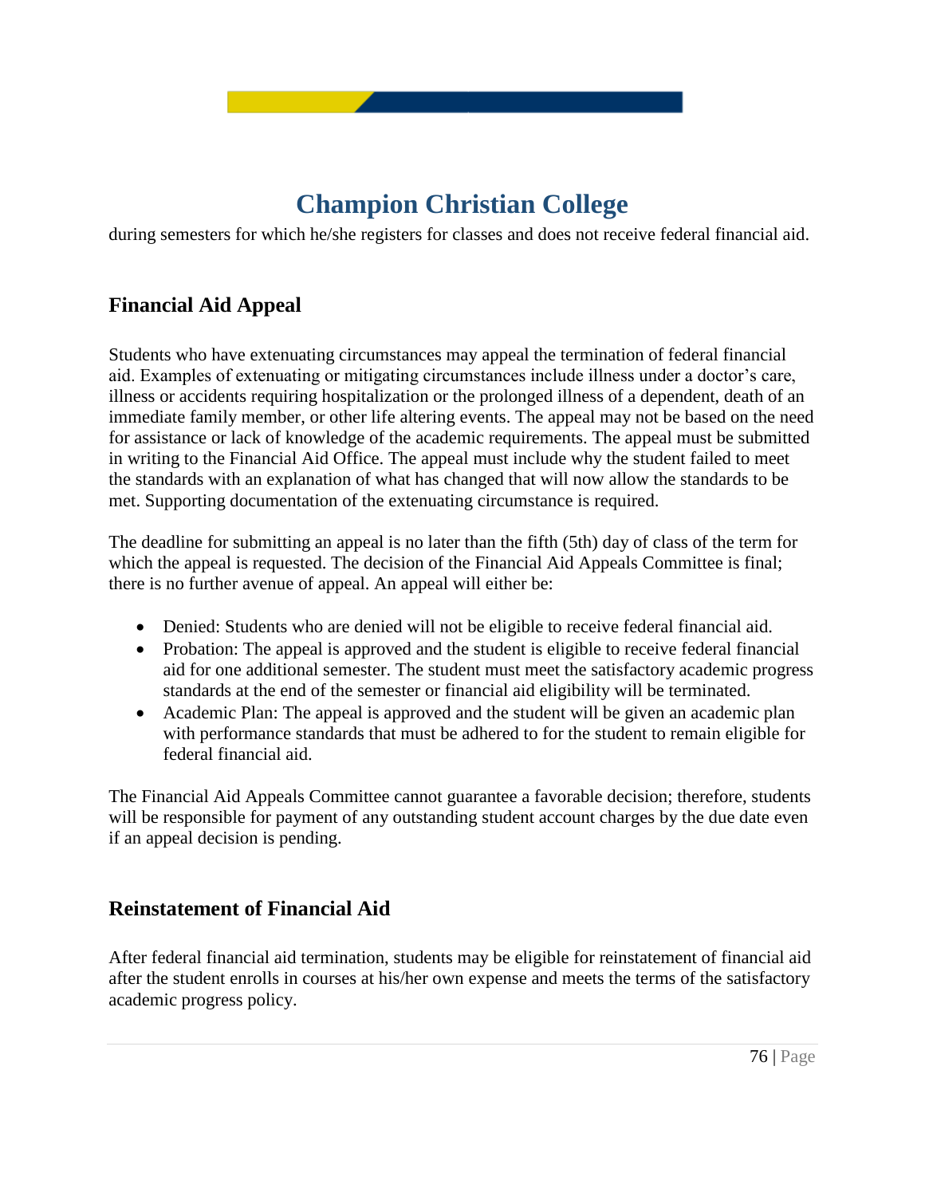during semesters for which he/she registers for classes and does not receive federal financial aid.

## Financial Aid Appeal

Students who have extenuating circumstances may appeal the termination of federal financial aid. Examples of extenuating or mitigating circumstances include illness under a doctor's care, illness or accidents requiring hospitalization or the prolonged illness of a dependent, death of an immediate family member, or other life altering events. The appeal may not be based on the need for assistance or lack of knowledge of the academic requirements. The appeal must be submitted in writing to the Financial Aid Office. The appeal must include why the student failed to meet the standards with an explanation of what has changed that will now allow the standards to be met. Supporting documentation of the extenuating circumstance is required.

The deadline for submitting an appeal is no later than the fifth (5th) day of class of the term for which the appeal is requested. The decision of the Financial Aid Appeals Committee is final; there is no further avenue of appeal. An appeal will either be:

- Denied: Students who are denied will not be eligible to receive federal financial aid.
- Probation: The appeal is approved and the student is eligible to receive federal financial aid for one additional semester. The student must meet the satisfactory academic progress standards at the end of the semester or financial aid eligibility will be terminated.
- Academic Plan: The appeal is approved and the student will be given an academic plan with performance standards that must be adhered to for the student to remain eligible for federal financial aid.

The Financial Aid Appeals Committee cannot guarantee a favorable decision; therefore, students will be responsible for payment of any outstanding student account charges by the due date even if an appeal decision is pending.

## Reinstatement of Financial Aid

After federal financial aid termination, students may be eligible for reinstatement of financial aid after the student enrolls in courses at his/her own expense and meets the terms of the satisfactory academic progress policy.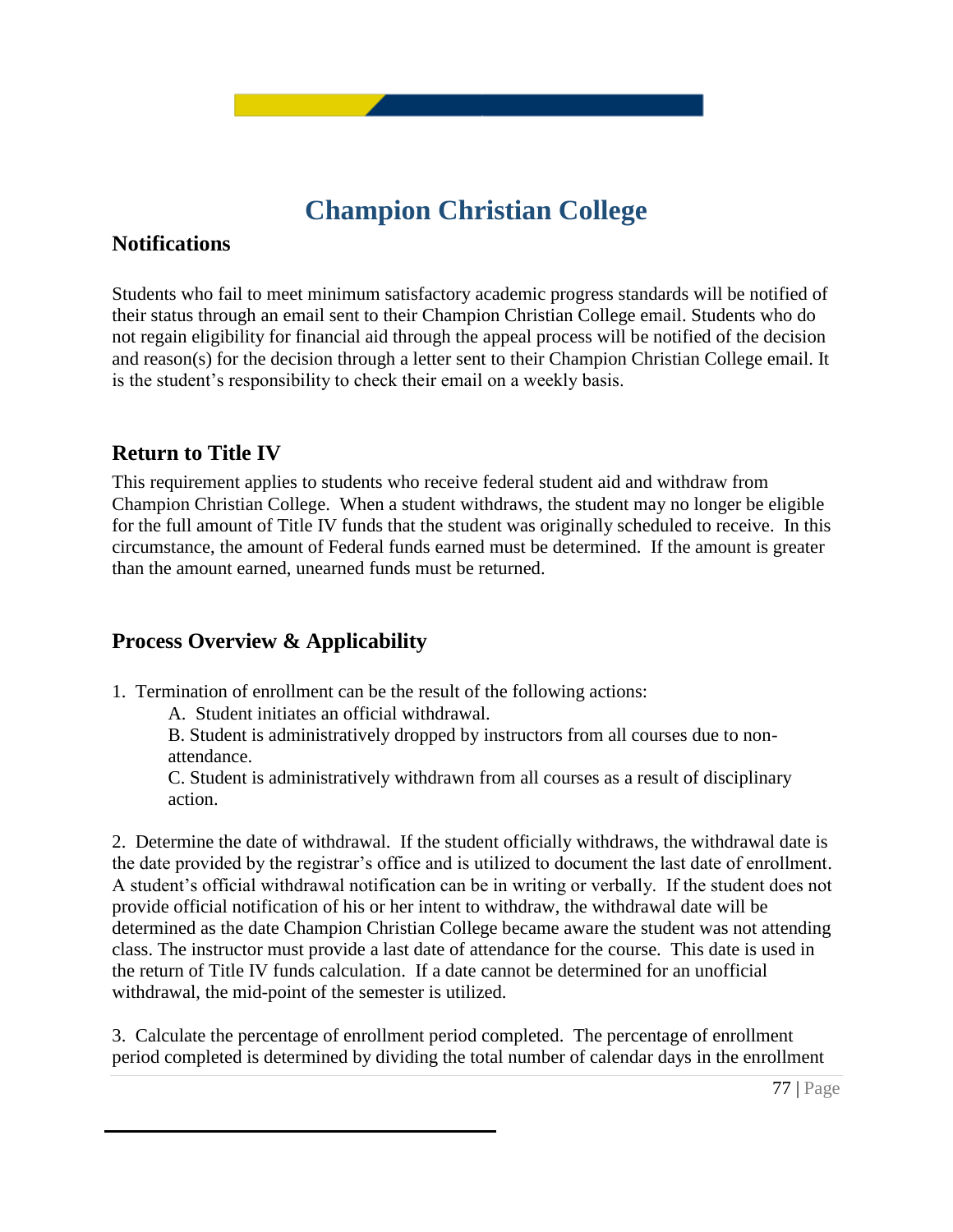## Notifications

Students who fail to meet minimum satisfactory academic progress standards will be notified of their status through an email sent to their Champion Christian College email. Students who do not regain eligibility for financial aid through the appeal process will be notified of the decision and reason(s) for the decision through a letter sent to their Champion Christian College email. It is the student's responsibility to check their email on a weekly basis.

## Return to Title IV

This requirement applies to students who receive federal student aid and withdraw from Champion Christian College. When a student withdraws, the student may no longer be eligible for the full amount of Title IV funds that the student was originally scheduled to receive. In this circumstance, the amount of Federal funds earned must be determined. If the amount is greater than the amount earned, unearned funds must be returned.

## Process Overview & Applicability

1. Termination of enrollment can be the result of the following actions:
   - A. Student initiates an official withdrawal.
   - B. Student is administratively dropped by instructors from all courses due to non-attendance.
   - C. Student is administratively withdrawn from all courses as a result of disciplinary action.

2. Determine the date of withdrawal. If the student officially withdraws, the withdrawal date is the date provided by the registrar's office and is utilized to document the last date of enrollment. A student's official withdrawal notification can be in writing or verbally. If the student does not provide official notification of his or her intent to withdraw, the withdrawal date will be determined as the date Champion Christian College became aware the student was not attending class. The instructor must provide a last date of attendance for the course. This date is used in the return of Title IV funds calculation. If a date cannot be determined for an unofficial withdrawal, the mid-point of the semester is utilized.

3. Calculate the percentage of enrollment period completed. The percentage of enrollment period completed is determined by dividing the total number of calendar days in the enrollment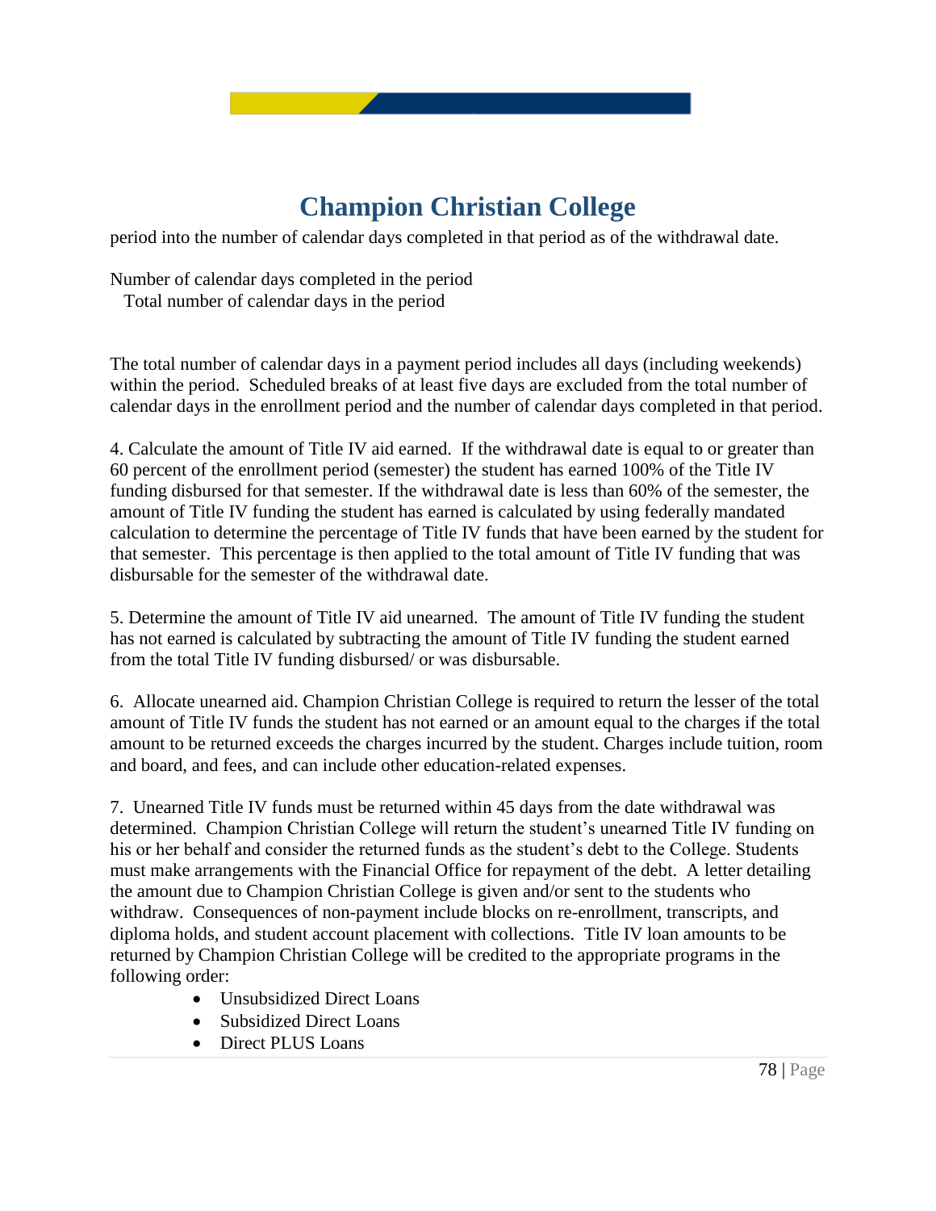period into the number of calendar days completed in that period as of the withdrawal date.

Number of calendar days completed in the period
Total number of calendar days in the period

The total number of calendar days in a payment period includes all days (including weekends) within the period. Scheduled breaks of at least five days are excluded from the total number of calendar days in the enrollment period and the number of calendar days completed in that period.

4. Calculate the amount of Title IV aid earned. If the withdrawal date is equal to or greater than 60 percent of the enrollment period (semester) the student has earned 100% of the Title IV funding disbursed for that semester. If the withdrawal date is less than 60% of the semester, the amount of Title IV funding the student has earned is calculated by using federally mandated calculation to determine the percentage of Title IV funds that have been earned by the student for that semester. This percentage is then applied to the total amount of Title IV funding that was disbursable for the semester of the withdrawal date.

5. Determine the amount of Title IV aid unearned. The amount of Title IV funding the student has not earned is calculated by subtracting the amount of Title IV funding the student earned from the total Title IV funding disbursed/ or was disbursable.

6. Allocate unearned aid. Champion Christian College is required to return the lesser of the total amount of Title IV funds the student has not earned or an amount equal to the charges if the total amount to be returned exceeds the charges incurred by the student. Charges include tuition, room and board, and fees, and can include other education-related expenses.

7. Unearned Title IV funds must be returned within 45 days from the date withdrawal was determined. Champion Christian College will return the student's unearned Title IV funding on his or her behalf and consider the returned funds as the student's debt to the College. Students must make arrangements with the Financial Office for repayment of the debt. A letter detailing the amount due to Champion Christian College is given and/or sent to the students who withdraw. Consequences of non-payment include blocks on re-enrollment, transcripts, and diploma holds, and student account placement with collections. Title IV loan amounts to be returned by Champion Christian College will be credited to the appropriate programs in the following order:

- Unsubsidized Direct Loans
- Subsidized Direct Loans
- Direct PLUS Loans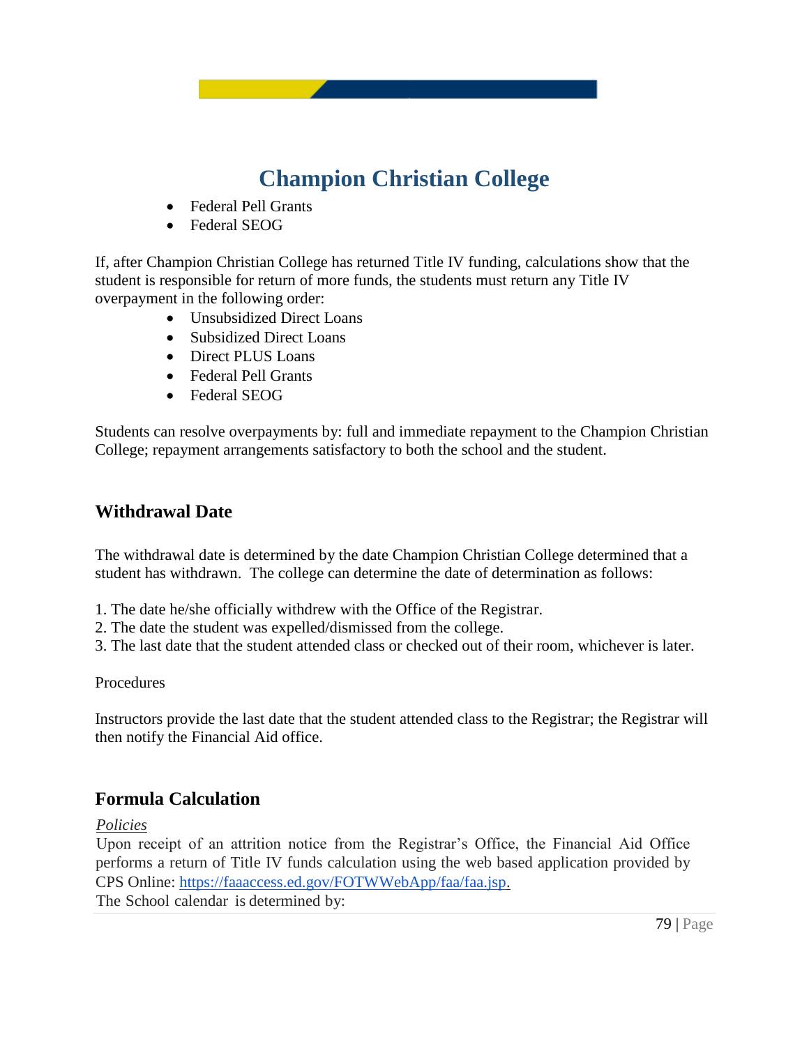- Federal Pell Grants
- Federal SEOG

If, after Champion Christian College has returned Title IV funding, calculations show that the student is responsible for return of more funds, the students must return any Title IV overpayment in the following order:

- Unsubsidized Direct Loans
- Subsidized Direct Loans
- Direct PLUS Loans
- Federal Pell Grants
- Federal SEOG

Students can resolve overpayments by: full and immediate repayment to the Champion Christian College; repayment arrangements satisfactory to both the school and the student.

## Withdrawal Date

The withdrawal date is determined by the date Champion Christian College determined that a student has withdrawn. The college can determine the date of determination as follows:

1. The date he/she officially withdrew with the Office of the Registrar.
2. The date the student was expelled/dismissed from the college.
3. The last date that the student attended class or checked out of their room, whichever is later.

Procedures

Instructors provide the last date that the student attended class to the Registrar; the Registrar will then notify the Financial Aid office.

## Formula Calculation

*Policies*

Upon receipt of an attrition notice from the Registrar's Office, the Financial Aid Office performs a return of Title IV funds calculation using the web based application provided by CPS Online: https://faaaccess.ed.gov/FOTWWebApp/faa/faa.jsp.

The School calendar is determined by: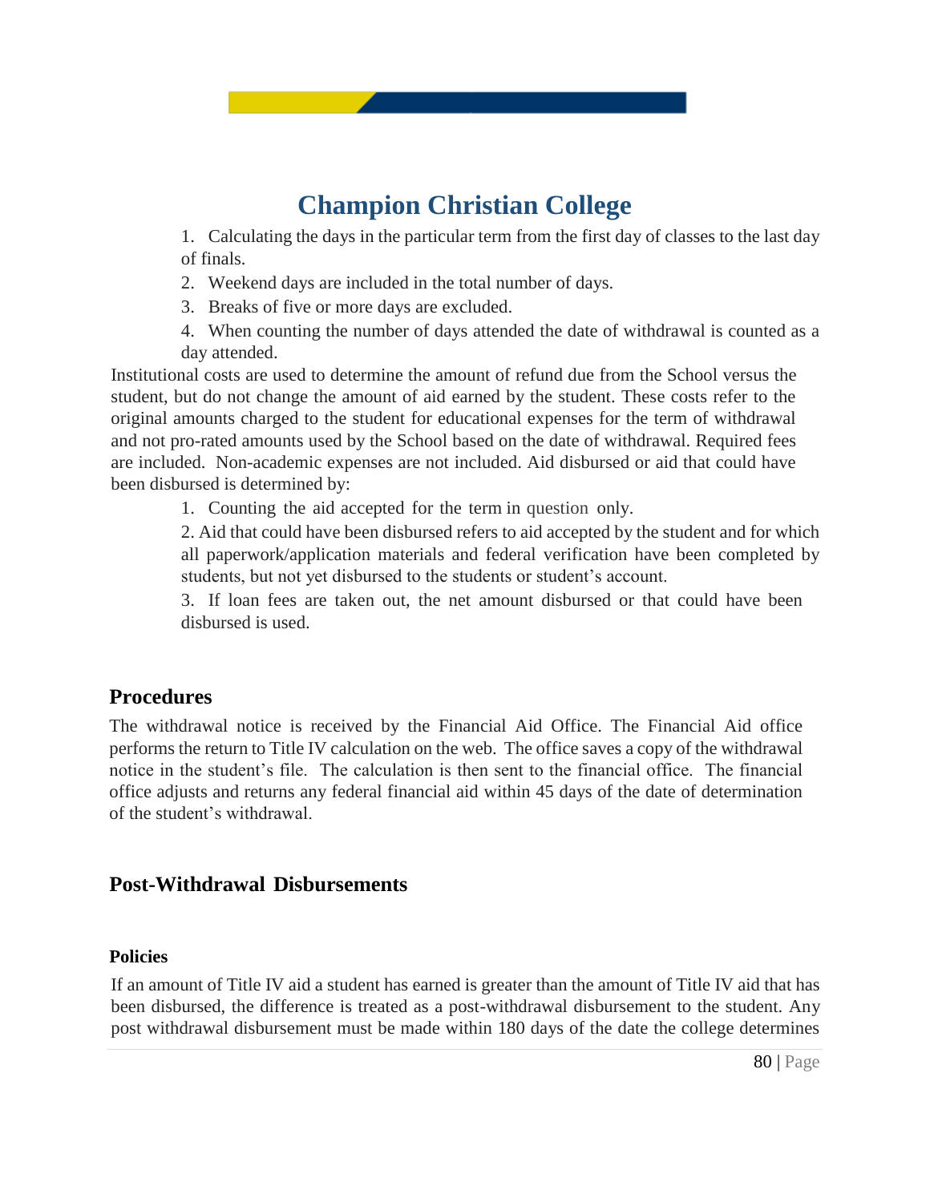1. Calculating the days in the particular term from the first day of classes to the last day of finals.
2. Weekend days are included in the total number of days.
3. Breaks of five or more days are excluded.
4. When counting the number of days attended the date of withdrawal is counted as a day attended.

Institutional costs are used to determine the amount of refund due from the School versus the student, but do not change the amount of aid earned by the student. These costs refer to the original amounts charged to the student for educational expenses for the term of withdrawal and not pro-rated amounts used by the School based on the date of withdrawal. Required fees are included. Non-academic expenses are not included. Aid disbursed or aid that could have been disbursed is determined by:

1. Counting the aid accepted for the term in question only.
2. Aid that could have been disbursed refers to aid accepted by the student and for which all paperwork/application materials and federal verification have been completed by students, but not yet disbursed to the students or student's account.
3. If loan fees are taken out, the net amount disbursed or that could have been disbursed is used.

## Procedures

The withdrawal notice is received by the Financial Aid Office. The Financial Aid office performs the return to Title IV calculation on the web. The office saves a copy of the withdrawal notice in the student's file. The calculation is then sent to the financial office. The financial office adjusts and returns any federal financial aid within 45 days of the date of determination of the student's withdrawal.

## Post-Withdrawal Disbursements

### Policies

If an amount of Title IV aid a student has earned is greater than the amount of Title IV aid that has been disbursed, the difference is treated as a post-withdrawal disbursement to the student. Any post withdrawal disbursement must be made within 180 days of the date the college determines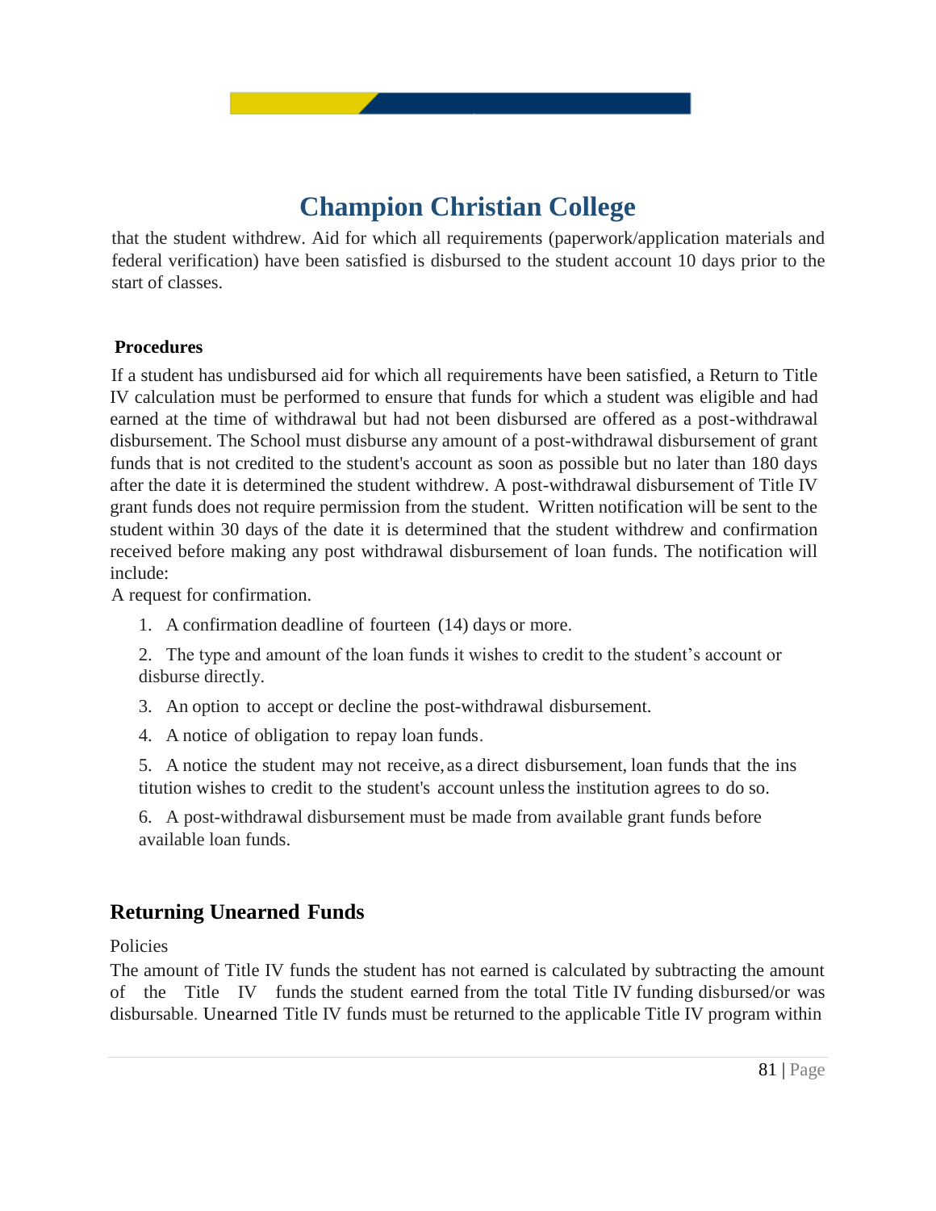that the student withdrew. Aid for which all requirements (paperwork/application materials and federal verification) have been satisfied is disbursed to the student account 10 days prior to the start of classes.

**Procedures**

If a student has undisbursed aid for which all requirements have been satisfied, a Return to Title IV calculation must be performed to ensure that funds for which a student was eligible and had earned at the time of withdrawal but had not been disbursed are offered as a post-withdrawal disbursement. The School must disburse any amount of a post-withdrawal disbursement of grant funds that is not credited to the student's account as soon as possible but no later than 180 days after the date it is determined the student withdrew. A post-withdrawal disbursement of Title IV grant funds does not require permission from the student. Written notification will be sent to the student within 30 days of the date it is determined that the student withdrew and confirmation received before making any post withdrawal disbursement of loan funds. The notification will include:

A request for confirmation.

1. A confirmation deadline of fourteen (14) days or more.
2. The type and amount of the loan funds it wishes to credit to the student's account or disburse directly.
3. An option to accept or decline the post-withdrawal disbursement.
4. A notice of obligation to repay loan funds.
5. A notice the student may not receive, as a direct disbursement, loan funds that the ins titution wishes to credit to the student's account unless the institution agrees to do so.
6. A post-withdrawal disbursement must be made from available grant funds before available loan funds.

## Returning Unearned Funds

Policies

The amount of Title IV funds the student has not earned is calculated by subtracting the amount of the Title IV funds the student earned from the total Title IV funding disbursed/or was disbursable. Unearned Title IV funds must be returned to the applicable Title IV program within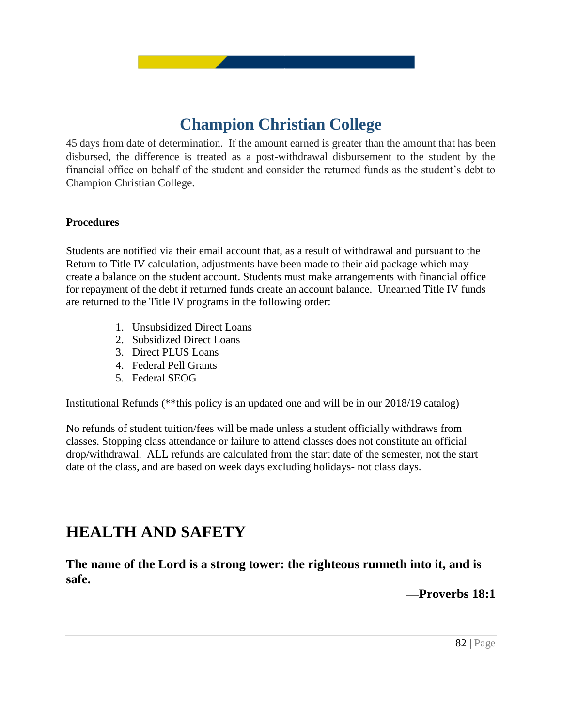45 days from date of determination. If the amount earned is greater than the amount that has been disbursed, the difference is treated as a post-withdrawal disbursement to the student by the financial office on behalf of the student and consider the returned funds as the student's debt to Champion Christian College.

**Procedures**

Students are notified via their email account that, as a result of withdrawal and pursuant to the Return to Title IV calculation, adjustments have been made to their aid package which may create a balance on the student account. Students must make arrangements with financial office for repayment of the debt if returned funds create an account balance. Unearned Title IV funds are returned to the Title IV programs in the following order:

1. Unsubsidized Direct Loans
2. Subsidized Direct Loans
3. Direct PLUS Loans
4. Federal Pell Grants
5. Federal SEOG

Institutional Refunds (**this policy is an updated one and will be in our 2018/19 catalog)

No refunds of student tuition/fees will be made unless a student officially withdraws from classes. Stopping class attendance or failure to attend classes does not constitute an official drop/withdrawal. ALL refunds are calculated from the start date of the semester, not the start date of the class, and are based on week days excluding holidays- not class days.

# HEALTH AND SAFETY

**The name of the Lord is a strong tower: the righteous runneth into it, and is safe.**

**—Proverbs 18:1**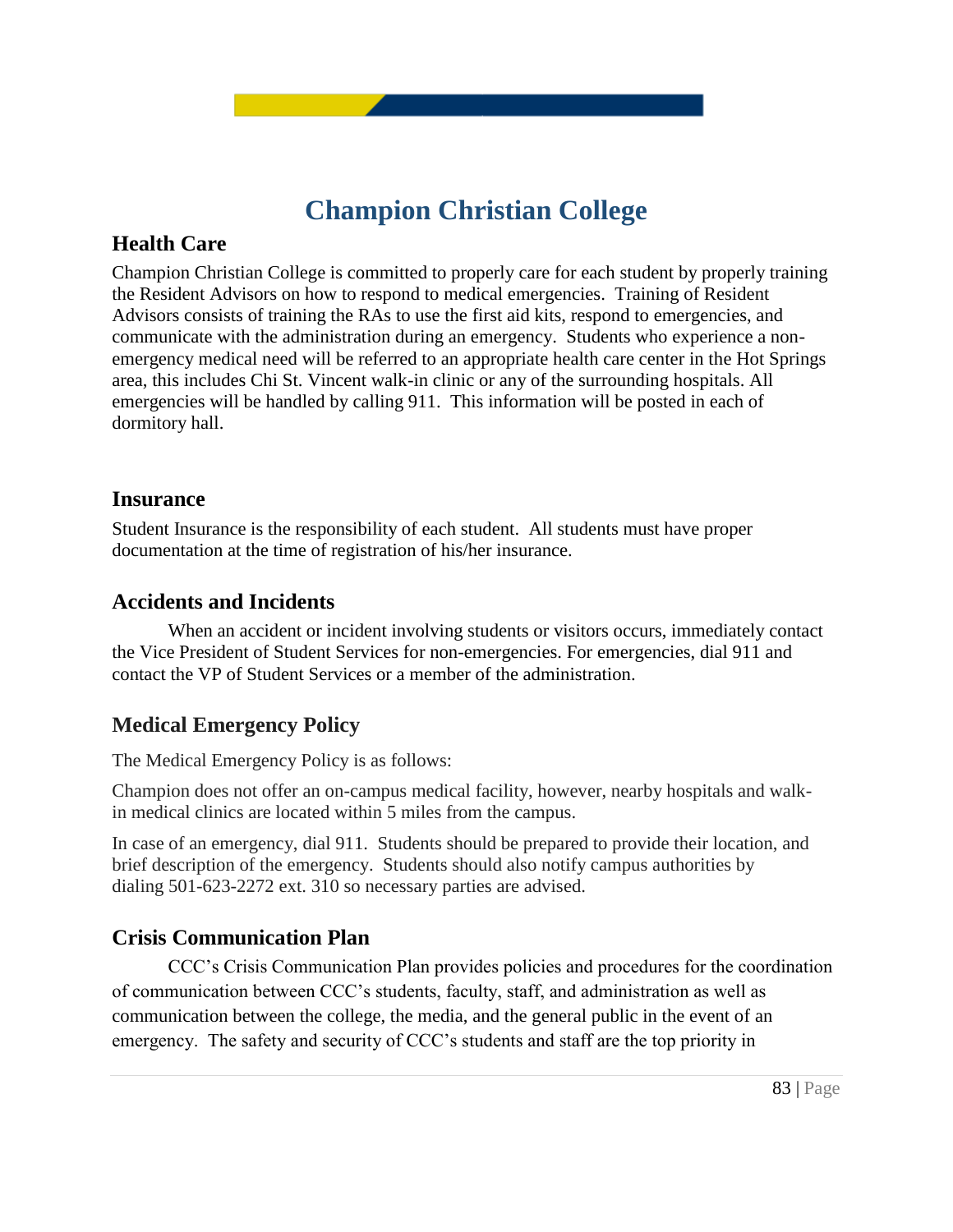# Champion Christian College

## Health Care

Champion Christian College is committed to properly care for each student by properly training the Resident Advisors on how to respond to medical emergencies. Training of Resident Advisors consists of training the RAs to use the first aid kits, respond to emergencies, and communicate with the administration during an emergency. Students who experience a non-emergency medical need will be referred to an appropriate health care center in the Hot Springs area, this includes Chi St. Vincent walk-in clinic or any of the surrounding hospitals. All emergencies will be handled by calling 911. This information will be posted in each of dormitory hall.

## Insurance

Student Insurance is the responsibility of each student. All students must have proper documentation at the time of registration of his/her insurance.

## Accidents and Incidents

When an accident or incident involving students or visitors occurs, immediately contact the Vice President of Student Services for non-emergencies. For emergencies, dial 911 and contact the VP of Student Services or a member of the administration.

## Medical Emergency Policy

The Medical Emergency Policy is as follows:

Champion does not offer an on-campus medical facility, however, nearby hospitals and walk-in medical clinics are located within 5 miles from the campus.

In case of an emergency, dial 911. Students should be prepared to provide their location, and brief description of the emergency. Students should also notify campus authorities by dialing 501-623-2272 ext. 310 so necessary parties are advised.

## Crisis Communication Plan

CCC's Crisis Communication Plan provides policies and procedures for the coordination of communication between CCC's students, faculty, staff, and administration as well as communication between the college, the media, and the general public in the event of an emergency. The safety and security of CCC's students and staff are the top priority in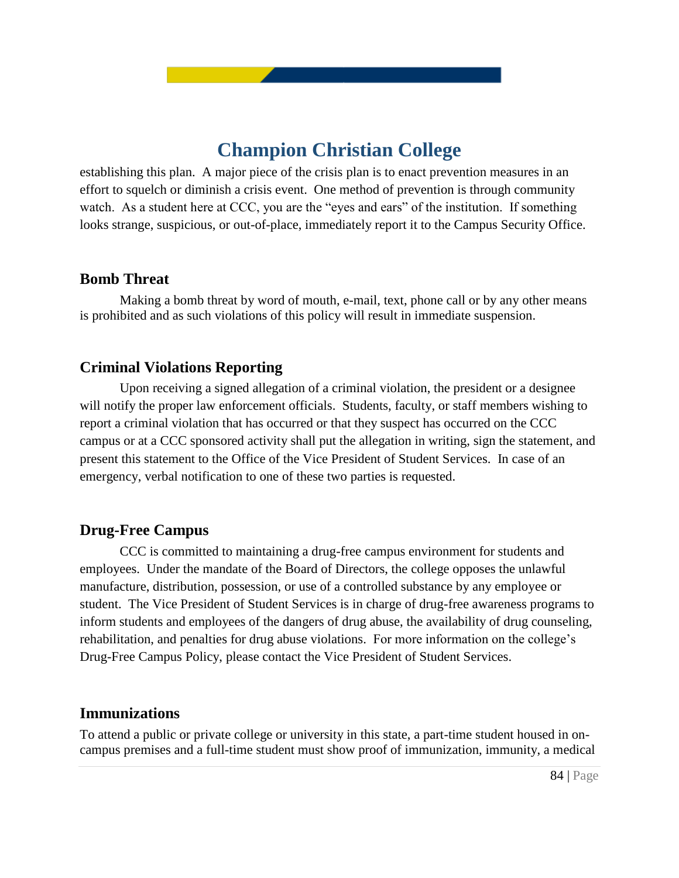establishing this plan. A major piece of the crisis plan is to enact prevention measures in an effort to squelch or diminish a crisis event. One method of prevention is through community watch. As a student here at CCC, you are the "eyes and ears" of the institution. If something looks strange, suspicious, or out-of-place, immediately report it to the Campus Security Office.

### Bomb Threat

Making a bomb threat by word of mouth, e-mail, text, phone call or by any other means is prohibited and as such violations of this policy will result in immediate suspension.

### Criminal Violations Reporting

Upon receiving a signed allegation of a criminal violation, the president or a designee will notify the proper law enforcement officials. Students, faculty, or staff members wishing to report a criminal violation that has occurred or that they suspect has occurred on the CCC campus or at a CCC sponsored activity shall put the allegation in writing, sign the statement, and present this statement to the Office of the Vice President of Student Services. In case of an emergency, verbal notification to one of these two parties is requested.

### Drug-Free Campus

CCC is committed to maintaining a drug-free campus environment for students and employees. Under the mandate of the Board of Directors, the college opposes the unlawful manufacture, distribution, possession, or use of a controlled substance by any employee or student. The Vice President of Student Services is in charge of drug-free awareness programs to inform students and employees of the dangers of drug abuse, the availability of drug counseling, rehabilitation, and penalties for drug abuse violations. For more information on the college's Drug-Free Campus Policy, please contact the Vice President of Student Services.

### Immunizations

To attend a public or private college or university in this state, a part-time student housed in on-campus premises and a full-time student must show proof of immunization, immunity, a medical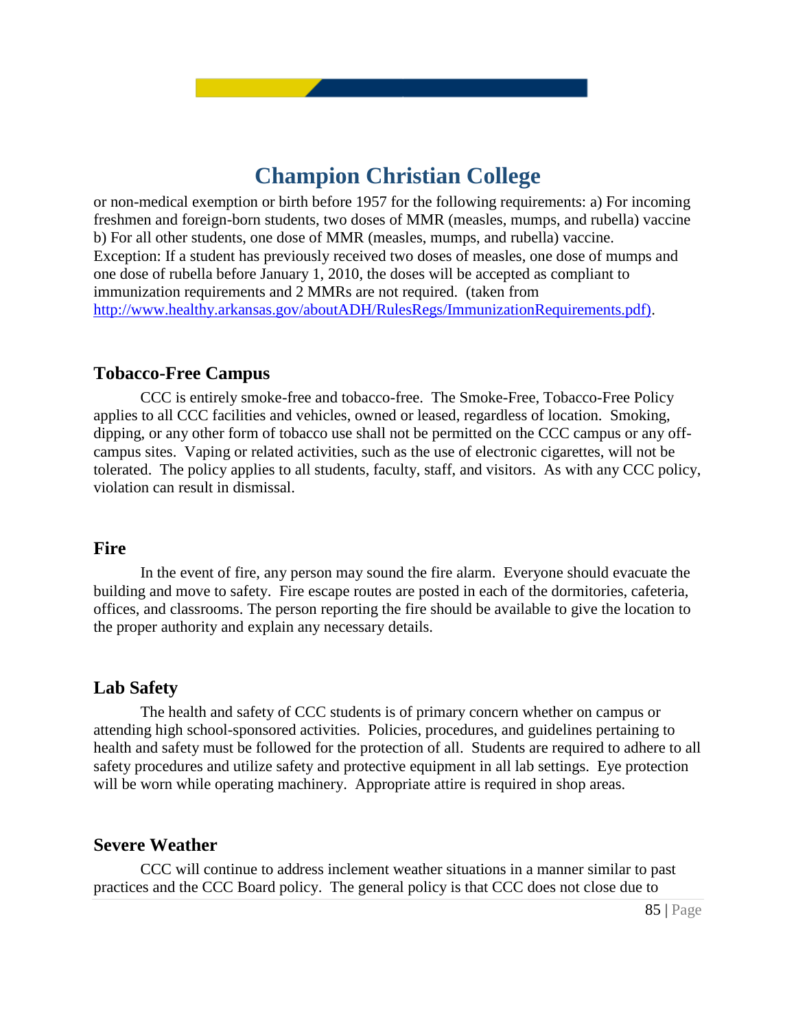or non-medical exemption or birth before 1957 for the following requirements: a) For incoming freshmen and foreign-born students, two doses of MMR (measles, mumps, and rubella) vaccine b) For all other students, one dose of MMR (measles, mumps, and rubella) vaccine. Exception: If a student has previously received two doses of measles, one dose of mumps and one dose of rubella before January 1, 2010, the doses will be accepted as compliant to immunization requirements and 2 MMRs are not required. (taken from [http://www.healthy.arkansas.gov/aboutADH/RulesRegs/ImmunizationRequirements.pdf)](http://www.healthy.arkansas.gov/aboutADH/RulesRegs/ImmunizationRequirements.pdf).

## Tobacco-Free Campus

CCC is entirely smoke-free and tobacco-free. The Smoke-Free, Tobacco-Free Policy applies to all CCC facilities and vehicles, owned or leased, regardless of location. Smoking, dipping, or any other form of tobacco use shall not be permitted on the CCC campus or any off-campus sites. Vaping or related activities, such as the use of electronic cigarettes, will not be tolerated. The policy applies to all students, faculty, staff, and visitors. As with any CCC policy, violation can result in dismissal.

## Fire

In the event of fire, any person may sound the fire alarm. Everyone should evacuate the building and move to safety. Fire escape routes are posted in each of the dormitories, cafeteria, offices, and classrooms. The person reporting the fire should be available to give the location to the proper authority and explain any necessary details.

## Lab Safety

The health and safety of CCC students is of primary concern whether on campus or attending high school-sponsored activities. Policies, procedures, and guidelines pertaining to health and safety must be followed for the protection of all. Students are required to adhere to all safety procedures and utilize safety and protective equipment in all lab settings. Eye protection will be worn while operating machinery. Appropriate attire is required in shop areas.

## Severe Weather

CCC will continue to address inclement weather situations in a manner similar to past practices and the CCC Board policy. The general policy is that CCC does not close due to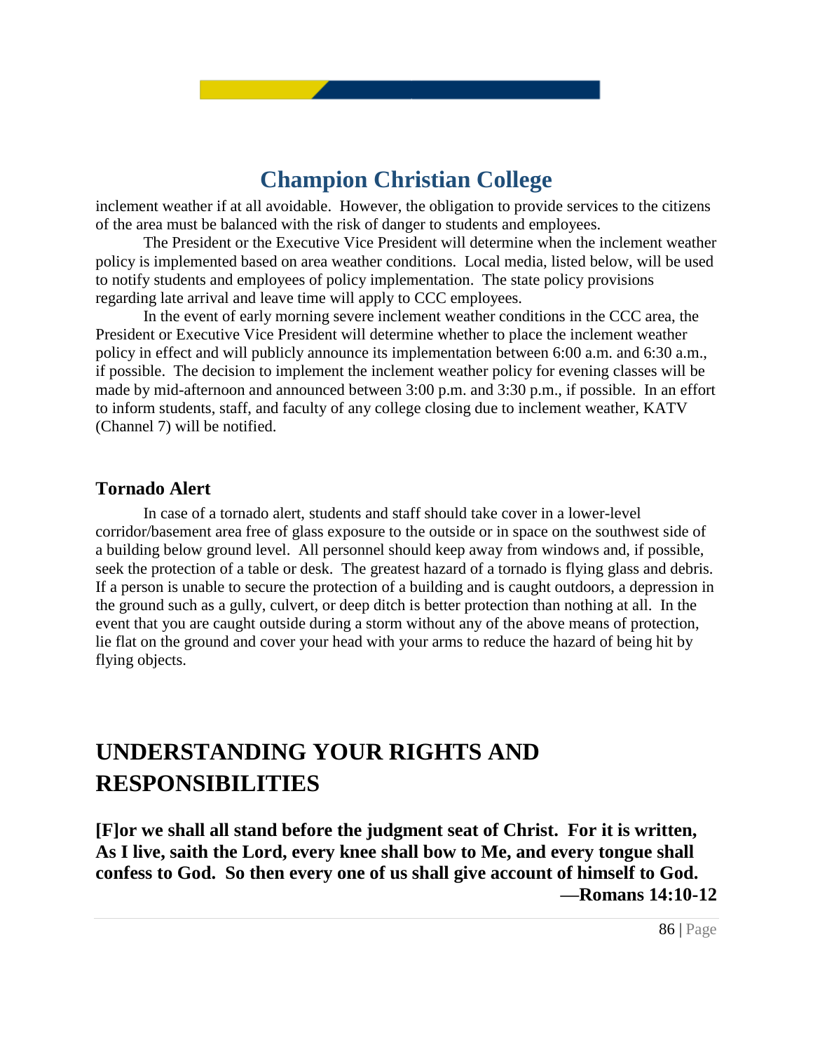inclement weather if at all avoidable. However, the obligation to provide services to the citizens of the area must be balanced with the risk of danger to students and employees.

The President or the Executive Vice President will determine when the inclement weather policy is implemented based on area weather conditions. Local media, listed below, will be used to notify students and employees of policy implementation. The state policy provisions regarding late arrival and leave time will apply to CCC employees.

In the event of early morning severe inclement weather conditions in the CCC area, the President or Executive Vice President will determine whether to place the inclement weather policy in effect and will publicly announce its implementation between 6:00 a.m. and 6:30 a.m., if possible. The decision to implement the inclement weather policy for evening classes will be made by mid-afternoon and announced between 3:00 p.m. and 3:30 p.m., if possible. In an effort to inform students, staff, and faculty of any college closing due to inclement weather, KATV (Channel 7) will be notified.

### Tornado Alert

In case of a tornado alert, students and staff should take cover in a lower-level corridor/basement area free of glass exposure to the outside or in space on the southwest side of a building below ground level. All personnel should keep away from windows and, if possible, seek the protection of a table or desk. The greatest hazard of a tornado is flying glass and debris. If a person is unable to secure the protection of a building and is caught outdoors, a depression in the ground such as a gully, culvert, or deep ditch is better protection than nothing at all. In the event that you are caught outside during a storm without any of the above means of protection, lie flat on the ground and cover your head with your arms to reduce the hazard of being hit by flying objects.

# UNDERSTANDING YOUR RIGHTS AND RESPONSIBILITIES

**[F]or we shall all stand before the judgment seat of Christ. For it is written, As I live, saith the Lord, every knee shall bow to Me, and every tongue shall confess to God. So then every one of us shall give account of himself to God.**
**—Romans 14:10-12**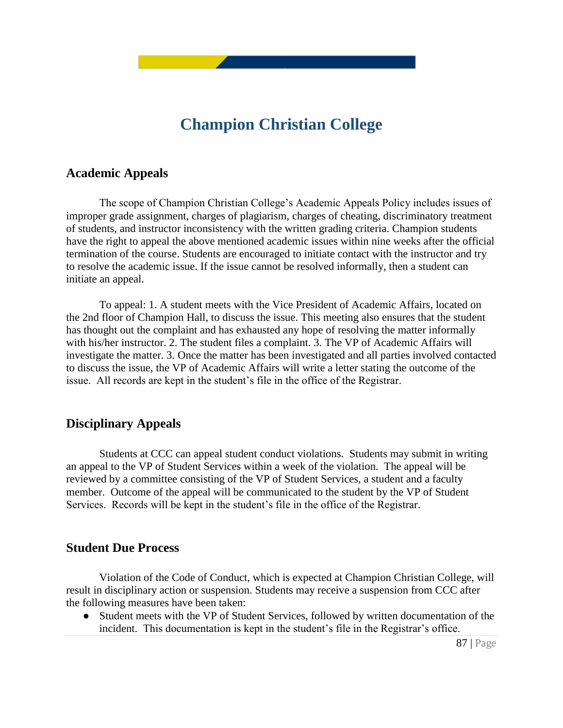# Champion Christian College

## Academic Appeals

The scope of Champion Christian College's Academic Appeals Policy includes issues of improper grade assignment, charges of plagiarism, charges of cheating, discriminatory treatment of students, and instructor inconsistency with the written grading criteria. Champion students have the right to appeal the above mentioned academic issues within nine weeks after the official termination of the course. Students are encouraged to initiate contact with the instructor and try to resolve the academic issue. If the issue cannot be resolved informally, then a student can initiate an appeal.

To appeal: 1. A student meets with the Vice President of Academic Affairs, located on the 2nd floor of Champion Hall, to discuss the issue. This meeting also ensures that the student has thought out the complaint and has exhausted any hope of resolving the matter informally with his/her instructor. 2. The student files a complaint. 3. The VP of Academic Affairs will investigate the matter. 3. Once the matter has been investigated and all parties involved contacted to discuss the issue, the VP of Academic Affairs will write a letter stating the outcome of the issue. All records are kept in the student's file in the office of the Registrar.

## Disciplinary Appeals

Students at CCC can appeal student conduct violations. Students may submit in writing an appeal to the VP of Student Services within a week of the violation. The appeal will be reviewed by a committee consisting of the VP of Student Services, a student and a faculty member. Outcome of the appeal will be communicated to the student by the VP of Student Services. Records will be kept in the student's file in the office of the Registrar.

## Student Due Process

Violation of the Code of Conduct, which is expected at Champion Christian College, will result in disciplinary action or suspension. Students may receive a suspension from CCC after the following measures have been taken:

- Student meets with the VP of Student Services, followed by written documentation of the incident. This documentation is kept in the student's file in the Registrar's office.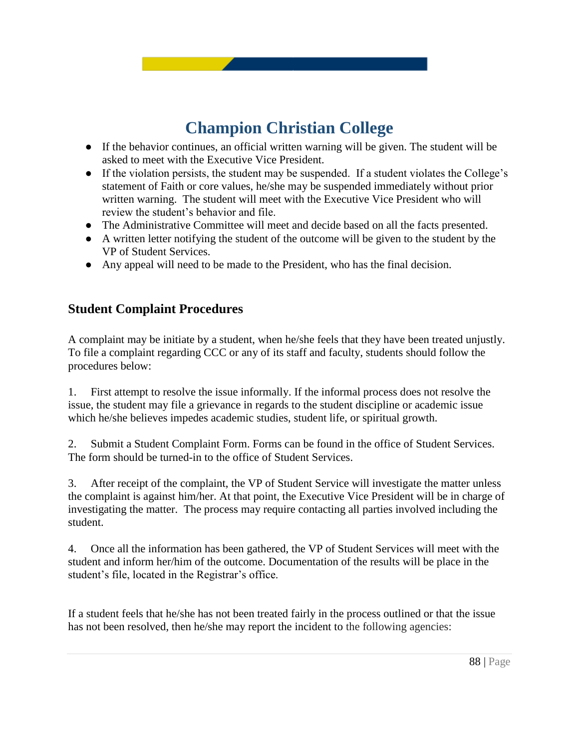- If the behavior continues, an official written warning will be given. The student will be asked to meet with the Executive Vice President.
- If the violation persists, the student may be suspended. If a student violates the College's statement of Faith or core values, he/she may be suspended immediately without prior written warning. The student will meet with the Executive Vice President who will review the student's behavior and file.
- The Administrative Committee will meet and decide based on all the facts presented.
- A written letter notifying the student of the outcome will be given to the student by the VP of Student Services.
- Any appeal will need to be made to the President, who has the final decision.

### Student Complaint Procedures

A complaint may be initiate by a student, when he/she feels that they have been treated unjustly. To file a complaint regarding CCC or any of its staff and faculty, students should follow the procedures below:

1. First attempt to resolve the issue informally. If the informal process does not resolve the issue, the student may file a grievance in regards to the student discipline or academic issue which he/she believes impedes academic studies, student life, or spiritual growth.

2. Submit a Student Complaint Form. Forms can be found in the office of Student Services. The form should be turned-in to the office of Student Services.

3. After receipt of the complaint, the VP of Student Service will investigate the matter unless the complaint is against him/her. At that point, the Executive Vice President will be in charge of investigating the matter. The process may require contacting all parties involved including the student.

4. Once all the information has been gathered, the VP of Student Services will meet with the student and inform her/him of the outcome. Documentation of the results will be place in the student's file, located in the Registrar's office.

If a student feels that he/she has not been treated fairly in the process outlined or that the issue has not been resolved, then he/she may report the incident to the following agencies: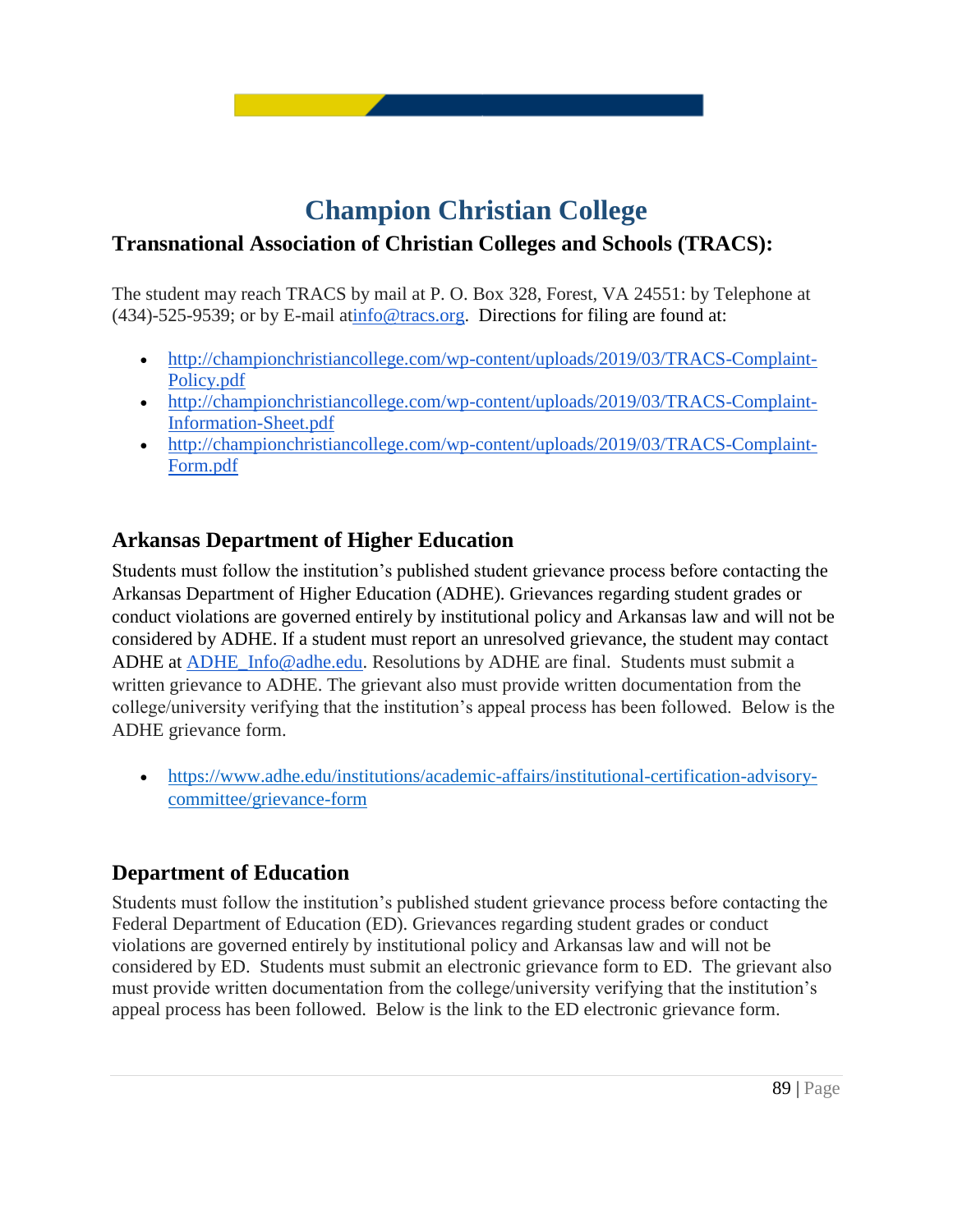# Champion Christian College

## Transnational Association of Christian Colleges and Schools (TRACS):

The student may reach TRACS by mail at P. O. Box 328, Forest, VA 24551: by Telephone at (434)-525-9539; or by E-mail atinfo@tracs.org. Directions for filing are found at:

- http://championchristiancollege.com/wp-content/uploads/2019/03/TRACS-Complaint-Policy.pdf
- http://championchristiancollege.com/wp-content/uploads/2019/03/TRACS-Complaint-Information-Sheet.pdf
- http://championchristiancollege.com/wp-content/uploads/2019/03/TRACS-Complaint-Form.pdf

## Arkansas Department of Higher Education

Students must follow the institution's published student grievance process before contacting the Arkansas Department of Higher Education (ADHE). Grievances regarding student grades or conduct violations are governed entirely by institutional policy and Arkansas law and will not be considered by ADHE. If a student must report an unresolved grievance, the student may contact ADHE at ADHE_Info@adhe.edu. Resolutions by ADHE are final. Students must submit a written grievance to ADHE. The grievant also must provide written documentation from the college/university verifying that the institution's appeal process has been followed. Below is the ADHE grievance form.

- https://www.adhe.edu/institutions/academic-affairs/institutional-certification-advisory-committee/grievance-form

## Department of Education

Students must follow the institution's published student grievance process before contacting the Federal Department of Education (ED). Grievances regarding student grades or conduct violations are governed entirely by institutional policy and Arkansas law and will not be considered by ED. Students must submit an electronic grievance form to ED. The grievant also must provide written documentation from the college/university verifying that the institution's appeal process has been followed. Below is the link to the ED electronic grievance form.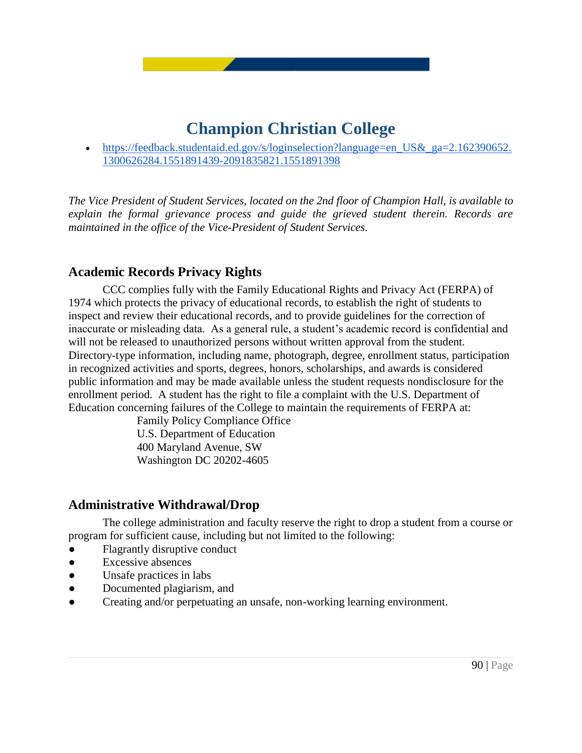# Champion Christian College

- https://feedback.studentaid.ed.gov/s/loginselection?language=en_US&_ga=2.162390652.1300626284.1551891439-2091835821.1551891398

*The Vice President of Student Services, located on the 2nd floor of Champion Hall, is available to explain the formal grievance process and guide the grieved student therein. Records are maintained in the office of the Vice-President of Student Services.*

## Academic Records Privacy Rights

CCC complies fully with the Family Educational Rights and Privacy Act (FERPA) of 1974 which protects the privacy of educational records, to establish the right of students to inspect and review their educational records, and to provide guidelines for the correction of inaccurate or misleading data. As a general rule, a student's academic record is confidential and will not be released to unauthorized persons without written approval from the student. Directory-type information, including name, photograph, degree, enrollment status, participation in recognized activities and sports, degrees, honors, scholarships, and awards is considered public information and may be made available unless the student requests nondisclosure for the enrollment period. A student has the right to file a complaint with the U.S. Department of Education concerning failures of the College to maintain the requirements of FERPA at:

Family Policy Compliance Office
U.S. Department of Education
400 Maryland Avenue, SW
Washington DC 20202-4605

## Administrative Withdrawal/Drop

The college administration and faculty reserve the right to drop a student from a course or program for sufficient cause, including but not limited to the following:

- Flagrantly disruptive conduct
- Excessive absences
- Unsafe practices in labs
- Documented plagiarism, and
- Creating and/or perpetuating an unsafe, non-working learning environment.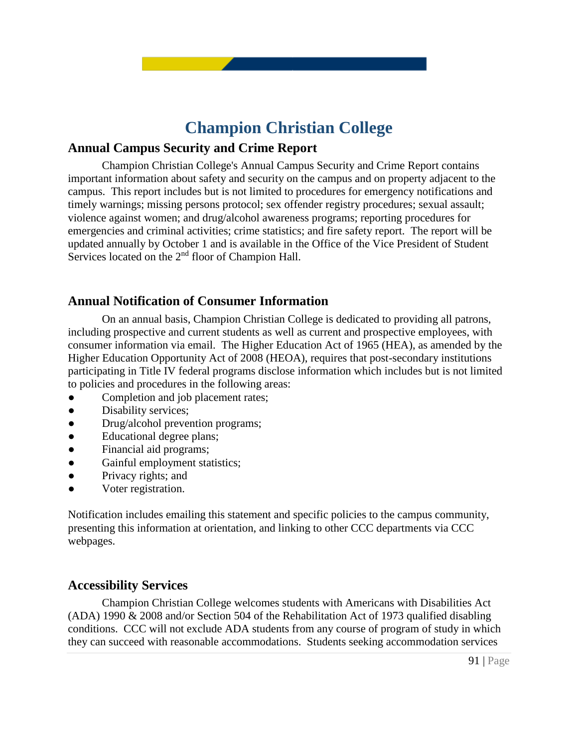# Champion Christian College

## Annual Campus Security and Crime Report

Champion Christian College's Annual Campus Security and Crime Report contains important information about safety and security on the campus and on property adjacent to the campus. This report includes but is not limited to procedures for emergency notifications and timely warnings; missing persons protocol; sex offender registry procedures; sexual assault; violence against women; and drug/alcohol awareness programs; reporting procedures for emergencies and criminal activities; crime statistics; and fire safety report. The report will be updated annually by October 1 and is available in the Office of the Vice President of Student Services located on the 2nd floor of Champion Hall.

## Annual Notification of Consumer Information

On an annual basis, Champion Christian College is dedicated to providing all patrons, including prospective and current students as well as current and prospective employees, with consumer information via email. The Higher Education Act of 1965 (HEA), as amended by the Higher Education Opportunity Act of 2008 (HEOA), requires that post-secondary institutions participating in Title IV federal programs disclose information which includes but is not limited to policies and procedures in the following areas:

- Completion and job placement rates;
- Disability services;
- Drug/alcohol prevention programs;
- Educational degree plans;
- Financial aid programs;
- Gainful employment statistics;
- Privacy rights; and
- Voter registration.

Notification includes emailing this statement and specific policies to the campus community, presenting this information at orientation, and linking to other CCC departments via CCC webpages.

## Accessibility Services

Champion Christian College welcomes students with Americans with Disabilities Act (ADA) 1990 & 2008 and/or Section 504 of the Rehabilitation Act of 1973 qualified disabling conditions. CCC will not exclude ADA students from any course of program of study in which they can succeed with reasonable accommodations. Students seeking accommodation services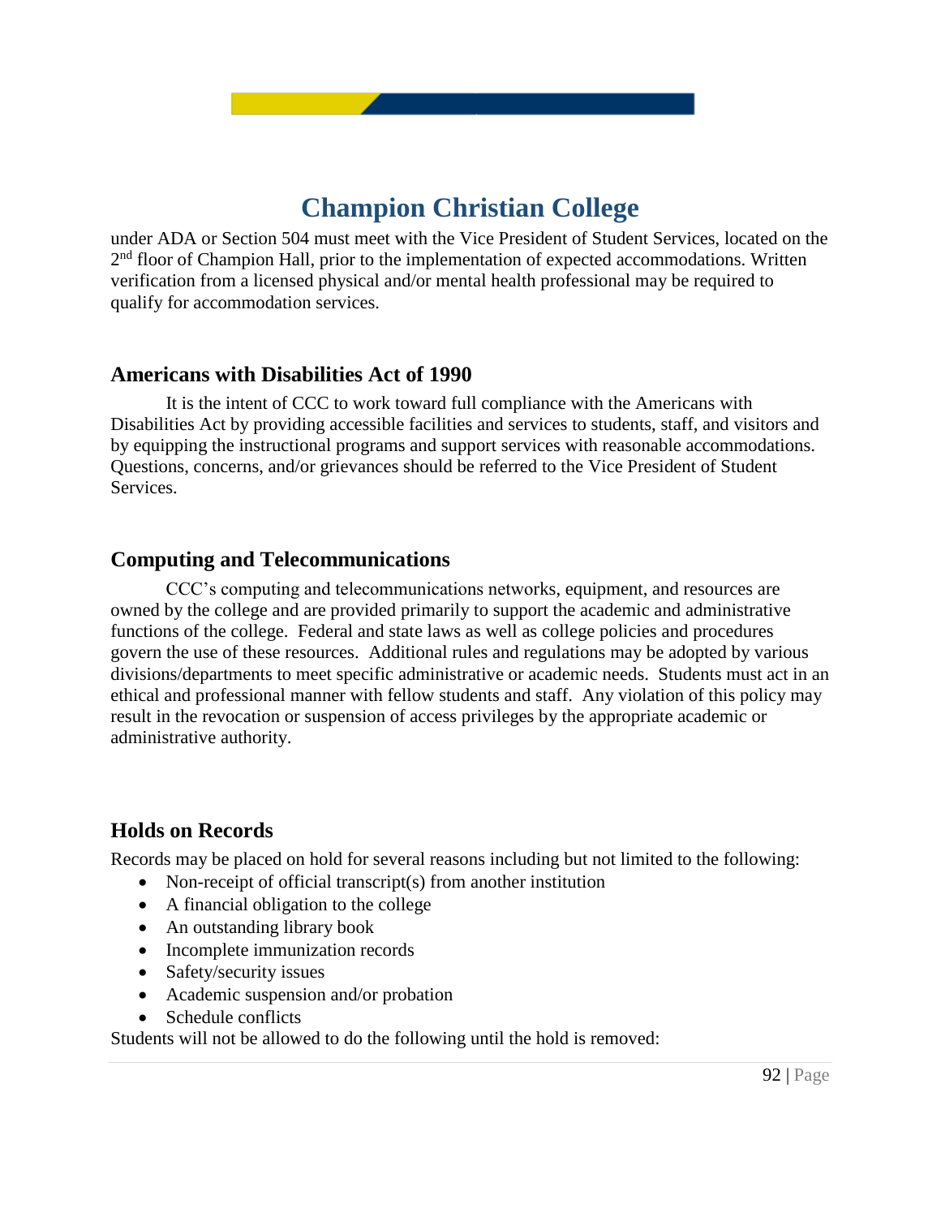under ADA or Section 504 must meet with the Vice President of Student Services, located on the 2nd floor of Champion Hall, prior to the implementation of expected accommodations. Written verification from a licensed physical and/or mental health professional may be required to qualify for accommodation services.

## Americans with Disabilities Act of 1990

It is the intent of CCC to work toward full compliance with the Americans with Disabilities Act by providing accessible facilities and services to students, staff, and visitors and by equipping the instructional programs and support services with reasonable accommodations. Questions, concerns, and/or grievances should be referred to the Vice President of Student Services.

## Computing and Telecommunications

CCC's computing and telecommunications networks, equipment, and resources are owned by the college and are provided primarily to support the academic and administrative functions of the college. Federal and state laws as well as college policies and procedures govern the use of these resources. Additional rules and regulations may be adopted by various divisions/departments to meet specific administrative or academic needs. Students must act in an ethical and professional manner with fellow students and staff. Any violation of this policy may result in the revocation or suspension of access privileges by the appropriate academic or administrative authority.

## Holds on Records

Records may be placed on hold for several reasons including but not limited to the following:

- Non-receipt of official transcript(s) from another institution
- A financial obligation to the college
- An outstanding library book
- Incomplete immunization records
- Safety/security issues
- Academic suspension and/or probation
- Schedule conflicts

Students will not be allowed to do the following until the hold is removed: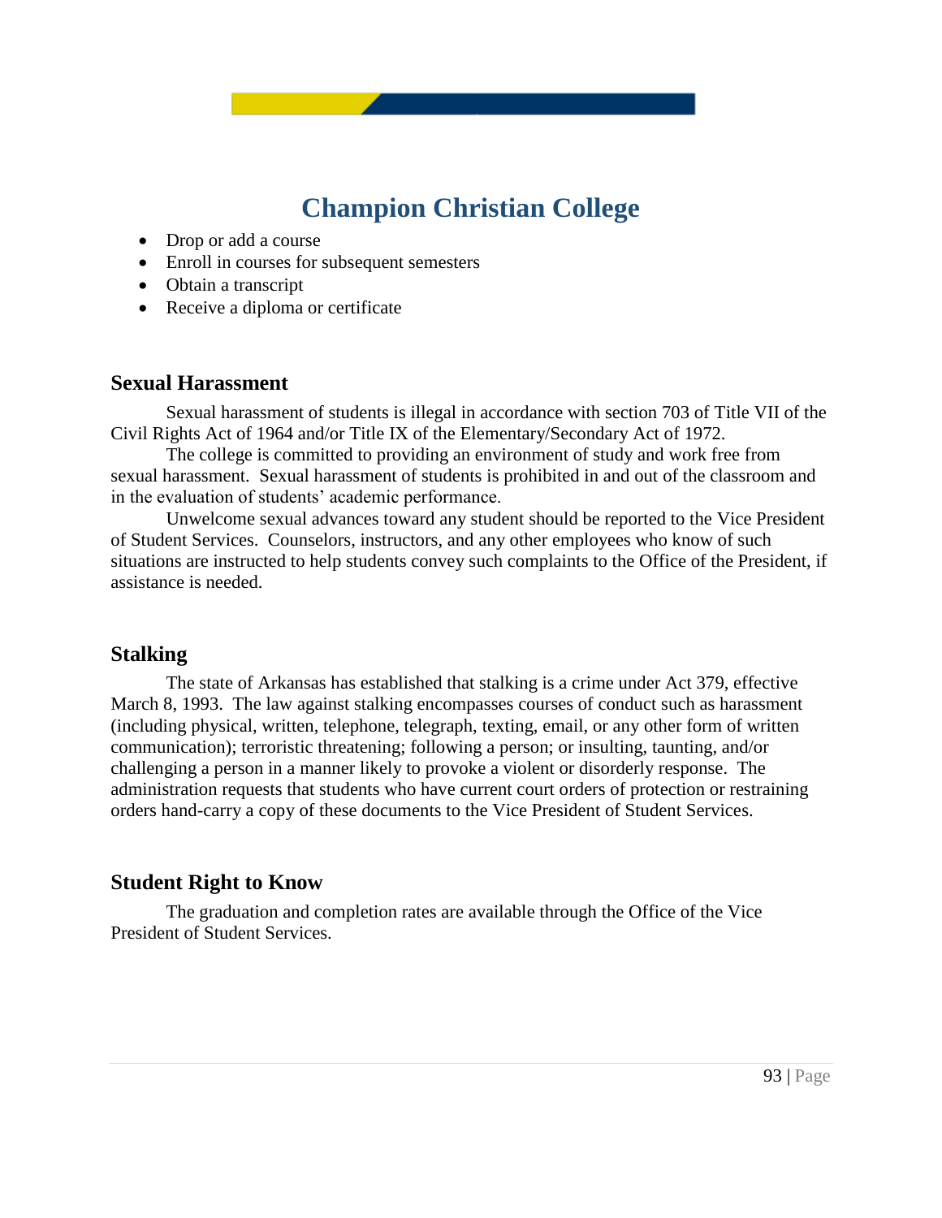- Drop or add a course
- Enroll in courses for subsequent semesters
- Obtain a transcript
- Receive a diploma or certificate

### Sexual Harassment

Sexual harassment of students is illegal in accordance with section 703 of Title VII of the Civil Rights Act of 1964 and/or Title IX of the Elementary/Secondary Act of 1972.

The college is committed to providing an environment of study and work free from sexual harassment. Sexual harassment of students is prohibited in and out of the classroom and in the evaluation of students' academic performance.

Unwelcome sexual advances toward any student should be reported to the Vice President of Student Services. Counselors, instructors, and any other employees who know of such situations are instructed to help students convey such complaints to the Office of the President, if assistance is needed.

### Stalking

The state of Arkansas has established that stalking is a crime under Act 379, effective March 8, 1993. The law against stalking encompasses courses of conduct such as harassment (including physical, written, telephone, telegraph, texting, email, or any other form of written communication); terroristic threatening; following a person; or insulting, taunting, and/or challenging a person in a manner likely to provoke a violent or disorderly response. The administration requests that students who have current court orders of protection or restraining orders hand-carry a copy of these documents to the Vice President of Student Services.

### Student Right to Know

The graduation and completion rates are available through the Office of the Vice President of Student Services.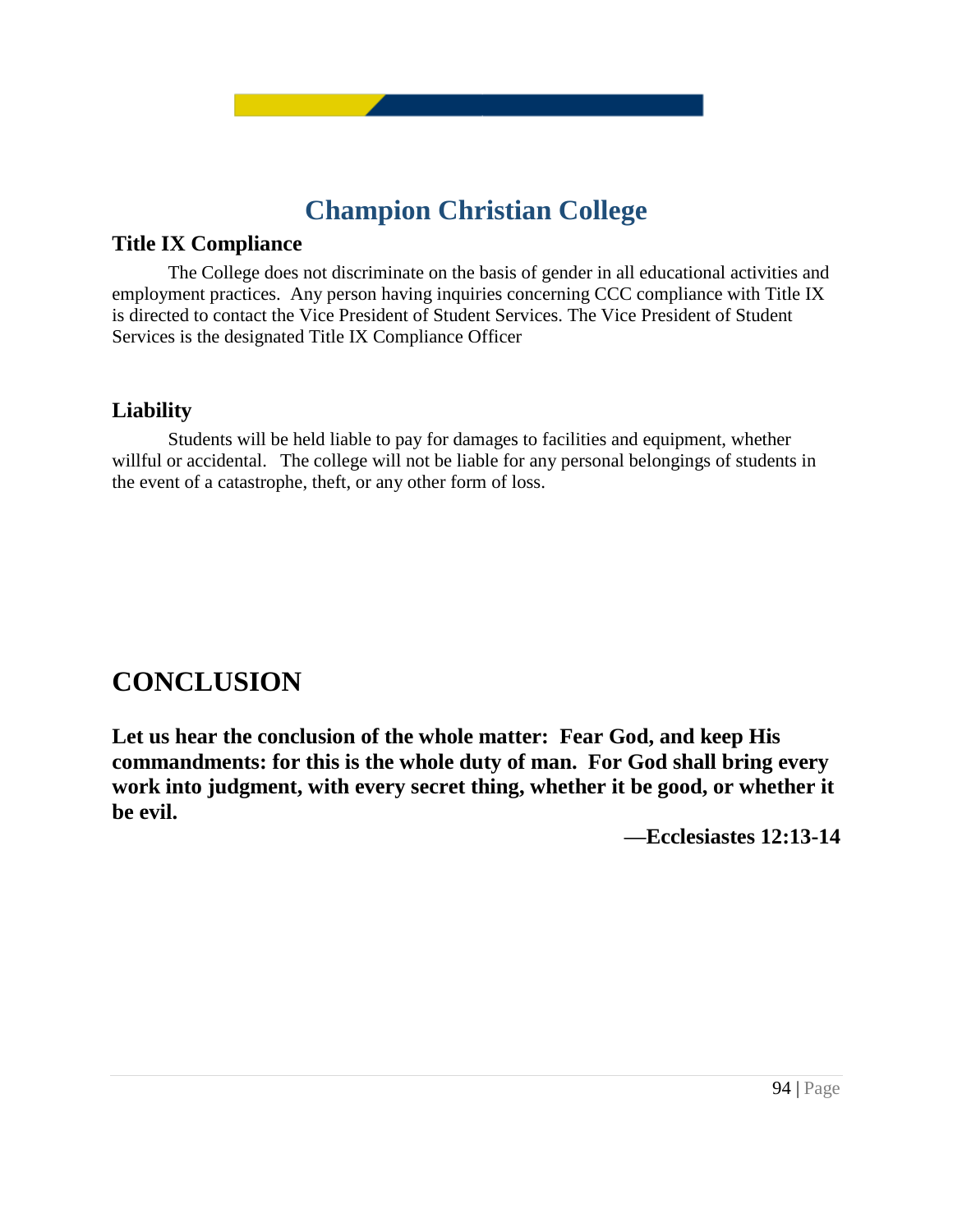# Champion Christian College

## Title IX Compliance

The College does not discriminate on the basis of gender in all educational activities and employment practices. Any person having inquiries concerning CCC compliance with Title IX is directed to contact the Vice President of Student Services. The Vice President of Student Services is the designated Title IX Compliance Officer

## Liability

Students will be held liable to pay for damages to facilities and equipment, whether willful or accidental. The college will not be liable for any personal belongings of students in the event of a catastrophe, theft, or any other form of loss.

# CONCLUSION

**Let us hear the conclusion of the whole matter: Fear God, and keep His commandments: for this is the whole duty of man. For God shall bring every work into judgment, with every secret thing, whether it be good, or whether it be evil.**

**—Ecclesiastes 12:13-14**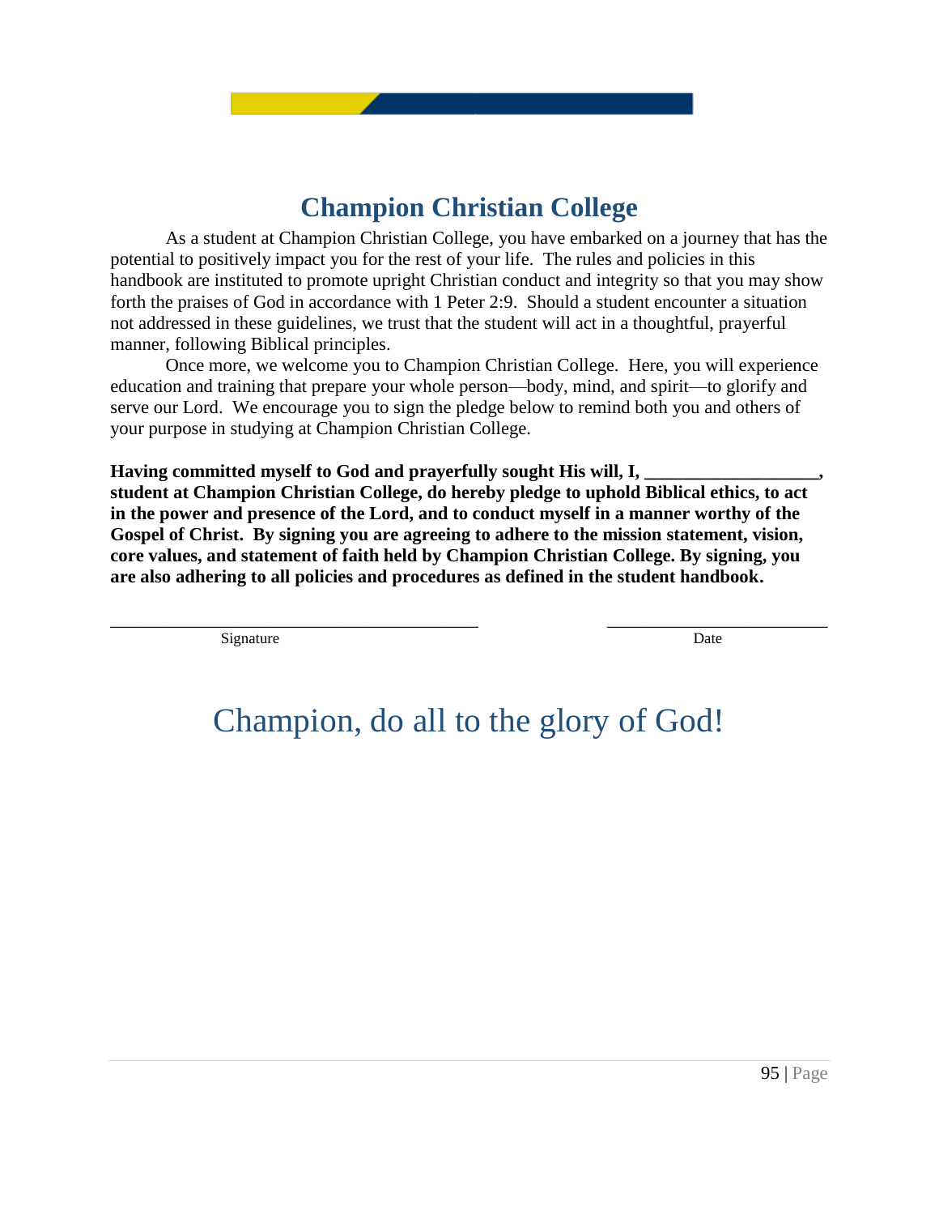# Champion Christian College

As a student at Champion Christian College, you have embarked on a journey that has the potential to positively impact you for the rest of your life. The rules and policies in this handbook are instituted to promote upright Christian conduct and integrity so that you may show forth the praises of God in accordance with 1 Peter 2:9. Should a student encounter a situation not addressed in these guidelines, we trust that the student will act in a thoughtful, prayerful manner, following Biblical principles.

Once more, we welcome you to Champion Christian College. Here, you will experience education and training that prepare your whole person—body, mind, and spirit—to glorify and serve our Lord. We encourage you to sign the pledge below to remind both you and others of your purpose in studying at Champion Christian College.

**Having committed myself to God and prayerfully sought His will, I, ___________________, student at Champion Christian College, do hereby pledge to uphold Biblical ethics, to act in the power and presence of the Lord, and to conduct myself in a manner worthy of the Gospel of Christ. By signing you are agreeing to adhere to the mission statement, vision, core values, and statement of faith held by Champion Christian College. By signing, you are also adhering to all policies and procedures as defined in the student handbook.**

_________________________________________ Signature

_________________________ Date

## Champion, do all to the glory of God!